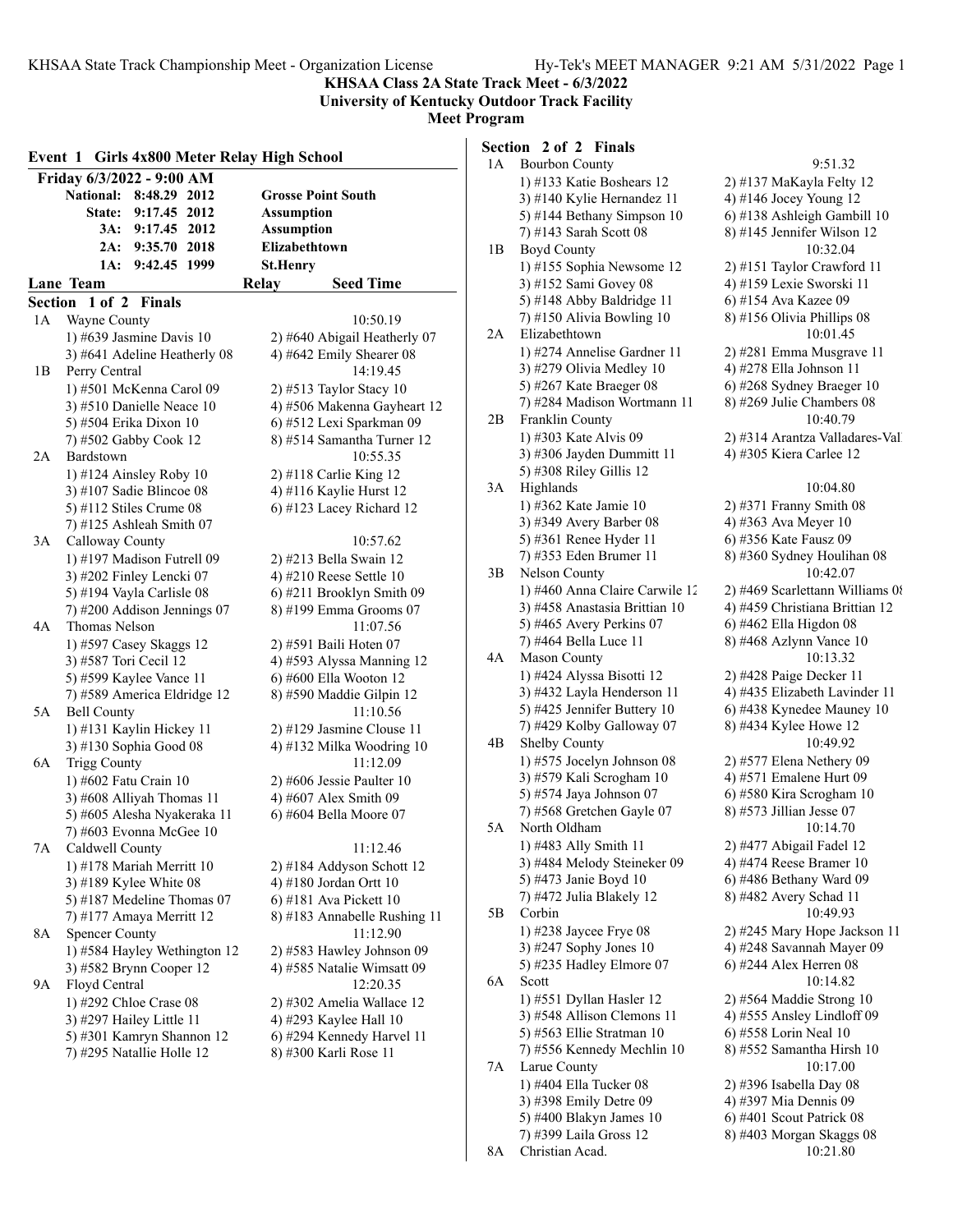# KHSAA Class 2A State Track Meet - 6/3/2022

**University of Kentucky Outdoor Track Facility**

**Meet Program**

## Event 1 Girls 4x800 Meter Relay High School

**Friday 6/3/2022 - 9:00 AM**

| | | | |
|---|---|---|---|
| National: | 8:48.29 | 2012 | Grosse Point South |
| State: | 9:17.45 | 2012 | Assumption |
| 3A: | 9:17.45 | 2012 | Assumption |
| 2A: | 9:35.70 | 2018 | Elizabethtown |
| 1A: | 9:42.45 | 1999 | St.Henry |

**Lane Team — Relay — Seed Time**

### Section 1 of 2 Finals

**1A Wayne County** — 10:50.19
1) #639 Jasmine Davis 10; 2) #640 Abigail Heatherly 07; 3) #641 Adeline Heatherly 08; 4) #642 Emily Shearer 08

**1B Perry Central** — 14:19.45
1) #501 McKenna Carol 09; 2) #513 Taylor Stacy 10; 3) #510 Danielle Neace 10; 4) #506 Makenna Gayheart 12; 5) #504 Erika Dixon 10; 6) #512 Lexi Sparkman 09; 7) #502 Gabby Cook 12; 8) #514 Samantha Turner 12

**2A Bardstown** — 10:55.35
1) #124 Ainsley Roby 10; 2) #118 Carlie King 12; 3) #107 Sadie Blincoe 08; 4) #116 Kaylie Hurst 12; 5) #112 Stiles Crume 08; 6) #123 Lacey Richard 12; 7) #125 Ashleah Smith 07

**3A Calloway County** — 10:57.62
1) #197 Madison Futrell 09; 2) #213 Bella Swain 12; 3) #202 Finley Lencki 07; 4) #210 Reese Settle 10; 5) #194 Vayla Carlisle 08; 6) #211 Brooklyn Smith 09; 7) #200 Addison Jennings 07; 8) #199 Emma Grooms 07

**4A Thomas Nelson** — 11:07.56
1) #597 Casey Skaggs 12; 2) #591 Baili Hoten 07; 3) #587 Tori Cecil 12; 4) #593 Alyssa Manning 12; 5) #599 Kaylee Vance 11; 6) #600 Ella Wooton 12; 7) #589 America Eldridge 12; 8) #590 Maddie Gilpin 12

**5A Bell County** — 11:10.56
1) #131 Kaylin Hickey 11; 2) #129 Jasmine Clouse 11; 3) #130 Sophia Good 08; 4) #132 Milka Woodring 10

**6A Trigg County** — 11:12.09
1) #602 Fatu Crain 10; 2) #606 Jessie Paulter 10; 3) #608 Alliyah Thomas 11; 4) #607 Alex Smith 09; 5) #605 Alesha Nyakeraka 11; 6) #604 Bella Moore 07; 7) #603 Evonna McGee 10

**7A Caldwell County** — 11:12.46
1) #178 Mariah Merritt 10; 2) #184 Addyson Schott 12; 3) #189 Kylee White 08; 4) #180 Jordan Ortt 10; 5) #187 Medeline Thomas 07; 6) #181 Ava Pickett 10; 7) #177 Amaya Merritt 12; 8) #183 Annabelle Rushing 11

**8A Spencer County** — 11:12.90
1) #584 Hayley Wethington 12; 2) #583 Hawley Johnson 09; 3) #582 Brynn Cooper 12; 4) #585 Natalie Wimsatt 09

**9A Floyd Central** — 12:20.35
1) #292 Chloe Crase 08; 2) #302 Amelia Wallace 12; 3) #297 Hailey Little 11; 4) #293 Kaylee Hall 10; 5) #301 Kamryn Shannon 12; 6) #294 Kennedy Harvel 11; 7) #295 Natallie Holle 12; 8) #300 Karli Rose 11

### Section 2 of 2 Finals

**1A Bourbon County** — 9:51.32
1) #133 Katie Boshears 12; 2) #137 MaKayla Felty 12; 3) #140 Kylie Hernandez 11; 4) #146 Jocey Young 12; 5) #144 Bethany Simpson 10; 6) #138 Ashleigh Gambill 10; 7) #143 Sarah Scott 08; 8) #145 Jennifer Wilson 12

**1B Boyd County** — 10:32.04
1) #155 Sophia Newsome 12; 2) #151 Taylor Crawford 11; 3) #152 Sami Govey 08; 4) #159 Lexie Sworski 11; 5) #148 Abby Baldridge 11; 6) #154 Ava Kazee 09; 7) #150 Alivia Bowling 10; 8) #156 Olivia Phillips 08

**2A Elizabethtown** — 10:01.45
1) #274 Annelise Gardner 11; 2) #281 Emma Musgrave 11; 3) #279 Olivia Medley 10; 4) #278 Ella Johnson 11; 5) #267 Kate Braeger 08; 6) #268 Sydney Braeger 10; 7) #284 Madison Wortmann 11; 8) #269 Julie Chambers 08

**2B Franklin County** — 10:40.79
1) #303 Kate Alvis 09; 2) #314 Arantza Valladares-Val; 3) #306 Jayden Dummitt 11; 4) #305 Kiera Carlee 12; 5) #308 Riley Gillis 12

**3A Highlands** — 10:04.80
1) #362 Kate Jamie 10; 2) #371 Franny Smith 08; 3) #349 Avery Barber 08; 4) #363 Ava Meyer 10; 5) #361 Renee Hyder 11; 6) #356 Kate Fausz 09; 7) #353 Eden Brumer 11; 8) #360 Sydney Houlihan 08

**3B Nelson County** — 10:42.07
1) #460 Anna Claire Carwile 12; 2) #469 Scarlettann Williams 08; 3) #458 Anastasia Brittian 10; 4) #459 Christiana Brittian 12; 5) #465 Avery Perkins 07; 6) #462 Ella Higdon 08; 7) #464 Bella Luce 11; 8) #468 Azlynn Vance 10

**4A Mason County** — 10:13.32
1) #424 Alyssa Bisotti 12; 2) #428 Paige Decker 11; 3) #432 Layla Henderson 11; 4) #435 Elizabeth Lavinder 11; 5) #425 Jennifer Buttery 10; 6) #438 Kynedee Mauney 10; 7) #429 Kolby Galloway 07; 8) #434 Kylee Howe 12

**4B Shelby County** — 10:49.92
1) #575 Jocelyn Johnson 08; 2) #577 Elena Nethery 09; 3) #579 Kali Scrogham 10; 4) #571 Emalene Hurt 09; 5) #574 Jaya Johnson 07; 6) #580 Kira Scrogham 10; 7) #568 Gretchen Gayle 07; 8) #573 Jillian Jesse 07

**5A North Oldham** — 10:14.70
1) #483 Ally Smith 11; 2) #477 Abigail Fadel 12; 3) #484 Melody Steineker 09; 4) #474 Reese Bramer 10; 5) #473 Janie Boyd 10; 6) #486 Bethany Ward 09; 7) #472 Julia Blakely 12; 8) #482 Avery Schad 11

**5B Corbin** — 10:49.93
1) #238 Jaycee Frye 08; 2) #245 Mary Hope Jackson 11; 3) #247 Sophy Jones 10; 4) #248 Savannah Mayer 09; 5) #235 Hadley Elmore 07; 6) #244 Alex Herren 08

**6A Scott** — 10:14.82
1) #551 Dyllan Hasler 12; 2) #564 Maddie Strong 10; 3) #548 Allison Clemons 11; 4) #555 Ansley Lindloff 09; 5) #563 Ellie Stratman 10; 6) #558 Lorin Neal 10; 7) #556 Kennedy Mechlin 10; 8) #552 Samantha Hirsh 10

**7A Larue County** — 10:17.00
1) #404 Ella Tucker 08; 2) #396 Isabella Day 08; 3) #398 Emily Detre 09; 4) #397 Mia Dennis 09; 5) #400 Blakyn James 10; 6) #401 Scout Patrick 08; 7) #399 Laila Gross 12; 8) #403 Morgan Skaggs 08

**8A Christian Acad.** — 10:21.80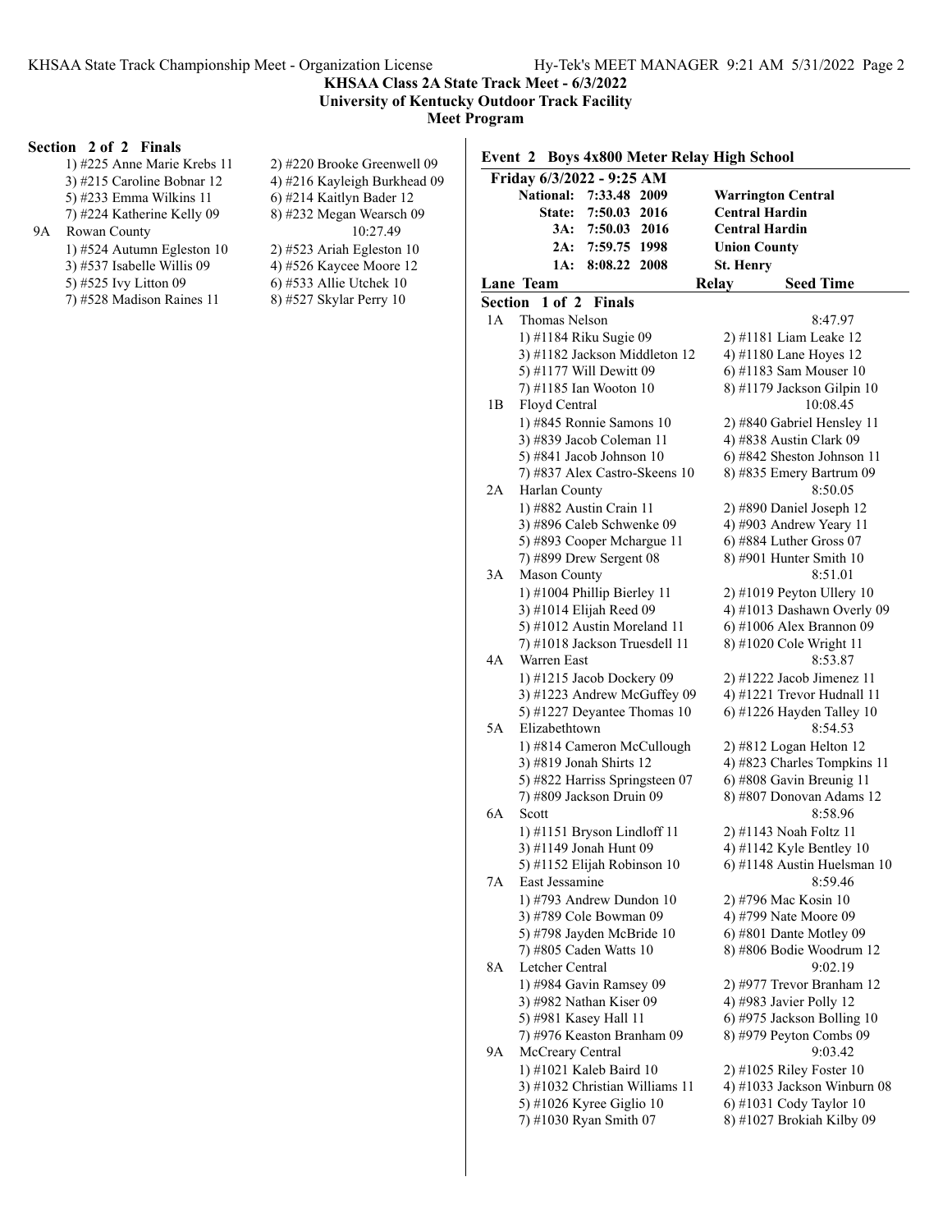KHSAA Class 2A State Track Meet - 6/3/2022
University of Kentucky Outdoor Track Facility
Meet Program

**Section 2 of 2 Finals**

1) #225 Anne Marie Krebs 11 &nbsp;&nbsp; 2) #220 Brooke Greenwell 09
3) #215 Caroline Bobnar 12 &nbsp;&nbsp; 4) #216 Kayleigh Burkhead 09
5) #233 Emma Wilkins 11 &nbsp;&nbsp; 6) #214 Kaitlyn Bader 12
7) #224 Katherine Kelly 09 &nbsp;&nbsp; 8) #232 Megan Wearsch 09

9A Rowan County — 10:27.49
1) #524 Autumn Egleston 10 &nbsp;&nbsp; 2) #523 Ariah Egleston 10
3) #537 Isabelle Willis 09 &nbsp;&nbsp; 4) #526 Kaycee Moore 12
5) #525 Ivy Litton 09 &nbsp;&nbsp; 6) #533 Allie Utchek 10
7) #528 Madison Raines 11 &nbsp;&nbsp; 8) #527 Skylar Perry 10

## Event 2 Boys 4x800 Meter Relay High School

**Friday 6/3/2022 - 9:25 AM**

| | Time | Year | Team |
|---|---|---|---|
| National: | 7:33.48 | 2009 | Warrington Central |
| State: | 7:50.03 | 2016 | Central Hardin |
| 3A: | 7:50.03 | 2016 | Central Hardin |
| 2A: | 7:59.75 | 1998 | Union County |
| 1A: | 8:08.22 | 2008 | St. Henry |

**Lane Team — Relay — Seed Time**

**Section 1 of 2 Finals**

1A Thomas Nelson — 8:47.97
1) #1184 Riku Sugie 09 &nbsp;&nbsp; 2) #1181 Liam Leake 12
3) #1182 Jackson Middleton 12 &nbsp;&nbsp; 4) #1180 Lane Hoyes 12
5) #1177 Will Dewitt 09 &nbsp;&nbsp; 6) #1183 Sam Mouser 10
7) #1185 Ian Wooton 10 &nbsp;&nbsp; 8) #1179 Jackson Gilpin 10

1B Floyd Central — 10:08.45
1) #845 Ronnie Samons 10 &nbsp;&nbsp; 2) #840 Gabriel Hensley 11
3) #839 Jacob Coleman 11 &nbsp;&nbsp; 4) #838 Austin Clark 09
5) #841 Jacob Johnson 10 &nbsp;&nbsp; 6) #842 Sheston Johnson 11
7) #837 Alex Castro-Skeens 10 &nbsp;&nbsp; 8) #835 Emery Bartrum 09

2A Harlan County — 8:50.05
1) #882 Austin Crain 11 &nbsp;&nbsp; 2) #890 Daniel Joseph 12
3) #896 Caleb Schwenke 09 &nbsp;&nbsp; 4) #903 Andrew Yeary 11
5) #893 Cooper Mchargue 11 &nbsp;&nbsp; 6) #884 Luther Gross 07
7) #899 Drew Sergent 08 &nbsp;&nbsp; 8) #901 Hunter Smith 10

3A Mason County — 8:51.01
1) #1004 Phillip Bierley 11 &nbsp;&nbsp; 2) #1019 Peyton Ullery 10
3) #1014 Elijah Reed 09 &nbsp;&nbsp; 4) #1013 Dashawn Overly 09
5) #1012 Austin Moreland 11 &nbsp;&nbsp; 6) #1006 Alex Brannon 09
7) #1018 Jackson Truesdell 11 &nbsp;&nbsp; 8) #1020 Cole Wright 11

4A Warren East — 8:53.87
1) #1215 Jacob Dockery 09 &nbsp;&nbsp; 2) #1222 Jacob Jimenez 11
3) #1223 Andrew McGuffey 09 &nbsp;&nbsp; 4) #1221 Trevor Hudnall 11
5) #1227 Deyantee Thomas 10 &nbsp;&nbsp; 6) #1226 Hayden Talley 10

5A Elizabethtown — 8:54.53
1) #814 Cameron McCullough &nbsp;&nbsp; 2) #812 Logan Helton 12
3) #819 Jonah Shirts 12 &nbsp;&nbsp; 4) #823 Charles Tompkins 11
5) #822 Harriss Springsteen 07 &nbsp;&nbsp; 6) #808 Gavin Breunig 11
7) #809 Jackson Druin 09 &nbsp;&nbsp; 8) #807 Donovan Adams 12

6A Scott — 8:58.96
1) #1151 Bryson Lindloff 11 &nbsp;&nbsp; 2) #1143 Noah Foltz 11
3) #1149 Jonah Hunt 09 &nbsp;&nbsp; 4) #1142 Kyle Bentley 10
5) #1152 Elijah Robinson 10 &nbsp;&nbsp; 6) #1148 Austin Huelsman 10

7A East Jessamine — 8:59.46
1) #793 Andrew Dundon 10 &nbsp;&nbsp; 2) #796 Mac Kosin 10
3) #789 Cole Bowman 09 &nbsp;&nbsp; 4) #799 Nate Moore 09
5) #798 Jayden McBride 10 &nbsp;&nbsp; 6) #801 Dante Motley 09
7) #805 Caden Watts 10 &nbsp;&nbsp; 8) #806 Bodie Woodrum 12

8A Letcher Central — 9:02.19
1) #984 Gavin Ramsey 09 &nbsp;&nbsp; 2) #977 Trevor Branham 12
3) #982 Nathan Kiser 09 &nbsp;&nbsp; 4) #983 Javier Polly 12
5) #981 Kasey Hall 11 &nbsp;&nbsp; 6) #975 Jackson Bolling 10
7) #976 Keaston Branham 09 &nbsp;&nbsp; 8) #979 Peyton Combs 09

9A McCreary Central — 9:03.42
1) #1021 Kaleb Baird 10 &nbsp;&nbsp; 2) #1025 Riley Foster 10
3) #1032 Christian Williams 11 &nbsp;&nbsp; 4) #1033 Jackson Winburn 08
5) #1026 Kyree Giglio 10 &nbsp;&nbsp; 6) #1031 Cody Taylor 10
7) #1030 Ryan Smith 07 &nbsp;&nbsp; 8) #1027 Brokiah Kilby 09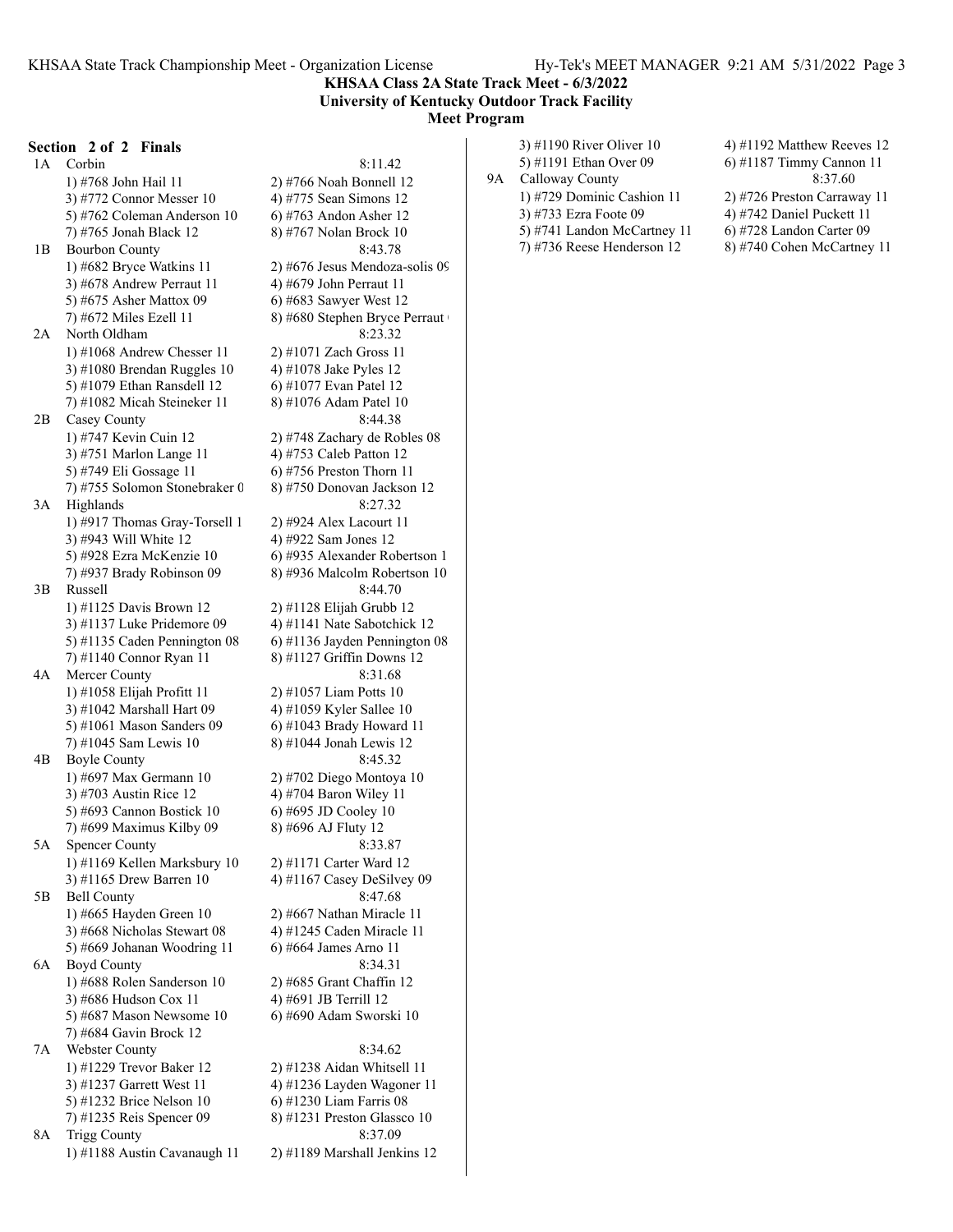KHSAA Class 2A State Track Meet - 6/3/2022
University of Kentucky Outdoor Track Facility
Meet Program

**Section 2 of 2 Finals**

1A Corbin 8:11.42
1) #768 John Hail 11 2) #766 Noah Bonnell 12
3) #772 Connor Messer 10 4) #775 Sean Simons 12
5) #762 Coleman Anderson 10 6) #763 Andon Asher 12
7) #765 Jonah Black 12 8) #767 Nolan Brock 10

1B Bourbon County 8:43.78
1) #682 Bryce Watkins 11 2) #676 Jesus Mendoza-solis 09
3) #678 Andrew Perraut 11 4) #679 John Perraut 11
5) #675 Asher Mattox 09 6) #683 Sawyer West 12
7) #672 Miles Ezell 11 8) #680 Stephen Bryce Perraut

2A North Oldham 8:23.32
1) #1068 Andrew Chesser 11 2) #1071 Zach Gross 11
3) #1080 Brendan Ruggles 10 4) #1078 Jake Pyles 12
5) #1079 Ethan Ransdell 12 6) #1077 Evan Patel 12
7) #1082 Micah Steineker 11 8) #1076 Adam Patel 10

2B Casey County 8:44.38
1) #747 Kevin Cuin 12 2) #748 Zachary de Robles 08
3) #751 Marlon Lange 11 4) #753 Caleb Patton 12
5) #749 Eli Gossage 11 6) #756 Preston Thorn 11
7) #755 Solomon Stonebraker 0 8) #750 Donovan Jackson 12

3A Highlands 8:27.32
1) #917 Thomas Gray-Torsell 1 2) #924 Alex Lacourt 11
3) #943 Will White 12 4) #922 Sam Jones 12
5) #928 Ezra McKenzie 10 6) #935 Alexander Robertson 1
7) #937 Brady Robinson 09 8) #936 Malcolm Robertson 10

3B Russell 8:44.70
1) #1125 Davis Brown 12 2) #1128 Elijah Grubb 12
3) #1137 Luke Pridemore 09 4) #1141 Nate Sabotchick 12
5) #1135 Caden Pennington 08 6) #1136 Jayden Pennington 08
7) #1140 Connor Ryan 11 8) #1127 Griffin Downs 12

4A Mercer County 8:31.68
1) #1058 Elijah Profitt 11 2) #1057 Liam Potts 10
3) #1042 Marshall Hart 09 4) #1059 Kyler Sallee 10
5) #1061 Mason Sanders 09 6) #1043 Brady Howard 11
7) #1045 Sam Lewis 10 8) #1044 Jonah Lewis 12

4B Boyle County 8:45.32
1) #697 Max Germann 10 2) #702 Diego Montoya 10
3) #703 Austin Rice 12 4) #704 Baron Wiley 11
5) #693 Cannon Bostick 10 6) #695 JD Cooley 10
7) #699 Maximus Kilby 09 8) #696 AJ Fluty 12

5A Spencer County 8:33.87
1) #1169 Kellen Marksbury 10 2) #1171 Carter Ward 12
3) #1165 Drew Barren 10 4) #1167 Casey DeSilvey 09

5B Bell County 8:47.68
1) #665 Hayden Green 10 2) #667 Nathan Miracle 11
3) #668 Nicholas Stewart 08 4) #1245 Caden Miracle 11
5) #669 Johanan Woodring 11 6) #664 James Arno 11

6A Boyd County 8:34.31
1) #688 Rolen Sanderson 10 2) #685 Grant Chaffin 12
3) #686 Hudson Cox 11 4) #691 JB Terrill 12
5) #687 Mason Newsome 10 6) #690 Adam Sworski 10
7) #684 Gavin Brock 12

7A Webster County 8:34.62
1) #1229 Trevor Baker 12 2) #1238 Aidan Whitsell 11
3) #1237 Garrett West 11 4) #1236 Layden Wagoner 11
5) #1232 Brice Nelson 10 6) #1230 Liam Farris 08
7) #1235 Reis Spencer 09 8) #1231 Preston Glassco 10

8A Trigg County 8:37.09
1) #1188 Austin Cavanaugh 11 2) #1189 Marshall Jenkins 12
3) #1190 River Oliver 10 4) #1192 Matthew Reeves 12
5) #1191 Ethan Over 09 6) #1187 Timmy Cannon 11

9A Calloway County 8:37.60
1) #729 Dominic Cashion 11 2) #726 Preston Carraway 11
3) #733 Ezra Foote 09 4) #742 Daniel Puckett 11
5) #741 Landon McCartney 11 6) #728 Landon Carter 09
7) #736 Reese Henderson 12 8) #740 Cohen McCartney 11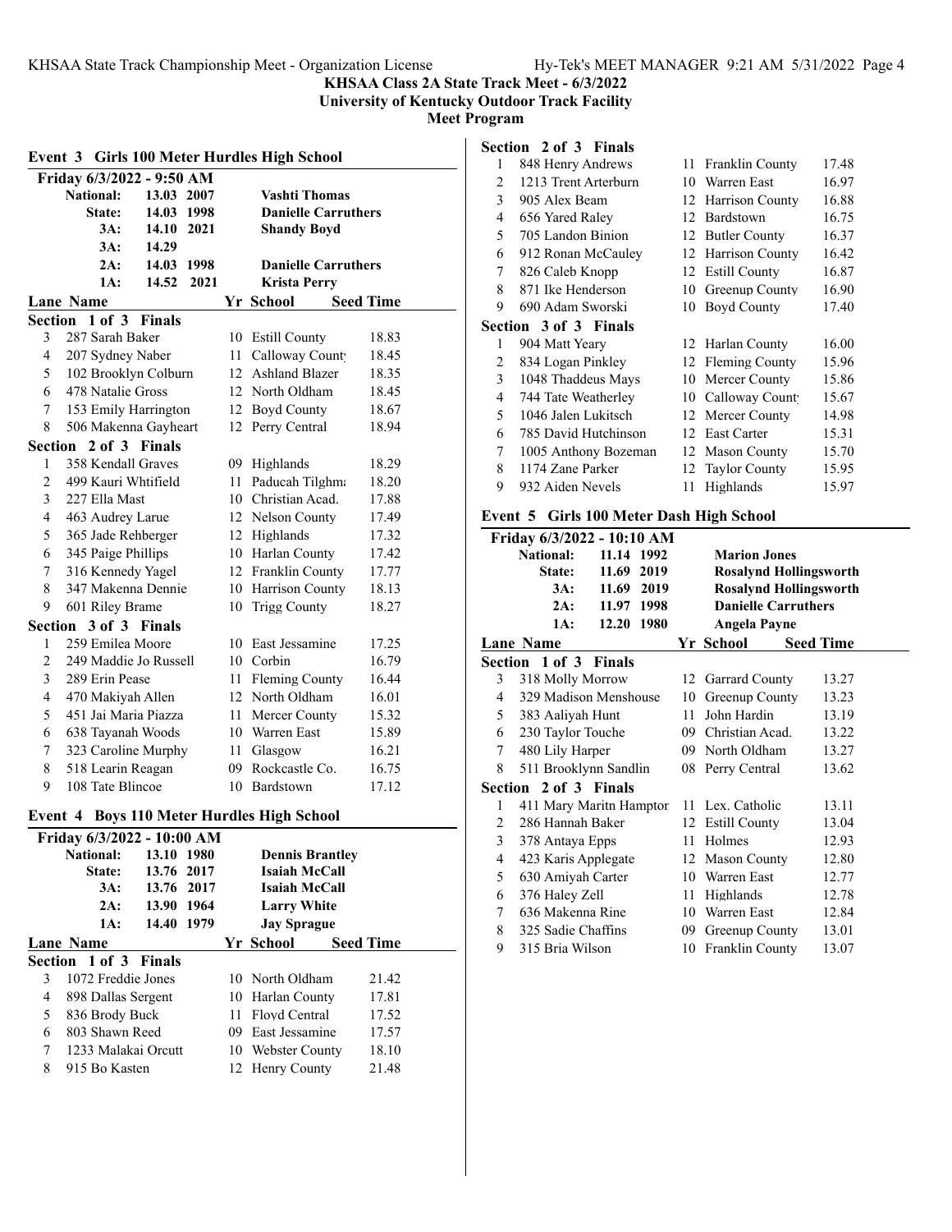**KHSAA Class 2A State Track Meet - 6/3/2022**
**University of Kentucky Outdoor Track Facility**
**Meet Program**

## Event 3 Girls 100 Meter Hurdles High School

**Friday 6/3/2022 - 9:50 AM**

| Record | Time | Year | Name |
|---|---|---|---|
| National: | 13.03 | 2007 | Vashti Thomas |
| State: | 14.03 | 1998 | Danielle Carruthers |
| 3A: | 14.10 | 2021 | Shandy Boyd |
| 3A: | 14.29 | | |
| 2A: | 14.03 | 1998 | Danielle Carruthers |
| 1A: | 14.52 | 2021 | Krista Perry |

| Lane | Name | Yr | School | Seed Time |
|---|---|---|---|---|
| **Section 1 of 3 Finals** | | | | |
| 3 | 287 Sarah Baker | 10 | Estill County | 18.83 |
| 4 | 207 Sydney Naber | 11 | Calloway Count | 18.45 |
| 5 | 102 Brooklyn Colburn | 12 | Ashland Blazer | 18.35 |
| 6 | 478 Natalie Gross | 12 | North Oldham | 18.45 |
| 7 | 153 Emily Harrington | 12 | Boyd County | 18.67 |
| 8 | 506 Makenna Gayheart | 12 | Perry Central | 18.94 |
| **Section 2 of 3 Finals** | | | | |
| 1 | 358 Kendall Graves | 09 | Highlands | 18.29 |
| 2 | 499 Kauri Whtifield | 11 | Paducah Tilghma | 18.20 |
| 3 | 227 Ella Mast | 10 | Christian Acad. | 17.88 |
| 4 | 463 Audrey Larue | 12 | Nelson County | 17.49 |
| 5 | 365 Jade Rehberger | 12 | Highlands | 17.32 |
| 6 | 345 Paige Phillips | 10 | Harlan County | 17.42 |
| 7 | 316 Kennedy Yagel | 12 | Franklin County | 17.77 |
| 8 | 347 Makenna Dennie | 10 | Harrison County | 18.13 |
| 9 | 601 Riley Brame | 10 | Trigg County | 18.27 |
| **Section 3 of 3 Finals** | | | | |
| 1 | 259 Emilea Moore | 10 | East Jessamine | 17.25 |
| 2 | 249 Maddie Jo Russell | 10 | Corbin | 16.79 |
| 3 | 289 Erin Pease | 11 | Fleming County | 16.44 |
| 4 | 470 Makiyah Allen | 12 | North Oldham | 16.01 |
| 5 | 451 Jai Maria Piazza | 11 | Mercer County | 15.32 |
| 6 | 638 Tayanah Woods | 10 | Warren East | 15.89 |
| 7 | 323 Caroline Murphy | 11 | Glasgow | 16.21 |
| 8 | 518 Learin Reagan | 09 | Rockcastle Co. | 16.75 |
| 9 | 108 Tate Blincoe | 10 | Bardstown | 17.12 |

## Event 4 Boys 110 Meter Hurdles High School

**Friday 6/3/2022 - 10:00 AM**

| Record | Time | Year | Name |
|---|---|---|---|
| National: | 13.10 | 1980 | Dennis Brantley |
| State: | 13.76 | 2017 | Isaiah McCall |
| 3A: | 13.76 | 2017 | Isaiah McCall |
| 2A: | 13.90 | 1964 | Larry White |
| 1A: | 14.40 | 1979 | Jay Sprague |

| Lane | Name | Yr | School | Seed Time |
|---|---|---|---|---|
| **Section 1 of 3 Finals** | | | | |
| 3 | 1072 Freddie Jones | 10 | North Oldham | 21.42 |
| 4 | 898 Dallas Sergent | 10 | Harlan County | 17.81 |
| 5 | 836 Brody Buck | 11 | Floyd Central | 17.52 |
| 6 | 803 Shawn Reed | 09 | East Jessamine | 17.57 |
| 7 | 1233 Malakai Orcutt | 10 | Webster County | 18.10 |
| 8 | 915 Bo Kasten | 12 | Henry County | 21.48 |
| **Section 2 of 3 Finals** | | | | |
| 1 | 848 Henry Andrews | 11 | Franklin County | 17.48 |
| 2 | 1213 Trent Arterburn | 10 | Warren East | 16.97 |
| 3 | 905 Alex Beam | 12 | Harrison County | 16.88 |
| 4 | 656 Yared Raley | 12 | Bardstown | 16.75 |
| 5 | 705 Landon Binion | 12 | Butler County | 16.37 |
| 6 | 912 Ronan McCauley | 12 | Harrison County | 16.42 |
| 7 | 826 Caleb Knopp | 12 | Estill County | 16.87 |
| 8 | 871 Ike Henderson | 10 | Greenup County | 16.90 |
| 9 | 690 Adam Sworski | 10 | Boyd County | 17.40 |
| **Section 3 of 3 Finals** | | | | |
| 1 | 904 Matt Yeary | 12 | Harlan County | 16.00 |
| 2 | 834 Logan Pinkley | 12 | Fleming County | 15.96 |
| 3 | 1048 Thaddeus Mays | 10 | Mercer County | 15.86 |
| 4 | 744 Tate Weatherley | 10 | Calloway Count | 15.67 |
| 5 | 1046 Jalen Lukitsch | 12 | Mercer County | 14.98 |
| 6 | 785 David Hutchinson | 12 | East Carter | 15.31 |
| 7 | 1005 Anthony Bozeman | 12 | Mason County | 15.70 |
| 8 | 1174 Zane Parker | 12 | Taylor County | 15.95 |
| 9 | 932 Aiden Nevels | 11 | Highlands | 15.97 |

## Event 5 Girls 100 Meter Dash High School

**Friday 6/3/2022 - 10:10 AM**

| Record | Time | Year | Name |
|---|---|---|---|
| National: | 11.14 | 1992 | Marion Jones |
| State: | 11.69 | 2019 | Rosalynd Hollingsworth |
| 3A: | 11.69 | 2019 | Rosalynd Hollingsworth |
| 2A: | 11.97 | 1998 | Danielle Carruthers |
| 1A: | 12.20 | 1980 | Angela Payne |

| Lane | Name | Yr | School | Seed Time |
|---|---|---|---|---|
| **Section 1 of 3 Finals** | | | | |
| 3 | 318 Molly Morrow | 12 | Garrard County | 13.27 |
| 4 | 329 Madison Menshouse | 10 | Greenup County | 13.23 |
| 5 | 383 Aaliyah Hunt | 11 | John Hardin | 13.19 |
| 6 | 230 Taylor Touche | 09 | Christian Acad. | 13.22 |
| 7 | 480 Lily Harper | 09 | North Oldham | 13.27 |
| 8 | 511 Brooklynn Sandlin | 08 | Perry Central | 13.62 |
| **Section 2 of 3 Finals** | | | | |
| 1 | 411 Mary Maritn Hamptor | 11 | Lex. Catholic | 13.11 |
| 2 | 286 Hannah Baker | 12 | Estill County | 13.04 |
| 3 | 378 Antaya Epps | 11 | Holmes | 12.93 |
| 4 | 423 Karis Applegate | 12 | Mason County | 12.80 |
| 5 | 630 Amiyah Carter | 10 | Warren East | 12.77 |
| 6 | 376 Haley Zell | 11 | Highlands | 12.78 |
| 7 | 636 Makenna Rine | 10 | Warren East | 12.84 |
| 8 | 325 Sadie Chaffins | 09 | Greenup County | 13.01 |
| 9 | 315 Bria Wilson | 10 | Franklin County | 13.07 |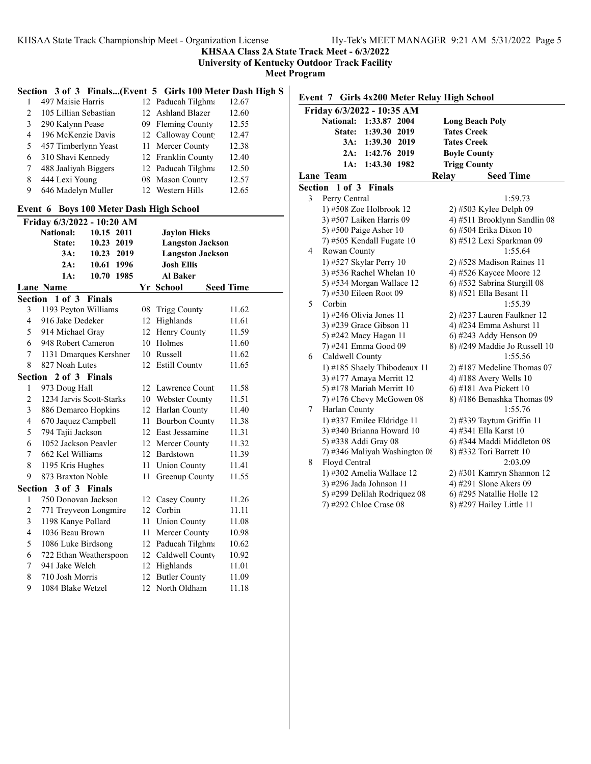**KHSAA Class 2A State Track Meet - 6/3/2022**
**University of Kentucky Outdoor Track Facility**
**Meet Program**

### Section 3 of 3 Finals...(Event 5 Girls 100 Meter Dash High S

| Lane | Name | Yr | School | Seed Time |
|---|---|---|---|---|
| 1 | 497 Maisie Harris | 12 | Paducah Tilghma | 12.67 |
| 2 | 105 Lillian Sebastian | 12 | Ashland Blazer | 12.60 |
| 3 | 290 Kalynn Pease | 09 | Fleming County | 12.55 |
| 4 | 196 McKenzie Davis | 12 | Calloway County | 12.47 |
| 5 | 457 Timberlynn Yeast | 11 | Mercer County | 12.38 |
| 6 | 310 Shavi Kennedy | 12 | Franklin County | 12.40 |
| 7 | 488 Jaaliyah Biggers | 12 | Paducah Tilghma | 12.50 |
| 8 | 444 Lexi Young | 08 | Mason County | 12.57 |
| 9 | 646 Madelyn Muller | 12 | Western Hills | 12.65 |

## Event 6 Boys 100 Meter Dash High School

**Friday 6/3/2022 - 10:20 AM**

| | | | |
|---|---|---|---|
| National: | 10.15 | 2011 | Jaylon Hicks |
| State: | 10.23 | 2019 | Langston Jackson |
| 3A: | 10.23 | 2019 | Langston Jackson |
| 2A: | 10.61 | 1996 | Josh Ellis |
| 1A: | 10.70 | 1985 | Al Baker |

### Section 1 of 3 Finals

| Lane | Name | Yr | School | Seed Time |
|---|---|---|---|---|
| 3 | 1193 Peyton Williams | 08 | Trigg County | 11.62 |
| 4 | 916 Jake Dedeker | 12 | Highlands | 11.61 |
| 5 | 914 Michael Gray | 12 | Henry County | 11.59 |
| 6 | 948 Robert Cameron | 10 | Holmes | 11.60 |
| 7 | 1131 Dmarques Kershner | 10 | Russell | 11.62 |
| 8 | 827 Noah Lutes | 12 | Estill County | 11.65 |

### Section 2 of 3 Finals

| Lane | Name | Yr | School | Seed Time |
|---|---|---|---|---|
| 1 | 973 Doug Hall | 12 | Lawrence Count | 11.58 |
| 2 | 1234 Jarvis Scott-Starks | 10 | Webster County | 11.51 |
| 3 | 886 Demarco Hopkins | 12 | Harlan County | 11.40 |
| 4 | 670 Jaquez Campbell | 11 | Bourbon County | 11.38 |
| 5 | 794 Tajii Jackson | 12 | East Jessamine | 11.31 |
| 6 | 1052 Jackson Peavler | 12 | Mercer County | 11.32 |
| 7 | 662 Kel Williams | 12 | Bardstown | 11.39 |
| 8 | 1195 Kris Hughes | 11 | Union County | 11.41 |
| 9 | 873 Braxton Noble | 11 | Greenup County | 11.55 |

### Section 3 of 3 Finals

| Lane | Name | Yr | School | Seed Time |
|---|---|---|---|---|
| 1 | 750 Donovan Jackson | 12 | Casey County | 11.26 |
| 2 | 771 Treyveon Longmire | 12 | Corbin | 11.11 |
| 3 | 1198 Kanye Pollard | 11 | Union County | 11.08 |
| 4 | 1036 Beau Brown | 11 | Mercer County | 10.98 |
| 5 | 1086 Luke Birdsong | 12 | Paducah Tilghma | 10.62 |
| 6 | 722 Ethan Weatherspoon | 12 | Caldwell County | 10.92 |
| 7 | 941 Jake Welch | 12 | Highlands | 11.01 |
| 8 | 710 Josh Morris | 12 | Butler County | 11.09 |
| 9 | 1084 Blake Wetzel | 12 | North Oldham | 11.18 |

## Event 7 Girls 4x200 Meter Relay High School

**Friday 6/3/2022 - 10:35 AM**

| | | | |
|---|---|---|---|
| National: | 1:33.87 | 2004 | Long Beach Poly |
| State: | 1:39.30 | 2019 | Tates Creek |
| 3A: | 1:39.30 | 2019 | Tates Creek |
| 2A: | 1:42.76 | 2019 | Boyle County |
| 1A: | 1:43.30 | 1982 | Trigg County |

### Section 1 of 3 Finals

| Lane | Team | Relay | Seed Time |
|---|---|---|---|
| 3 | Perry Central | | 1:59.73 |
| | 1) #508 Zoe Holbrook 12 | 2) #503 Kylee Delph 09 | |
| | 3) #507 Laiken Harris 09 | 4) #511 Brooklynn Sandlin 08 | |
| | 5) #500 Paige Asher 10 | 6) #504 Erika Dixon 10 | |
| | 7) #505 Kendall Fugate 10 | 8) #512 Lexi Sparkman 09 | |
| 4 | Rowan County | | 1:55.64 |
| | 1) #527 Skylar Perry 10 | 2) #528 Madison Raines 11 | |
| | 3) #536 Rachel Whelan 10 | 4) #526 Kaycee Moore 12 | |
| | 5) #534 Morgan Wallace 12 | 6) #532 Sabrina Sturgill 08 | |
| | 7) #530 Eileen Root 09 | 8) #521 Ella Besant 11 | |
| 5 | Corbin | | 1:55.39 |
| | 1) #246 Olivia Jones 11 | 2) #237 Lauren Faulkner 12 | |
| | 3) #239 Grace Gibson 11 | 4) #234 Emma Ashurst 11 | |
| | 5) #242 Macy Hagan 11 | 6) #243 Addy Henson 09 | |
| | 7) #241 Emma Good 09 | 8) #249 Maddie Jo Russell 10 | |
| 6 | Caldwell County | | 1:55.56 |
| | 1) #185 Shaely Thibodeaux 11 | 2) #187 Medeline Thomas 07 | |
| | 3) #177 Amaya Merritt 12 | 4) #188 Avery Wells 10 | |
| | 5) #178 Mariah Merritt 10 | 6) #181 Ava Pickett 10 | |
| | 7) #176 Chevy McGowen 08 | 8) #186 Benashka Thomas 09 | |
| 7 | Harlan County | | 1:55.76 |
| | 1) #337 Emilee Eldridge 11 | 2) #339 Taytum Griffin 11 | |
| | 3) #340 Brianna Howard 10 | 4) #341 Ella Karst 10 | |
| | 5) #338 Addi Gray 08 | 6) #344 Maddi Middleton 08 | |
| | 7) #346 Maliyah Washington 08 | 8) #332 Tori Barrett 10 | |
| 8 | Floyd Central | | 2:03.09 |
| | 1) #302 Amelia Wallace 12 | 2) #301 Kamryn Shannon 12 | |
| | 3) #296 Jada Johnson 11 | 4) #291 Slone Akers 09 | |
| | 5) #299 Delilah Rodriquez 08 | 6) #295 Natallie Holle 12 | |
| | 7) #292 Chloe Crase 08 | 8) #297 Hailey Little 11 | |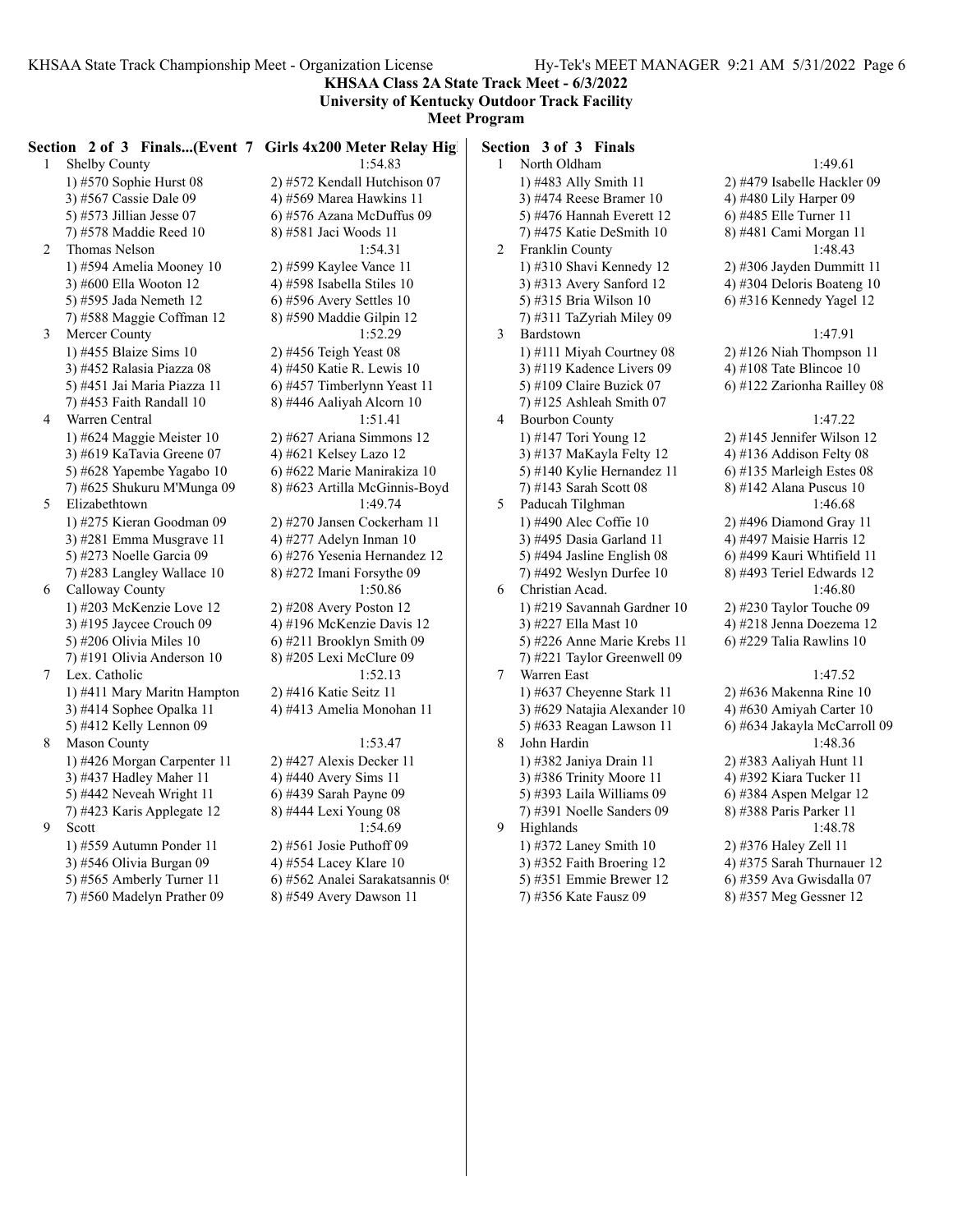**KHSAA Class 2A State Track Meet - 6/3/2022**
**University of Kentucky Outdoor Track Facility**
**Meet Program**

**Section 2 of 3 Finals...(Event 7 Girls 4x200 Meter Relay Hig**

1 Shelby County 1:54.83
- 1) #570 Sophie Hurst 08
- 2) #572 Kendall Hutchison 07
- 3) #567 Cassie Dale 09
- 4) #569 Marea Hawkins 11
- 5) #573 Jillian Jesse 07
- 6) #576 Azana McDuffus 09
- 7) #578 Maddie Reed 10
- 8) #581 Jaci Woods 11

2 Thomas Nelson 1:54.31
- 1) #594 Amelia Mooney 10
- 2) #599 Kaylee Vance 11
- 3) #600 Ella Wooton 12
- 4) #598 Isabella Stiles 10
- 5) #595 Jada Nemeth 12
- 6) #596 Avery Settles 10
- 7) #588 Maggie Coffman 12
- 8) #590 Maddie Gilpin 12

3 Mercer County 1:52.29
- 1) #455 Blaize Sims 10
- 2) #456 Teigh Yeast 08
- 3) #452 Ralasia Piazza 08
- 4) #450 Katie R. Lewis 10
- 5) #451 Jai Maria Piazza 11
- 6) #457 Timberlynn Yeast 11
- 7) #453 Faith Randall 10
- 8) #446 Aaliyah Alcorn 10

4 Warren Central 1:51.41
- 1) #624 Maggie Meister 10
- 2) #627 Ariana Simmons 12
- 3) #619 KaTavia Greene 07
- 4) #621 Kelsey Lazo 12
- 5) #628 Yapembe Yagabo 10
- 6) #622 Marie Manirakiza 10
- 7) #625 Shukuru M'Munga 09
- 8) #623 Artilla McGinnis-Boyd

5 Elizabethtown 1:49.74
- 1) #275 Kieran Goodman 09
- 2) #270 Jansen Cockerham 11
- 3) #281 Emma Musgrave 11
- 4) #277 Adelyn Inman 10
- 5) #273 Noelle Garcia 09
- 6) #276 Yesenia Hernandez 12
- 7) #283 Langley Wallace 10
- 8) #272 Imani Forsythe 09

6 Calloway County 1:50.86
- 1) #203 McKenzie Love 12
- 2) #208 Avery Poston 12
- 3) #195 Jaycee Crouch 09
- 4) #196 McKenzie Davis 12
- 5) #206 Olivia Miles 10
- 6) #211 Brooklyn Smith 09
- 7) #191 Olivia Anderson 10
- 8) #205 Lexi McClure 09

7 Lex. Catholic 1:52.13
- 1) #411 Mary Maritn Hampton
- 2) #416 Katie Seitz 11
- 3) #414 Sophee Opalka 11
- 4) #413 Amelia Monohan 11
- 5) #412 Kelly Lennon 09

8 Mason County 1:53.47
- 1) #426 Morgan Carpenter 11
- 2) #427 Alexis Decker 11
- 3) #437 Hadley Maher 11
- 4) #440 Avery Sims 11
- 5) #442 Neveah Wright 11
- 6) #439 Sarah Payne 09
- 7) #423 Karis Applegate 12
- 8) #444 Lexi Young 08

9 Scott 1:54.69
- 1) #559 Autumn Ponder 11
- 2) #561 Josie Puthoff 09
- 3) #546 Olivia Burgan 09
- 4) #554 Lacey Klare 10
- 5) #565 Amberly Turner 11
- 6) #562 Analei Sarakatsannis 0
- 7) #560 Madelyn Prather 09
- 8) #549 Avery Dawson 11

**Section 3 of 3 Finals**

1 North Oldham 1:49.61
- 1) #483 Ally Smith 11
- 2) #479 Isabelle Hackler 09
- 3) #474 Reese Bramer 10
- 4) #480 Lily Harper 09
- 5) #476 Hannah Everett 12
- 6) #485 Elle Turner 11
- 7) #475 Katie DeSmith 10
- 8) #481 Cami Morgan 11

2 Franklin County 1:48.43
- 1) #310 Shavi Kennedy 12
- 2) #306 Jayden Dummitt 11
- 3) #313 Avery Sanford 12
- 4) #304 Deloris Boateng 10
- 5) #315 Bria Wilson 10
- 6) #316 Kennedy Yagel 12
- 7) #311 TaZyriah Miley 09

3 Bardstown 1:47.91
- 1) #111 Miyah Courtney 08
- 2) #126 Niah Thompson 11
- 3) #119 Kadence Livers 09
- 4) #108 Tate Blincoe 10
- 5) #109 Claire Buzick 07
- 6) #122 Zarionha Railley 08
- 7) #125 Ashleah Smith 07

4 Bourbon County 1:47.22
- 1) #147 Tori Young 12
- 2) #145 Jennifer Wilson 12
- 3) #137 MaKayla Felty 12
- 4) #136 Addison Felty 08
- 5) #140 Kylie Hernandez 11
- 6) #135 Marleigh Estes 08
- 7) #143 Sarah Scott 08
- 8) #142 Alana Puscus 10

5 Paducah Tilghman 1:46.68
- 1) #490 Alec Coffie 10
- 2) #496 Diamond Gray 11
- 3) #495 Dasia Garland 11
- 4) #497 Maisie Harris 12
- 5) #494 Jasline English 08
- 6) #499 Kauri Whtifield 11
- 7) #492 Weslyn Durfee 10
- 8) #493 Teriel Edwards 12

6 Christian Acad. 1:46.80
- 1) #219 Savannah Gardner 10
- 2) #230 Taylor Touche 09
- 3) #227 Ella Mast 10
- 4) #218 Jenna Doezema 12
- 5) #226 Anne Marie Krebs 11
- 6) #229 Talia Rawlins 10
- 7) #221 Taylor Greenwell 09

7 Warren East 1:47.52
- 1) #637 Cheyenne Stark 11
- 2) #636 Makenna Rine 10
- 3) #629 Natajia Alexander 10
- 4) #630 Amiyah Carter 10
- 5) #633 Reagan Lawson 11
- 6) #634 Jakayla McCarroll 09

8 John Hardin 1:48.36
- 1) #382 Janiya Drain 11
- 2) #383 Aaliyah Hunt 11
- 3) #386 Trinity Moore 11
- 4) #392 Kiara Tucker 11
- 5) #393 Laila Williams 09
- 6) #384 Aspen Melgar 12
- 7) #391 Noelle Sanders 09
- 8) #388 Paris Parker 11

9 Highlands 1:48.78
- 1) #372 Laney Smith 10
- 2) #376 Haley Zell 11
- 3) #352 Faith Broering 12
- 4) #375 Sarah Thurnauer 12
- 5) #351 Emmie Brewer 12
- 6) #359 Ava Gwisdalla 07
- 7) #356 Kate Fausz 09
- 8) #357 Meg Gessner 12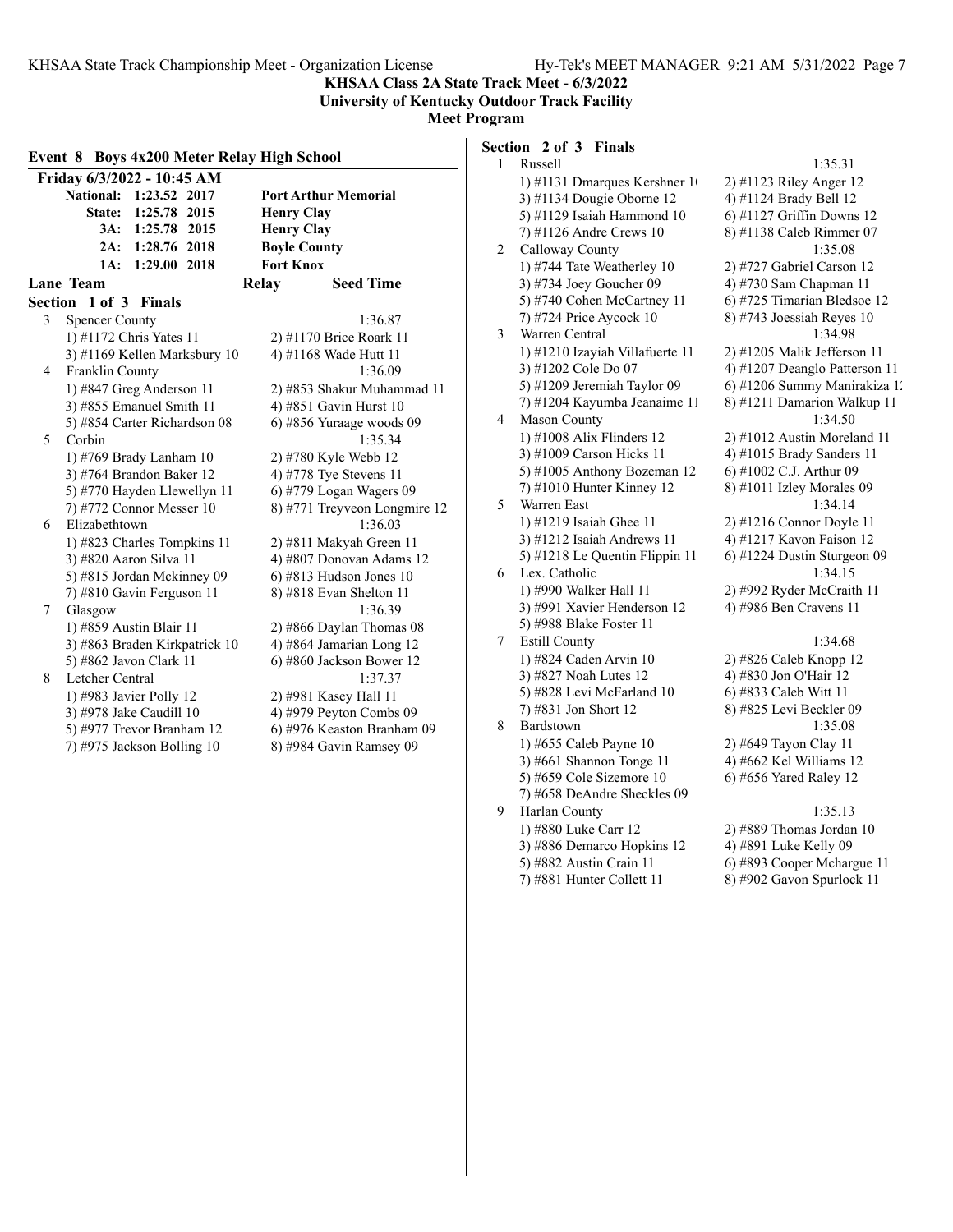**KHSAA Class 2A State Track Meet - 6/3/2022**
**University of Kentucky Outdoor Track Facility**
**Meet Program**

### Event 8 Boys 4x200 Meter Relay High School

**Friday 6/3/2022 - 10:45 AM**

| | | | |
|---|---|---|---|
| National: | 1:23.52 | 2017 | Port Arthur Memorial |
| State: | 1:25.78 | 2015 | Henry Clay |
| 3A: | 1:25.78 | 2015 | Henry Clay |
| 2A: | 1:28.76 | 2018 | Boyle County |
| 1A: | 1:29.00 | 2018 | Fort Knox |

| Lane | Team | Relay | Seed Time |
|---|---|---|---|

**Section 1 of 3 Finals**

3 Spencer County — 1:36.87
- 1) #1172 Chris Yates 11
- 2) #1170 Brice Roark 11
- 3) #1169 Kellen Marksbury 10
- 4) #1168 Wade Hutt 11

4 Franklin County — 1:36.09
- 1) #847 Greg Anderson 11
- 2) #853 Shakur Muhammad 11
- 3) #855 Emanuel Smith 11
- 4) #851 Gavin Hurst 10
- 5) #854 Carter Richardson 08
- 6) #856 Yuraage woods 09

5 Corbin — 1:35.34
- 1) #769 Brady Lanham 10
- 2) #780 Kyle Webb 12
- 3) #764 Brandon Baker 12
- 4) #778 Tye Stevens 11
- 5) #770 Hayden Llewellyn 11
- 6) #779 Logan Wagers 09
- 7) #772 Connor Messer 10
- 8) #771 Treyveon Longmire 12

6 Elizabethtown — 1:36.03
- 1) #823 Charles Tompkins 11
- 2) #811 Makyah Green 11
- 3) #820 Aaron Silva 11
- 4) #807 Donovan Adams 12
- 5) #815 Jordan Mckinney 09
- 6) #813 Hudson Jones 10
- 7) #810 Gavin Ferguson 11
- 8) #818 Evan Shelton 11

7 Glasgow — 1:36.39
- 1) #859 Austin Blair 11
- 2) #866 Daylan Thomas 08
- 3) #863 Braden Kirkpatrick 10
- 4) #864 Jamarian Long 12
- 5) #862 Javon Clark 11
- 6) #860 Jackson Bower 12

8 Letcher Central — 1:37.37
- 1) #983 Javier Polly 12
- 2) #981 Kasey Hall 11
- 3) #978 Jake Caudill 10
- 4) #979 Peyton Combs 09
- 5) #977 Trevor Branham 12
- 6) #976 Keaston Branham 09
- 7) #975 Jackson Bolling 10
- 8) #984 Gavin Ramsey 09

**Section 2 of 3 Finals**

1 Russell — 1:35.31
- 1) #1131 Dmarques Kershner 10
- 2) #1123 Riley Anger 12
- 3) #1134 Dougie Oborne 12
- 4) #1124 Brady Bell 12
- 5) #1129 Isaiah Hammond 10
- 6) #1127 Griffin Downs 12
- 7) #1126 Andre Crews 10
- 8) #1138 Caleb Rimmer 07

2 Calloway County — 1:35.08
- 1) #744 Tate Weatherley 10
- 2) #727 Gabriel Carson 12
- 3) #734 Joey Goucher 09
- 4) #730 Sam Chapman 11
- 5) #740 Cohen McCartney 11
- 6) #725 Timarian Bledsoe 12
- 7) #724 Price Aycock 10
- 8) #743 Joessiah Reyes 10

3 Warren Central — 1:34.98
- 1) #1210 Izayiah Villafuerte 11
- 2) #1205 Malik Jefferson 11
- 3) #1202 Cole Do 07
- 4) #1207 Deanglo Patterson 11
- 5) #1209 Jeremiah Taylor 09
- 6) #1206 Summy Manirakiza 12
- 7) #1204 Kayumba Jeanaime 11
- 8) #1211 Damarion Walkup 11

4 Mason County — 1:34.50
- 1) #1008 Alix Flinders 12
- 2) #1012 Austin Moreland 11
- 3) #1009 Carson Hicks 11
- 4) #1015 Brady Sanders 11
- 5) #1005 Anthony Bozeman 12
- 6) #1002 C.J. Arthur 09
- 7) #1010 Hunter Kinney 12
- 8) #1011 Izley Morales 09

5 Warren East — 1:34.14
- 1) #1219 Isaiah Ghee 11
- 2) #1216 Connor Doyle 11
- 3) #1212 Isaiah Andrews 11
- 4) #1217 Kavon Faison 12
- 5) #1218 Le Quentin Flippin 11
- 6) #1224 Dustin Sturgeon 09

6 Lex. Catholic — 1:34.15
- 1) #990 Walker Hall 11
- 2) #992 Ryder McCraith 11
- 3) #991 Xavier Henderson 12
- 4) #986 Ben Cravens 11
- 5) #988 Blake Foster 11

7 Estill County — 1:34.68
- 1) #824 Caden Arvin 10
- 2) #826 Caleb Knopp 12
- 3) #827 Noah Lutes 12
- 4) #830 Jon O'Hair 12
- 5) #828 Levi McFarland 10
- 6) #833 Caleb Witt 11
- 7) #831 Jon Short 12
- 8) #825 Levi Beckler 09

8 Bardstown — 1:35.08
- 1) #655 Caleb Payne 10
- 2) #649 Tayon Clay 11
- 3) #661 Shannon Tonge 11
- 4) #662 Kel Williams 12
- 5) #659 Cole Sizemore 10
- 6) #656 Yared Raley 12
- 7) #658 DeAndre Sheckles 09

9 Harlan County — 1:35.13
- 1) #880 Luke Carr 12
- 2) #889 Thomas Jordan 10
- 3) #886 Demarco Hopkins 12
- 4) #891 Luke Kelly 09
- 5) #882 Austin Crain 11
- 6) #893 Cooper Mchargue 11
- 7) #881 Hunter Collett 11
- 8) #902 Gavon Spurlock 11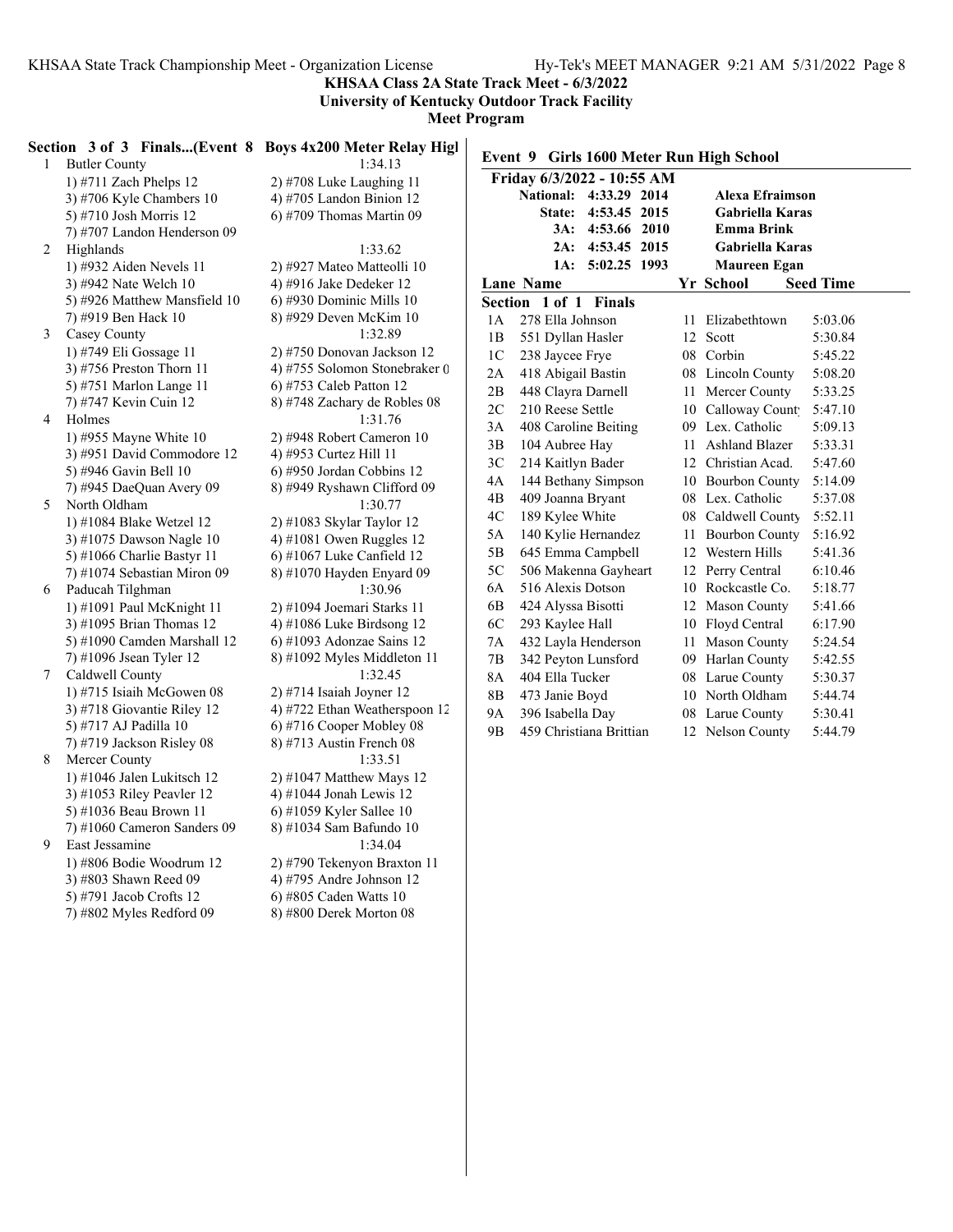# KHSAA Class 2A State Track Meet - 6/3/2022

**University of Kentucky Outdoor Track Facility**

**Meet Program**

### Section 3 of 3 Finals...(Event 8 Boys 4x200 Meter Relay High

1 Butler County — 1:34.13
- 1) #711 Zach Phelps 12
- 2) #708 Luke Laughing 11
- 3) #706 Kyle Chambers 10
- 4) #705 Landon Binion 12
- 5) #710 Josh Morris 12
- 6) #709 Thomas Martin 09
- 7) #707 Landon Henderson 09

2 Highlands — 1:33.62
- 1) #932 Aiden Nevels 11
- 2) #927 Mateo Matteolli 10
- 3) #942 Nate Welch 10
- 4) #916 Jake Dedeker 12
- 5) #926 Matthew Mansfield 10
- 6) #930 Dominic Mills 10
- 7) #919 Ben Hack 10
- 8) #929 Deven McKim 10

3 Casey County — 1:32.89
- 1) #749 Eli Gossage 11
- 2) #750 Donovan Jackson 12
- 3) #756 Preston Thorn 11
- 4) #755 Solomon Stonebraker 0
- 5) #751 Marlon Lange 11
- 6) #753 Caleb Patton 12
- 7) #747 Kevin Cuin 12
- 8) #748 Zachary de Robles 08

4 Holmes — 1:31.76
- 1) #955 Mayne White 10
- 2) #948 Robert Cameron 10
- 3) #951 David Commodore 12
- 4) #953 Curtez Hill 11
- 5) #946 Gavin Bell 10
- 6) #950 Jordan Cobbins 12
- 7) #945 DaeQuan Avery 09
- 8) #949 Ryshawn Clifford 09

5 North Oldham — 1:30.77
- 1) #1084 Blake Wetzel 12
- 2) #1083 Skylar Taylor 12
- 3) #1075 Dawson Nagle 10
- 4) #1081 Owen Ruggles 12
- 5) #1066 Charlie Bastyr 11
- 6) #1067 Luke Canfield 12
- 7) #1074 Sebastian Miron 09
- 8) #1070 Hayden Enyard 09

6 Paducah Tilghman — 1:30.96
- 1) #1091 Paul McKnight 11
- 2) #1094 Joemari Starks 11
- 3) #1095 Brian Thomas 12
- 4) #1086 Luke Birdsong 12
- 5) #1090 Camden Marshall 12
- 6) #1093 Adonzae Sains 12
- 7) #1096 Jsean Tyler 12
- 8) #1092 Myles Middleton 11

7 Caldwell County — 1:32.45
- 1) #715 Isiaih McGowen 08
- 2) #714 Isaiah Joyner 12
- 3) #718 Giovantie Riley 12
- 4) #722 Ethan Weatherspoon 12
- 5) #717 AJ Padilla 10
- 6) #716 Cooper Mobley 08
- 7) #719 Jackson Risley 08
- 8) #713 Austin French 08

8 Mercer County — 1:33.51
- 1) #1046 Jalen Lukitsch 12
- 2) #1047 Matthew Mays 12
- 3) #1053 Riley Peavler 12
- 4) #1044 Jonah Lewis 12
- 5) #1036 Beau Brown 11
- 6) #1059 Kyler Sallee 10
- 7) #1060 Cameron Sanders 09
- 8) #1034 Sam Bafundo 10

9 East Jessamine — 1:34.04
- 1) #806 Bodie Woodrum 12
- 2) #790 Tekenyon Braxton 11
- 3) #803 Shawn Reed 09
- 4) #795 Andre Johnson 12
- 5) #791 Jacob Crofts 12
- 6) #805 Caden Watts 10
- 7) #802 Myles Redford 09
- 8) #800 Derek Morton 08

## Event 9 Girls 1600 Meter Run High School

**Friday 6/3/2022 - 10:55 AM**

| | Time | Year | Name |
|---|---|---|---|
| National: | 4:33.29 | 2014 | Alexa Efraimson |
| State: | 4:53.45 | 2015 | Gabriella Karas |
| 3A: | 4:53.66 | 2010 | Emma Brink |
| 2A: | 4:53.45 | 2015 | Gabriella Karas |
| 1A: | 5:02.25 | 1993 | Maureen Egan |

### Section 1 of 1 Finals

| Lane | Name | Yr | School | Seed Time |
|---|---|---|---|---|
| 1A | 278 Ella Johnson | 11 | Elizabethtown | 5:03.06 |
| 1B | 551 Dyllan Hasler | 12 | Scott | 5:30.84 |
| 1C | 238 Jaycee Frye | 08 | Corbin | 5:45.22 |
| 2A | 418 Abigail Bastin | 08 | Lincoln County | 5:08.20 |
| 2B | 448 Clayra Darnell | 11 | Mercer County | 5:33.25 |
| 2C | 210 Reese Settle | 10 | Calloway County | 5:47.10 |
| 3A | 408 Caroline Beiting | 09 | Lex. Catholic | 5:09.13 |
| 3B | 104 Aubree Hay | 11 | Ashland Blazer | 5:33.31 |
| 3C | 214 Kaitlyn Bader | 12 | Christian Acad. | 5:47.60 |
| 4A | 144 Bethany Simpson | 10 | Bourbon County | 5:14.09 |
| 4B | 409 Joanna Bryant | 08 | Lex. Catholic | 5:37.08 |
| 4C | 189 Kylee White | 08 | Caldwell County | 5:52.11 |
| 5A | 140 Kylie Hernandez | 11 | Bourbon County | 5:16.92 |
| 5B | 645 Emma Campbell | 12 | Western Hills | 5:41.36 |
| 5C | 506 Makenna Gayheart | 12 | Perry Central | 6:10.46 |
| 6A | 516 Alexis Dotson | 10 | Rockcastle Co. | 5:18.77 |
| 6B | 424 Alyssa Bisotti | 12 | Mason County | 5:41.66 |
| 6C | 293 Kaylee Hall | 10 | Floyd Central | 6:17.90 |
| 7A | 432 Layla Henderson | 11 | Mason County | 5:24.54 |
| 7B | 342 Peyton Lunsford | 09 | Harlan County | 5:42.55 |
| 8A | 404 Ella Tucker | 08 | Larue County | 5:30.37 |
| 8B | 473 Janie Boyd | 10 | North Oldham | 5:44.74 |
| 9A | 396 Isabella Day | 08 | Larue County | 5:30.41 |
| 9B | 459 Christiana Brittian | 12 | Nelson County | 5:44.79 |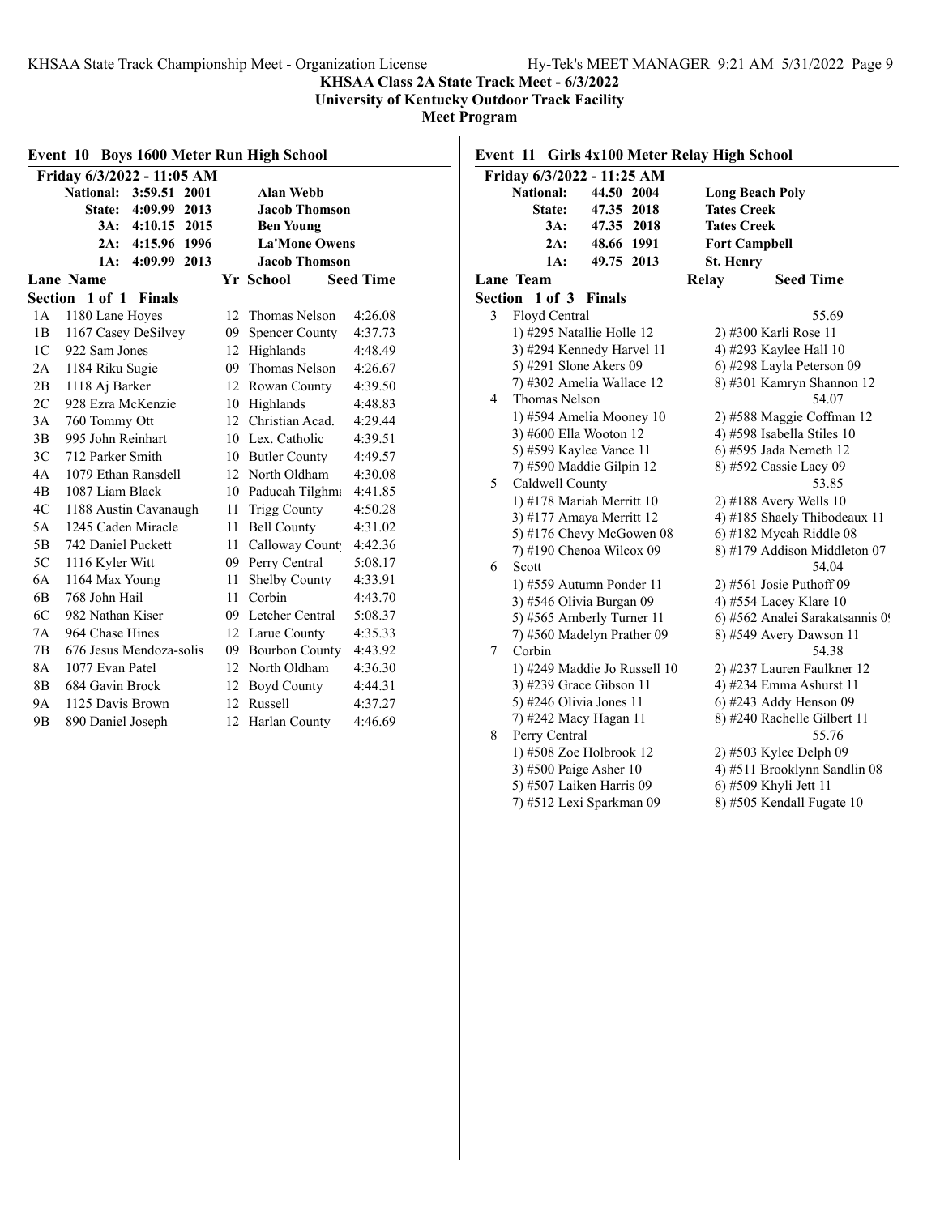**KHSAA Class 2A State Track Meet - 6/3/2022**
**University of Kentucky Outdoor Track Facility**
**Meet Program**

## Event 10 Boys 1600 Meter Run High School

**Friday 6/3/2022 - 11:05 AM**

| | | | |
|---|---|---|---|
| National: | 3:59.51 | 2001 | Alan Webb |
| State: | 4:09.99 | 2013 | Jacob Thomson |
| 3A: | 4:10.15 | 2015 | Ben Young |
| 2A: | 4:15.96 | 1996 | La'Mone Owens |
| 1A: | 4:09.99 | 2013 | Jacob Thomson |

**Section 1 of 1 Finals**

| Lane | Name | Yr | School | Seed Time |
|---|---|---|---|---|
| 1A | 1180 Lane Hoyes | 12 | Thomas Nelson | 4:26.08 |
| 1B | 1167 Casey DeSilvey | 09 | Spencer County | 4:37.73 |
| 1C | 922 Sam Jones | 12 | Highlands | 4:48.49 |
| 2A | 1184 Riku Sugie | 09 | Thomas Nelson | 4:26.67 |
| 2B | 1118 Aj Barker | 12 | Rowan County | 4:39.50 |
| 2C | 928 Ezra McKenzie | 10 | Highlands | 4:48.83 |
| 3A | 760 Tommy Ott | 12 | Christian Acad. | 4:29.44 |
| 3B | 995 John Reinhart | 10 | Lex. Catholic | 4:39.51 |
| 3C | 712 Parker Smith | 10 | Butler County | 4:49.57 |
| 4A | 1079 Ethan Ransdell | 12 | North Oldham | 4:30.08 |
| 4B | 1087 Liam Black | 10 | Paducah Tilghma | 4:41.85 |
| 4C | 1188 Austin Cavanaugh | 11 | Trigg County | 4:50.28 |
| 5A | 1245 Caden Miracle | 11 | Bell County | 4:31.02 |
| 5B | 742 Daniel Puckett | 11 | Calloway County | 4:42.36 |
| 5C | 1116 Kyler Witt | 09 | Perry Central | 5:08.17 |
| 6A | 1164 Max Young | 11 | Shelby County | 4:33.91 |
| 6B | 768 John Hail | 11 | Corbin | 4:43.70 |
| 6C | 982 Nathan Kiser | 09 | Letcher Central | 5:08.37 |
| 7A | 964 Chase Hines | 12 | Larue County | 4:35.33 |
| 7B | 676 Jesus Mendoza-solis | 09 | Bourbon County | 4:43.92 |
| 8A | 1077 Evan Patel | 12 | North Oldham | 4:36.30 |
| 8B | 684 Gavin Brock | 12 | Boyd County | 4:44.31 |
| 9A | 1125 Davis Brown | 12 | Russell | 4:37.27 |
| 9B | 890 Daniel Joseph | 12 | Harlan County | 4:46.69 |

## Event 11 Girls 4x100 Meter Relay High School

**Friday 6/3/2022 - 11:25 AM**

| | | | |
|---|---|---|---|
| National: | 44.50 | 2004 | Long Beach Poly |
| State: | 47.35 | 2018 | Tates Creek |
| 3A: | 47.35 | 2018 | Tates Creek |
| 2A: | 48.66 | 1991 | Fort Campbell |
| 1A: | 49.75 | 2013 | St. Henry |

**Section 1 of 3 Finals**

| Lane | Team | Relay | Seed Time |
|---|---|---|---|
| 3 | Floyd Central | | 55.69 |
| | 1) #295 Natallie Holle 12 | 2) #300 Karli Rose 11 | |
| | 3) #294 Kennedy Harvel 11 | 4) #293 Kaylee Hall 10 | |
| | 5) #291 Slone Akers 09 | 6) #298 Layla Peterson 09 | |
| | 7) #302 Amelia Wallace 12 | 8) #301 Kamryn Shannon 12 | |
| 4 | Thomas Nelson | | 54.07 |
| | 1) #594 Amelia Mooney 10 | 2) #588 Maggie Coffman 12 | |
| | 3) #600 Ella Wooton 12 | 4) #598 Isabella Stiles 10 | |
| | 5) #599 Kaylee Vance 11 | 6) #595 Jada Nemeth 12 | |
| | 7) #590 Maddie Gilpin 12 | 8) #592 Cassie Lacy 09 | |
| 5 | Caldwell County | | 53.85 |
| | 1) #178 Mariah Merritt 10 | 2) #188 Avery Wells 10 | |
| | 3) #177 Amaya Merritt 12 | 4) #185 Shaely Thibodeaux 11 | |
| | 5) #176 Chevy McGowen 08 | 6) #182 Mycah Riddle 08 | |
| | 7) #190 Chenoa Wilcox 09 | 8) #179 Addison Middleton 07 | |
| 6 | Scott | | 54.04 |
| | 1) #559 Autumn Ponder 11 | 2) #561 Josie Puthoff 09 | |
| | 3) #546 Olivia Burgan 09 | 4) #554 Lacey Klare 10 | |
| | 5) #565 Amberly Turner 11 | 6) #562 Analei Sarakatsannis 09 | |
| | 7) #560 Madelyn Prather 09 | 8) #549 Avery Dawson 11 | |
| 7 | Corbin | | 54.38 |
| | 1) #249 Maddie Jo Russell 10 | 2) #237 Lauren Faulkner 12 | |
| | 3) #239 Grace Gibson 11 | 4) #234 Emma Ashurst 11 | |
| | 5) #246 Olivia Jones 11 | 6) #243 Addy Henson 09 | |
| | 7) #242 Macy Hagan 11 | 8) #240 Rachelle Gilbert 11 | |
| 8 | Perry Central | | 55.76 |
| | 1) #508 Zoe Holbrook 12 | 2) #503 Kylee Delph 09 | |
| | 3) #500 Paige Asher 10 | 4) #511 Brooklynn Sandlin 08 | |
| | 5) #507 Laiken Harris 09 | 6) #509 Khyli Jett 11 | |
| | 7) #512 Lexi Sparkman 09 | 8) #505 Kendall Fugate 10 | |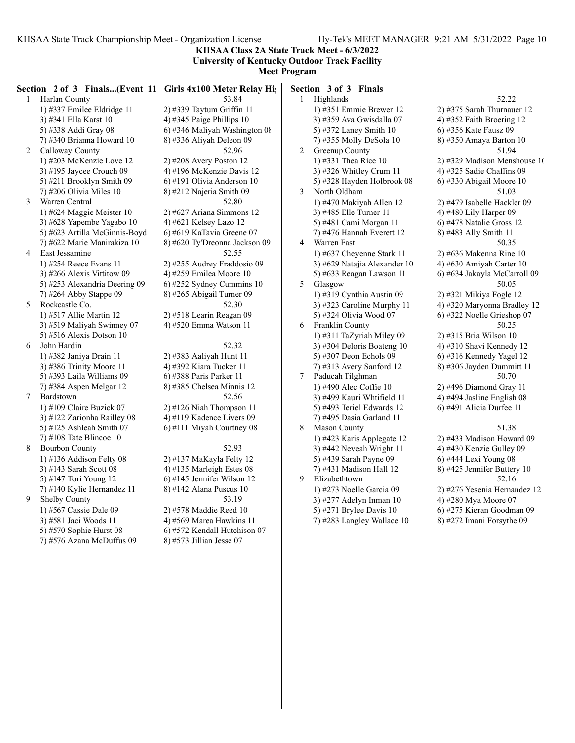## KHSAA Class 2A State Track Meet - 6/3/2022
### University of Kentucky Outdoor Track Facility
### Meet Program

**Section 2 of 3 Finals...(Event 11 Girls 4x100 Meter Relay Hi**

1 Harlan County 53.84
- 1) #337 Emilee Eldridge 11
- 2) #339 Taytum Griffin 11
- 3) #341 Ella Karst 10
- 4) #345 Paige Phillips 10
- 5) #338 Addi Gray 08
- 6) #346 Maliyah Washington 08
- 7) #340 Brianna Howard 10
- 8) #336 Aliyah Deleon 09

2 Calloway County 52.96
- 1) #203 McKenzie Love 12
- 2) #208 Avery Poston 12
- 3) #195 Jaycee Crouch 09
- 4) #196 McKenzie Davis 12
- 5) #211 Brooklyn Smith 09
- 6) #191 Olivia Anderson 10
- 7) #206 Olivia Miles 10
- 8) #212 Najeria Smith 09

3 Warren Central 52.80
- 1) #624 Maggie Meister 10
- 2) #627 Ariana Simmons 12
- 3) #628 Yapembe Yagabo 10
- 4) #621 Kelsey Lazo 12
- 5) #623 Artilla McGinnis-Boyd
- 6) #619 KaTavia Greene 07
- 7) #622 Marie Manirakiza 10
- 8) #620 Ty'Dreonna Jackson 09

4 East Jessamine 52.55
- 1) #254 Reece Evans 11
- 2) #255 Audrey Fraddosio 09
- 3) #266 Alexis Vittitow 09
- 4) #259 Emilea Moore 10
- 5) #253 Alexandria Deering 09
- 6) #252 Sydney Cummins 10
- 7) #264 Abby Stappe 09
- 8) #265 Abigail Turner 09

5 Rockcastle Co. 52.30
- 1) #517 Allie Martin 12
- 2) #518 Learin Reagan 09
- 3) #519 Maliyah Swinney 07
- 4) #520 Emma Watson 11
- 5) #516 Alexis Dotson 10

6 John Hardin 52.32
- 1) #382 Janiya Drain 11
- 2) #383 Aaliyah Hunt 11
- 3) #386 Trinity Moore 11
- 4) #392 Kiara Tucker 11
- 5) #393 Laila Williams 09
- 6) #388 Paris Parker 11
- 7) #384 Aspen Melgar 12
- 8) #385 Chelsea Minnis 12

7 Bardstown 52.56
- 1) #109 Claire Buzick 07
- 2) #126 Niah Thompson 11
- 3) #122 Zarionha Railley 08
- 4) #119 Kadence Livers 09
- 5) #125 Ashleah Smith 07
- 6) #111 Miyah Courtney 08
- 7) #108 Tate Blincoe 10

8 Bourbon County 52.93
- 1) #136 Addison Felty 08
- 2) #137 MaKayla Felty 12
- 3) #143 Sarah Scott 08
- 4) #135 Marleigh Estes 08
- 5) #147 Tori Young 12
- 6) #145 Jennifer Wilson 12
- 7) #140 Kylie Hernandez 11
- 8) #142 Alana Puscus 10

9 Shelby County 53.19
- 1) #567 Cassie Dale 09
- 2) #578 Maddie Reed 10
- 3) #581 Jaci Woods 11
- 4) #569 Marea Hawkins 11
- 5) #570 Sophie Hurst 08
- 6) #572 Kendall Hutchison 07
- 7) #576 Azana McDuffus 09
- 8) #573 Jillian Jesse 07

**Section 3 of 3 Finals**

1 Highlands 52.22
- 1) #351 Emmie Brewer 12
- 2) #375 Sarah Thurnauer 12
- 3) #359 Ava Gwisdalla 07
- 4) #352 Faith Broering 12
- 5) #372 Laney Smith 10
- 6) #356 Kate Fausz 09
- 7) #355 Molly DeSola 10
- 8) #350 Amaya Barton 10

2 Greenup County 51.94
- 1) #331 Thea Rice 10
- 2) #329 Madison Menshouse 10
- 3) #326 Whitley Crum 11
- 4) #325 Sadie Chaffins 09
- 5) #328 Hayden Holbrook 08
- 6) #330 Abigail Moore 10

3 North Oldham 51.03
- 1) #470 Makiyah Allen 12
- 2) #479 Isabelle Hackler 09
- 3) #485 Elle Turner 11
- 4) #480 Lily Harper 09
- 5) #481 Cami Morgan 11
- 6) #478 Natalie Gross 12
- 7) #476 Hannah Everett 12
- 8) #483 Ally Smith 11

4 Warren East 50.35
- 1) #637 Cheyenne Stark 11
- 2) #636 Makenna Rine 10
- 3) #629 Natajia Alexander 10
- 4) #630 Amiyah Carter 10
- 5) #633 Reagan Lawson 11
- 6) #634 Jakayla McCarroll 09

5 Glasgow 50.05
- 1) #319 Cynthia Austin 09
- 2) #321 Mikiya Fogle 12
- 3) #323 Caroline Murphy 11
- 4) #320 Maryonna Bradley 12
- 5) #324 Olivia Wood 07
- 6) #322 Noelle Grieshop 07

6 Franklin County 50.25
- 1) #311 TaZyriah Miley 09
- 2) #315 Bria Wilson 10
- 3) #304 Deloris Boateng 10
- 4) #310 Shavi Kennedy 12
- 5) #307 Deon Echols 09
- 6) #316 Kennedy Yagel 12
- 7) #313 Avery Sanford 12
- 8) #306 Jayden Dummitt 11

7 Paducah Tilghman 50.70
- 1) #490 Alec Coffie 10
- 2) #496 Diamond Gray 11
- 3) #499 Kauri Whtifield 11
- 4) #494 Jasline English 08
- 5) #493 Teriel Edwards 12
- 6) #491 Alicia Durfee 11
- 7) #495 Dasia Garland 11

8 Mason County 51.38
- 1) #423 Karis Applegate 12
- 2) #433 Madison Howard 09
- 3) #442 Neveah Wright 11
- 4) #430 Kenzie Gulley 09
- 5) #439 Sarah Payne 09
- 6) #444 Lexi Young 08
- 7) #431 Madison Hall 12
- 8) #425 Jennifer Buttery 10

9 Elizabethtown 52.16
- 1) #273 Noelle Garcia 09
- 2) #276 Yesenia Hernandez 12
- 3) #277 Adelyn Inman 10
- 4) #280 Mya Moore 07
- 5) #271 Brylee Davis 10
- 6) #275 Kieran Goodman 09
- 7) #283 Langley Wallace 10
- 8) #272 Imani Forsythe 09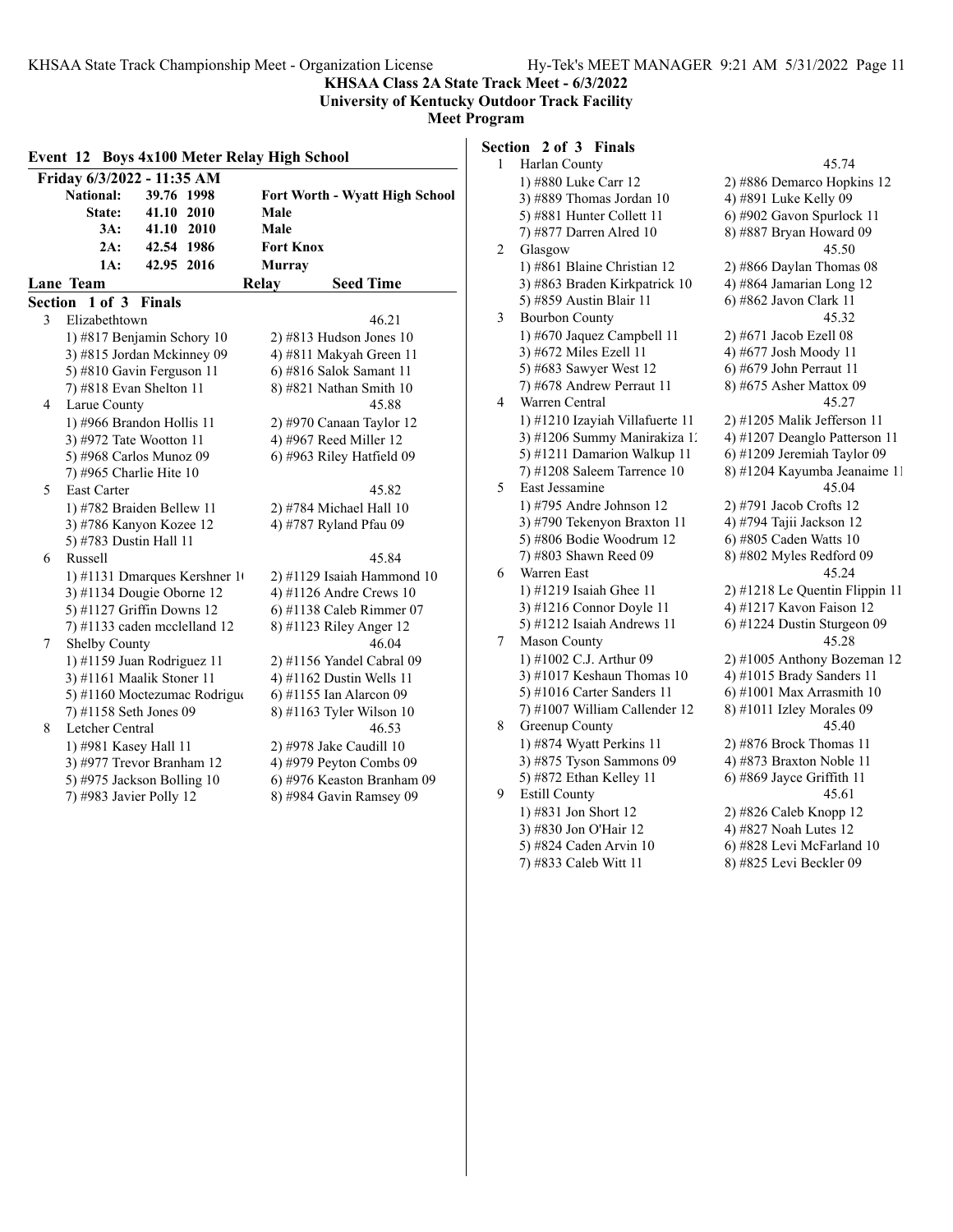## KHSAA Class 2A State Track Meet - 6/3/2022
### University of Kentucky Outdoor Track Facility
### Meet Program

### Event 12 Boys 4x100 Meter Relay High School

**Friday 6/3/2022 - 11:35 AM**

| | | | |
|---|---|---|---|
| **National:** | **39.76** | **1998** | **Fort Worth - Wyatt High School** |
| **State:** | **41.10** | **2010** | **Male** |
| **3A:** | **41.10** | **2010** | **Male** |
| **2A:** | **42.54** | **1986** | **Fort Knox** |
| **1A:** | **42.95** | **2016** | **Murray** |

| Lane | Team | Relay | Seed Time |
|---|---|---|---|

**Section 1 of 3 Finals**

3 Elizabethtown — 46.21
1) #817 Benjamin Schory 10 2) #813 Hudson Jones 10
3) #815 Jordan Mckinney 09 4) #811 Makyah Green 11
5) #810 Gavin Ferguson 11 6) #816 Salok Samant 11
7) #818 Evan Shelton 11 8) #821 Nathan Smith 10

4 Larue County — 45.88
1) #966 Brandon Hollis 11 2) #970 Canaan Taylor 12
3) #972 Tate Wootton 11 4) #967 Reed Miller 12
5) #968 Carlos Munoz 09 6) #963 Riley Hatfield 09
7) #965 Charlie Hite 10

5 East Carter — 45.82
1) #782 Braiden Bellew 11 2) #784 Michael Hall 10
3) #786 Kanyon Kozee 12 4) #787 Ryland Pfau 09
5) #783 Dustin Hall 11

6 Russell — 45.84
1) #1131 Dmarques Kershner 1( 2) #1129 Isaiah Hammond 10
3) #1134 Dougie Oborne 12 4) #1126 Andre Crews 10
5) #1127 Griffin Downs 12 6) #1138 Caleb Rimmer 07
7) #1133 caden mcclelland 12 8) #1123 Riley Anger 12

7 Shelby County — 46.04
1) #1159 Juan Rodriguez 11 2) #1156 Yandel Cabral 09
3) #1161 Maalik Stoner 11 4) #1162 Dustin Wells 11
5) #1160 Moctezumac Rodrigu( 6) #1155 Ian Alarcon 09
7) #1158 Seth Jones 09 8) #1163 Tyler Wilson 10

8 Letcher Central — 46.53
1) #981 Kasey Hall 11 2) #978 Jake Caudill 10
3) #977 Trevor Branham 12 4) #979 Peyton Combs 09
5) #975 Jackson Bolling 10 6) #976 Keaston Branham 09
7) #983 Javier Polly 12 8) #984 Gavin Ramsey 09

**Section 2 of 3 Finals**

1 Harlan County — 45.74
1) #880 Luke Carr 12 2) #886 Demarco Hopkins 12
3) #889 Thomas Jordan 10 4) #891 Luke Kelly 09
5) #881 Hunter Collett 11 6) #902 Gavon Spurlock 11
7) #877 Darren Alred 10 8) #887 Bryan Howard 09

2 Glasgow — 45.50
1) #861 Blaine Christian 12 2) #866 Daylan Thomas 08
3) #863 Braden Kirkpatrick 10 4) #864 Jamarian Long 12
5) #859 Austin Blair 11 6) #862 Javon Clark 11

3 Bourbon County — 45.32
1) #670 Jaquez Campbell 11 2) #671 Jacob Ezell 08
3) #672 Miles Ezell 11 4) #677 Josh Moody 11
5) #683 Sawyer West 12 6) #679 John Perraut 11
7) #678 Andrew Perraut 11 8) #675 Asher Mattox 09

4 Warren Central — 45.27
1) #1210 Izayiah Villafuerte 11 2) #1205 Malik Jefferson 11
3) #1206 Summy Manirakiza 1. 4) #1207 Deanglo Patterson 11
5) #1211 Damarion Walkup 11 6) #1209 Jeremiah Taylor 09
7) #1208 Saleem Tarrence 10 8) #1204 Kayumba Jeanaime 11

5 East Jessamine — 45.04
1) #795 Andre Johnson 12 2) #791 Jacob Crofts 12
3) #790 Tekenyon Braxton 11 4) #794 Tajii Jackson 12
5) #806 Bodie Woodrum 12 6) #805 Caden Watts 10
7) #803 Shawn Reed 09 8) #802 Myles Redford 09

6 Warren East — 45.24
1) #1219 Isaiah Ghee 11 2) #1218 Le Quentin Flippin 11
3) #1216 Connor Doyle 11 4) #1217 Kavon Faison 12
5) #1212 Isaiah Andrews 11 6) #1224 Dustin Sturgeon 09

7 Mason County — 45.28
1) #1002 C.J. Arthur 09 2) #1005 Anthony Bozeman 12
3) #1017 Keshaun Thomas 10 4) #1015 Brady Sanders 11
5) #1016 Carter Sanders 11 6) #1001 Max Arrasmith 10
7) #1007 William Callender 12 8) #1011 Izley Morales 09

8 Greenup County — 45.40
1) #874 Wyatt Perkins 11 2) #876 Brock Thomas 11
3) #875 Tyson Sammons 09 4) #873 Braxton Noble 11
5) #872 Ethan Kelley 11 6) #869 Jayce Griffith 11

9 Estill County — 45.61
1) #831 Jon Short 12 2) #826 Caleb Knopp 12
3) #830 Jon O'Hair 12 4) #827 Noah Lutes 12
5) #824 Caden Arvin 10 6) #828 Levi McFarland 10
7) #833 Caleb Witt 11 8) #825 Levi Beckler 09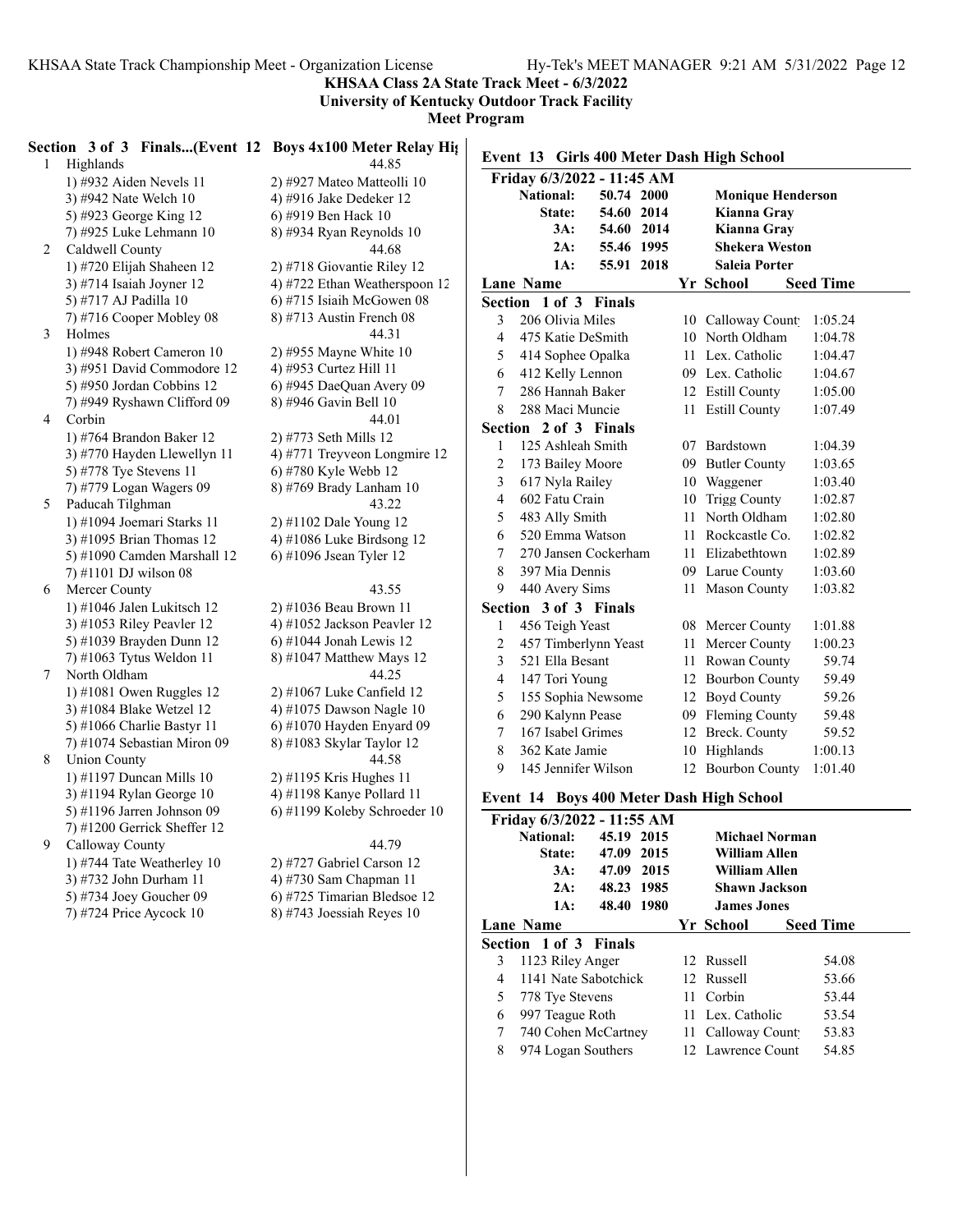**KHSAA Class 2A State Track Meet - 6/3/2022**
**University of Kentucky Outdoor Track Facility**
**Meet Program**

## Section 3 of 3 Finals...(Event 12 Boys 4x100 Meter Relay High School)

| Lane | Team | Seed Time |
|---|---|---|
| 1 | Highlands | 44.85 |
| | 1) #932 Aiden Nevels 11; 2) #927 Mateo Matteolli 10; 3) #942 Nate Welch 10; 4) #916 Jake Dedeker 12; 5) #923 George King 12; 6) #919 Ben Hack 10; 7) #925 Luke Lehmann 10; 8) #934 Ryan Reynolds 10 | |
| 2 | Caldwell County | 44.68 |
| | 1) #720 Elijah Shaheen 12; 2) #718 Giovantie Riley 12; 3) #714 Isaiah Joyner 12; 4) #722 Ethan Weatherspoon 12; 5) #717 AJ Padilla 10; 6) #715 Isiah McGowen 08; 7) #716 Cooper Mobley 08; 8) #713 Austin French 08 | |
| 3 | Holmes | 44.31 |
| | 1) #948 Robert Cameron 10; 2) #955 Mayne White 10; 3) #951 David Commodore 12; 4) #953 Curtez Hill 11; 5) #950 Jordan Cobbins 12; 6) #945 DaeQuan Avery 09; 7) #949 Ryshawn Clifford 09; 8) #946 Gavin Bell 10 | |
| 4 | Corbin | 44.01 |
| | 1) #764 Brandon Baker 12; 2) #773 Seth Mills 12; 3) #770 Hayden Llewellyn 11; 4) #771 Treyveon Longmire 12; 5) #778 Tye Stevens 11; 6) #780 Kyle Webb 12; 7) #779 Logan Wagers 09; 8) #769 Brady Lanham 10 | |
| 5 | Paducah Tilghman | 43.22 |
| | 1) #1094 Joemari Starks 11; 2) #1102 Dale Young 12; 3) #1095 Brian Thomas 12; 4) #1086 Luke Birdsong 12; 5) #1090 Camden Marshall 12; 6) #1096 Jsean Tyler 12; 7) #1101 DJ wilson 08 | |
| 6 | Mercer County | 43.55 |
| | 1) #1046 Jalen Lukitsch 12; 2) #1036 Beau Brown 11; 3) #1053 Riley Peavler 12; 4) #1052 Jackson Peavler 12; 5) #1039 Brayden Dunn 12; 6) #1044 Jonah Lewis 12; 7) #1063 Tytus Weldon 11; 8) #1047 Matthew Mays 12 | |
| 7 | North Oldham | 44.25 |
| | 1) #1081 Owen Ruggles 12; 2) #1067 Luke Canfield 12; 3) #1084 Blake Wetzel 12; 4) #1075 Dawson Nagle 10; 5) #1066 Charlie Bastyr 11; 6) #1070 Hayden Enyard 09; 7) #1074 Sebastian Miron 09; 8) #1083 Skylar Taylor 12 | |
| 8 | Union County | 44.58 |
| | 1) #1197 Duncan Mills 10; 2) #1195 Kris Hughes 11; 3) #1194 Rylan George 10; 4) #1198 Kanye Pollard 11; 5) #1196 Jarren Johnson 09; 6) #1199 Koleby Schroeder 10; 7) #1200 Gerrick Sheffer 12 | |
| 9 | Calloway County | 44.79 |
| | 1) #744 Tate Weatherley 10; 2) #727 Gabriel Carson 12; 3) #732 John Durham 11; 4) #730 Sam Chapman 11; 5) #734 Joey Goucher 09; 6) #725 Timarian Bledsoe 12; 7) #724 Price Aycock 10; 8) #743 Joessiah Reyes 10 | |

## Event 13 Girls 400 Meter Dash High School

Friday 6/3/2022 - 11:45 AM

| | | | |
|---|---|---|---|
| National: | 50.74 | 2000 | Monique Henderson |
| State: | 54.60 | 2014 | Kianna Gray |
| 3A: | 54.60 | 2014 | Kianna Gray |
| 2A: | 55.46 | 1995 | Shekera Weston |
| 1A: | 55.91 | 2018 | Saleia Porter |

| Lane | Name | Yr | School | Seed Time |
|---|---|---|---|---|
| **Section 1 of 3 Finals** | | | | |
| 3 | 206 Olivia Miles | 10 | Calloway County | 1:05.24 |
| 4 | 475 Katie DeSmith | 10 | North Oldham | 1:04.78 |
| 5 | 414 Sophee Opalka | 11 | Lex. Catholic | 1:04.47 |
| 6 | 412 Kelly Lennon | 09 | Lex. Catholic | 1:04.67 |
| 7 | 286 Hannah Baker | 12 | Estill County | 1:05.00 |
| 8 | 288 Maci Muncie | 11 | Estill County | 1:07.49 |
| **Section 2 of 3 Finals** | | | | |
| 1 | 125 Ashleah Smith | 07 | Bardstown | 1:04.39 |
| 2 | 173 Bailey Moore | 09 | Butler County | 1:03.65 |
| 3 | 617 Nyla Railey | 10 | Waggener | 1:03.40 |
| 4 | 602 Fatu Crain | 10 | Trigg County | 1:02.87 |
| 5 | 483 Ally Smith | 11 | North Oldham | 1:02.80 |
| 6 | 520 Emma Watson | 11 | Rockcastle Co. | 1:02.82 |
| 7 | 270 Jansen Cockerham | 11 | Elizabethtown | 1:02.89 |
| 8 | 397 Mia Dennis | 09 | Larue County | 1:03.60 |
| 9 | 440 Avery Sims | 11 | Mason County | 1:03.82 |
| **Section 3 of 3 Finals** | | | | |
| 1 | 456 Teigh Yeast | 08 | Mercer County | 1:01.88 |
| 2 | 457 Timberlynn Yeast | 11 | Mercer County | 1:00.23 |
| 3 | 521 Ella Besant | 11 | Rowan County | 59.74 |
| 4 | 147 Tori Young | 12 | Bourbon County | 59.49 |
| 5 | 155 Sophia Newsome | 12 | Boyd County | 59.26 |
| 6 | 290 Kalynn Pease | 09 | Fleming County | 59.48 |
| 7 | 167 Isabel Grimes | 12 | Breck. County | 59.52 |
| 8 | 362 Kate Jamie | 10 | Highlands | 1:00.13 |
| 9 | 145 Jennifer Wilson | 12 | Bourbon County | 1:01.40 |

## Event 14 Boys 400 Meter Dash High School

Friday 6/3/2022 - 11:55 AM

| | | | |
|---|---|---|---|
| National: | 45.19 | 2015 | Michael Norman |
| State: | 47.09 | 2015 | William Allen |
| 3A: | 47.09 | 2015 | William Allen |
| 2A: | 48.23 | 1985 | Shawn Jackson |
| 1A: | 48.40 | 1980 | James Jones |

| Lane | Name | Yr | School | Seed Time |
|---|---|---|---|---|
| **Section 1 of 3 Finals** | | | | |
| 3 | 1123 Riley Anger | 12 | Russell | 54.08 |
| 4 | 1141 Nate Sabotchick | 12 | Russell | 53.66 |
| 5 | 778 Tye Stevens | 11 | Corbin | 53.44 |
| 6 | 997 Teague Roth | 11 | Lex. Catholic | 53.54 |
| 7 | 740 Cohen McCartney | 11 | Calloway County | 53.83 |
| 8 | 974 Logan Southers | 12 | Lawrence County | 54.85 |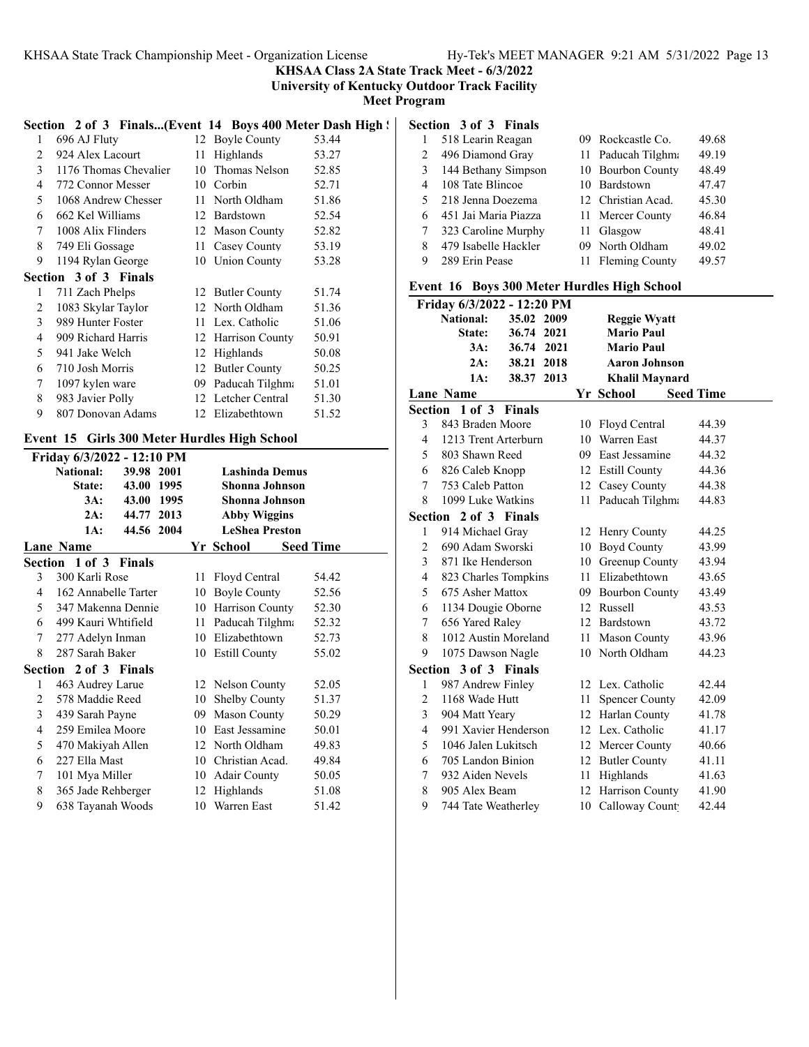# KHSAA Class 2A State Track Meet - 6/3/2022

**University of Kentucky Outdoor Track Facility**

**Meet Program**

## Section 2 of 3 Finals...(Event 14 Boys 400 Meter Dash High School)

| Lane | Name | Yr | School | Seed Time |
|---|---|---|---|---|
| 1 | 696 AJ Fluty | 12 | Boyle County | 53.44 |
| 2 | 924 Alex Lacourt | 11 | Highlands | 53.27 |
| 3 | 1176 Thomas Chevalier | 10 | Thomas Nelson | 52.85 |
| 4 | 772 Connor Messer | 10 | Corbin | 52.71 |
| 5 | 1068 Andrew Chesser | 11 | North Oldham | 51.86 |
| 6 | 662 Kel Williams | 12 | Bardstown | 52.54 |
| 7 | 1008 Alix Flinders | 12 | Mason County | 52.82 |
| 8 | 749 Eli Gossage | 11 | Casey County | 53.19 |
| 9 | 1194 Rylan George | 10 | Union County | 53.28 |

**Section 3 of 3 Finals**

| Lane | Name | Yr | School | Seed Time |
|---|---|---|---|---|
| 1 | 711 Zach Phelps | 12 | Butler County | 51.74 |
| 2 | 1083 Skylar Taylor | 12 | North Oldham | 51.36 |
| 3 | 989 Hunter Foster | 11 | Lex. Catholic | 51.06 |
| 4 | 909 Richard Harris | 12 | Harrison County | 50.91 |
| 5 | 941 Jake Welch | 12 | Highlands | 50.08 |
| 6 | 710 Josh Morris | 12 | Butler County | 50.25 |
| 7 | 1097 kylen ware | 09 | Paducah Tilghman | 51.01 |
| 8 | 983 Javier Polly | 12 | Letcher Central | 51.30 |
| 9 | 807 Donovan Adams | 12 | Elizabethtown | 51.52 |

## Event 15 Girls 300 Meter Hurdles High School

Friday 6/3/2022 - 12:10 PM

| Record | Time | Year | Name |
|---|---|---|---|
| National: | 39.98 | 2001 | Lashinda Demus |
| State: | 43.00 | 1995 | Shonna Johnson |
| 3A: | 43.00 | 1995 | Shonna Johnson |
| 2A: | 44.77 | 2013 | Abby Wiggins |
| 1A: | 44.56 | 2004 | LeShea Preston |

**Section 1 of 3 Finals**

| Lane | Name | Yr | School | Seed Time |
|---|---|---|---|---|
| 3 | 300 Karli Rose | 11 | Floyd Central | 54.42 |
| 4 | 162 Annabelle Tarter | 10 | Boyle County | 52.56 |
| 5 | 347 Makenna Dennie | 10 | Harrison County | 52.30 |
| 6 | 499 Kauri Whtifield | 11 | Paducah Tilghman | 52.32 |
| 7 | 277 Adelyn Inman | 10 | Elizabethtown | 52.73 |
| 8 | 287 Sarah Baker | 10 | Estill County | 55.02 |

**Section 2 of 3 Finals**

| Lane | Name | Yr | School | Seed Time |
|---|---|---|---|---|
| 1 | 463 Audrey Larue | 12 | Nelson County | 52.05 |
| 2 | 578 Maddie Reed | 10 | Shelby County | 51.37 |
| 3 | 439 Sarah Payne | 09 | Mason County | 50.29 |
| 4 | 259 Emilea Moore | 10 | East Jessamine | 50.01 |
| 5 | 470 Makiyah Allen | 12 | North Oldham | 49.83 |
| 6 | 227 Ella Mast | 10 | Christian Acad. | 49.84 |
| 7 | 101 Mya Miller | 10 | Adair County | 50.05 |
| 8 | 365 Jade Rehberger | 12 | Highlands | 51.08 |
| 9 | 638 Tayanah Woods | 10 | Warren East | 51.42 |

**Section 3 of 3 Finals**

| Lane | Name | Yr | School | Seed Time |
|---|---|---|---|---|
| 1 | 518 Learin Reagan | 09 | Rockcastle Co. | 49.68 |
| 2 | 496 Diamond Gray | 11 | Paducah Tilghman | 49.19 |
| 3 | 144 Bethany Simpson | 10 | Bourbon County | 48.49 |
| 4 | 108 Tate Blincoe | 10 | Bardstown | 47.47 |
| 5 | 218 Jenna Doezema | 12 | Christian Acad. | 45.30 |
| 6 | 451 Jai Maria Piazza | 11 | Mercer County | 46.84 |
| 7 | 323 Caroline Murphy | 11 | Glasgow | 48.41 |
| 8 | 479 Isabelle Hackler | 09 | North Oldham | 49.02 |
| 9 | 289 Erin Pease | 11 | Fleming County | 49.57 |

## Event 16 Boys 300 Meter Hurdles High School

Friday 6/3/2022 - 12:20 PM

| Record | Time | Year | Name |
|---|---|---|---|
| National: | 35.02 | 2009 | Reggie Wyatt |
| State: | 36.74 | 2021 | Mario Paul |
| 3A: | 36.74 | 2021 | Mario Paul |
| 2A: | 38.21 | 2018 | Aaron Johnson |
| 1A: | 38.37 | 2013 | Khalil Maynard |

**Section 1 of 3 Finals**

| Lane | Name | Yr | School | Seed Time |
|---|---|---|---|---|
| 3 | 843 Braden Moore | 10 | Floyd Central | 44.39 |
| 4 | 1213 Trent Arterburn | 10 | Warren East | 44.37 |
| 5 | 803 Shawn Reed | 09 | East Jessamine | 44.32 |
| 6 | 826 Caleb Knopp | 12 | Estill County | 44.36 |
| 7 | 753 Caleb Patton | 12 | Casey County | 44.38 |
| 8 | 1099 Luke Watkins | 11 | Paducah Tilghman | 44.83 |

**Section 2 of 3 Finals**

| Lane | Name | Yr | School | Seed Time |
|---|---|---|---|---|
| 1 | 914 Michael Gray | 12 | Henry County | 44.25 |
| 2 | 690 Adam Sworski | 10 | Boyd County | 43.99 |
| 3 | 871 Ike Henderson | 10 | Greenup County | 43.94 |
| 4 | 823 Charles Tompkins | 11 | Elizabethtown | 43.65 |
| 5 | 675 Asher Mattox | 09 | Bourbon County | 43.49 |
| 6 | 1134 Dougie Oborne | 12 | Russell | 43.53 |
| 7 | 656 Yared Raley | 12 | Bardstown | 43.72 |
| 8 | 1012 Austin Moreland | 11 | Mason County | 43.96 |
| 9 | 1075 Dawson Nagle | 10 | North Oldham | 44.23 |

**Section 3 of 3 Finals**

| Lane | Name | Yr | School | Seed Time |
|---|---|---|---|---|
| 1 | 987 Andrew Finley | 12 | Lex. Catholic | 42.44 |
| 2 | 1168 Wade Hutt | 11 | Spencer County | 42.09 |
| 3 | 904 Matt Yeary | 12 | Harlan County | 41.78 |
| 4 | 991 Xavier Henderson | 12 | Lex. Catholic | 41.17 |
| 5 | 1046 Jalen Lukitsch | 12 | Mercer County | 40.66 |
| 6 | 705 Landon Binion | 12 | Butler County | 41.11 |
| 7 | 932 Aiden Nevels | 11 | Highlands | 41.63 |
| 8 | 905 Alex Beam | 12 | Harrison County | 41.90 |
| 9 | 744 Tate Weatherley | 10 | Calloway County | 42.44 |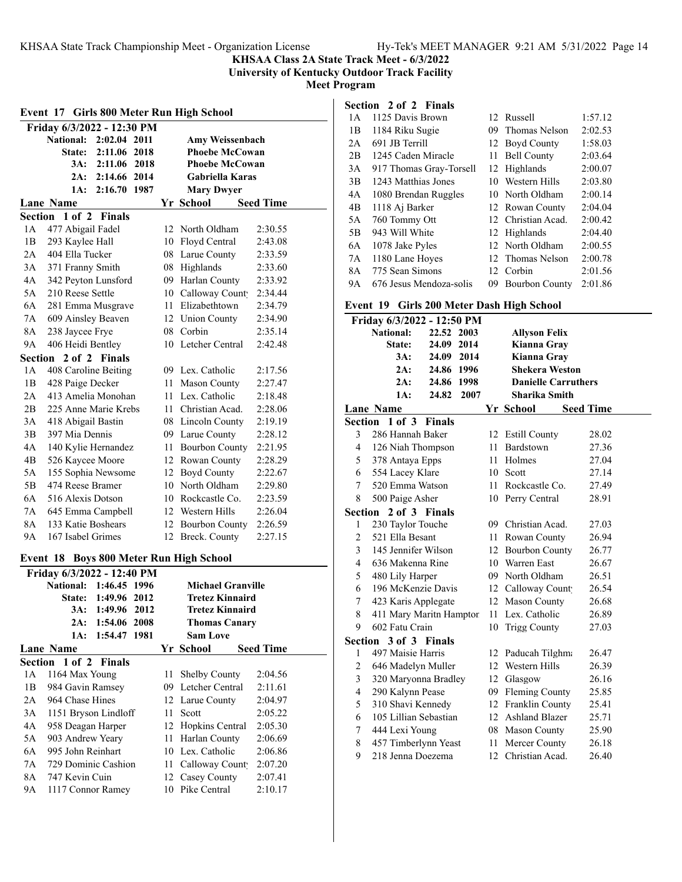**KHSAA Class 2A State Track Meet - 6/3/2022**
**University of Kentucky Outdoor Track Facility**
**Meet Program**

## Event 17 Girls 800 Meter Run High School

Friday 6/3/2022 - 12:30 PM

| Record | Time | Year | Name |
|---|---|---|---|
| National: | 2:02.04 | 2011 | Amy Weissenbach |
| State: | 2:11.06 | 2018 | Phoebe McCowan |
| 3A: | 2:11.06 | 2018 | Phoebe McCowan |
| 2A: | 2:14.66 | 2014 | Gabriella Karas |
| 1A: | 2:16.70 | 1987 | Mary Dwyer |

**Section 1 of 2 Finals**

| Lane | Name | Yr | School | Seed Time |
|---|---|---|---|---|
| 1A | 477 Abigail Fadel | 12 | North Oldham | 2:30.55 |
| 1B | 293 Kaylee Hall | 10 | Floyd Central | 2:43.08 |
| 2A | 404 Ella Tucker | 08 | Larue County | 2:33.59 |
| 3A | 371 Franny Smith | 08 | Highlands | 2:33.60 |
| 4A | 342 Peyton Lunsford | 09 | Harlan County | 2:33.92 |
| 5A | 210 Reese Settle | 10 | Calloway County | 2:34.44 |
| 6A | 281 Emma Musgrave | 11 | Elizabethtown | 2:34.79 |
| 7A | 609 Ainsley Beaven | 12 | Union County | 2:34.90 |
| 8A | 238 Jaycee Frye | 08 | Corbin | 2:35.14 |
| 9A | 406 Heidi Bentley | 10 | Letcher Central | 2:42.48 |

**Section 2 of 2 Finals**

| Lane | Name | Yr | School | Seed Time |
|---|---|---|---|---|
| 1A | 408 Caroline Beiting | 09 | Lex. Catholic | 2:17.56 |
| 1B | 428 Paige Decker | 11 | Mason County | 2:27.47 |
| 2A | 413 Amelia Monohan | 11 | Lex. Catholic | 2:18.48 |
| 2B | 225 Anne Marie Krebs | 11 | Christian Acad. | 2:28.06 |
| 3A | 418 Abigail Bastin | 08 | Lincoln County | 2:19.19 |
| 3B | 397 Mia Dennis | 09 | Larue County | 2:28.12 |
| 4A | 140 Kylie Hernandez | 11 | Bourbon County | 2:21.95 |
| 4B | 526 Kaycee Moore | 12 | Rowan County | 2:28.29 |
| 5A | 155 Sophia Newsome | 12 | Boyd County | 2:22.67 |
| 5B | 474 Reese Bramer | 10 | North Oldham | 2:29.80 |
| 6A | 516 Alexis Dotson | 10 | Rockcastle Co. | 2:23.59 |
| 7A | 645 Emma Campbell | 12 | Western Hills | 2:26.04 |
| 8A | 133 Katie Boshears | 12 | Bourbon County | 2:26.59 |
| 9A | 167 Isabel Grimes | 12 | Breck. County | 2:27.15 |

## Event 18 Boys 800 Meter Run High School

Friday 6/3/2022 - 12:40 PM

| Record | Time | Year | Name |
|---|---|---|---|
| National: | 1:46.45 | 1996 | Michael Granville |
| State: | 1:49.96 | 2012 | Tretez Kinnaird |
| 3A: | 1:49.96 | 2012 | Tretez Kinnaird |
| 2A: | 1:54.06 | 2008 | Thomas Canary |
| 1A: | 1:54.47 | 1981 | Sam Love |

**Section 1 of 2 Finals**

| Lane | Name | Yr | School | Seed Time |
|---|---|---|---|---|
| 1A | 1164 Max Young | 11 | Shelby County | 2:04.56 |
| 1B | 984 Gavin Ramsey | 09 | Letcher Central | 2:11.61 |
| 2A | 964 Chase Hines | 12 | Larue County | 2:04.97 |
| 3A | 1151 Bryson Lindloff | 11 | Scott | 2:05.22 |
| 4A | 958 Deagan Harper | 12 | Hopkins Central | 2:05.30 |
| 5A | 903 Andrew Yeary | 11 | Harlan County | 2:06.69 |
| 6A | 995 John Reinhart | 10 | Lex. Catholic | 2:06.86 |
| 7A | 729 Dominic Cashion | 11 | Calloway County | 2:07.20 |
| 8A | 747 Kevin Cuin | 12 | Casey County | 2:07.41 |
| 9A | 1117 Connor Ramey | 10 | Pike Central | 2:10.17 |

**Section 2 of 2 Finals**

| Lane | Name | Yr | School | Seed Time |
|---|---|---|---|---|
| 1A | 1125 Davis Brown | 12 | Russell | 1:57.12 |
| 1B | 1184 Riku Sugie | 09 | Thomas Nelson | 2:02.53 |
| 2A | 691 JB Terrill | 12 | Boyd County | 1:58.03 |
| 2B | 1245 Caden Miracle | 11 | Bell County | 2:03.64 |
| 3A | 917 Thomas Gray-Torsell | 12 | Highlands | 2:00.07 |
| 3B | 1243 Matthias Jones | 10 | Western Hills | 2:03.80 |
| 4A | 1080 Brendan Ruggles | 10 | North Oldham | 2:00.14 |
| 4B | 1118 Aj Barker | 12 | Rowan County | 2:04.04 |
| 5A | 760 Tommy Ott | 12 | Christian Acad. | 2:00.42 |
| 5B | 943 Will White | 12 | Highlands | 2:04.40 |
| 6A | 1078 Jake Pyles | 12 | North Oldham | 2:00.55 |
| 7A | 1180 Lane Hoyes | 12 | Thomas Nelson | 2:00.78 |
| 8A | 775 Sean Simons | 12 | Corbin | 2:01.56 |
| 9A | 676 Jesus Mendoza-solis | 09 | Bourbon County | 2:01.86 |

## Event 19 Girls 200 Meter Dash High School

Friday 6/3/2022 - 12:50 PM

| Record | Time | Year | Name |
|---|---|---|---|
| National: | 22.52 | 2003 | Allyson Felix |
| State: | 24.09 | 2014 | Kianna Gray |
| 3A: | 24.09 | 2014 | Kianna Gray |
| 2A: | 24.86 | 1996 | Shekera Weston |
| 2A: | 24.86 | 1998 | Danielle Carruthers |
| 1A: | 24.82 | 2007 | Sharika Smith |

**Section 1 of 3 Finals**

| Lane | Name | Yr | School | Seed Time |
|---|---|---|---|---|
| 3 | 286 Hannah Baker | 12 | Estill County | 28.02 |
| 4 | 126 Niah Thompson | 11 | Bardstown | 27.36 |
| 5 | 378 Antaya Epps | 11 | Holmes | 27.04 |
| 6 | 554 Lacey Klare | 10 | Scott | 27.14 |
| 7 | 520 Emma Watson | 11 | Rockcastle Co. | 27.49 |
| 8 | 500 Paige Asher | 10 | Perry Central | 28.91 |

**Section 2 of 3 Finals**

| Lane | Name | Yr | School | Seed Time |
|---|---|---|---|---|
| 1 | 230 Taylor Touche | 09 | Christian Acad. | 27.03 |
| 2 | 521 Ella Besant | 11 | Rowan County | 26.94 |
| 3 | 145 Jennifer Wilson | 12 | Bourbon County | 26.77 |
| 4 | 636 Makenna Rine | 10 | Warren East | 26.67 |
| 5 | 480 Lily Harper | 09 | North Oldham | 26.51 |
| 6 | 196 McKenzie Davis | 12 | Calloway County | 26.54 |
| 7 | 423 Karis Applegate | 12 | Mason County | 26.68 |
| 8 | 411 Mary Maritn Hamptor | 11 | Lex. Catholic | 26.89 |
| 9 | 602 Fatu Crain | 10 | Trigg County | 27.03 |

**Section 3 of 3 Finals**

| Lane | Name | Yr | School | Seed Time |
|---|---|---|---|---|
| 1 | 497 Maisie Harris | 12 | Paducah Tilghma | 26.47 |
| 2 | 646 Madelyn Muller | 12 | Western Hills | 26.39 |
| 3 | 320 Maryonna Bradley | 12 | Glasgow | 26.16 |
| 4 | 290 Kalynn Pease | 09 | Fleming County | 25.85 |
| 5 | 310 Shavi Kennedy | 12 | Franklin County | 25.41 |
| 6 | 105 Lillian Sebastian | 12 | Ashland Blazer | 25.71 |
| 7 | 444 Lexi Young | 08 | Mason County | 25.90 |
| 8 | 457 Timberlynn Yeast | 11 | Mercer County | 26.18 |
| 9 | 218 Jenna Doezema | 12 | Christian Acad. | 26.40 |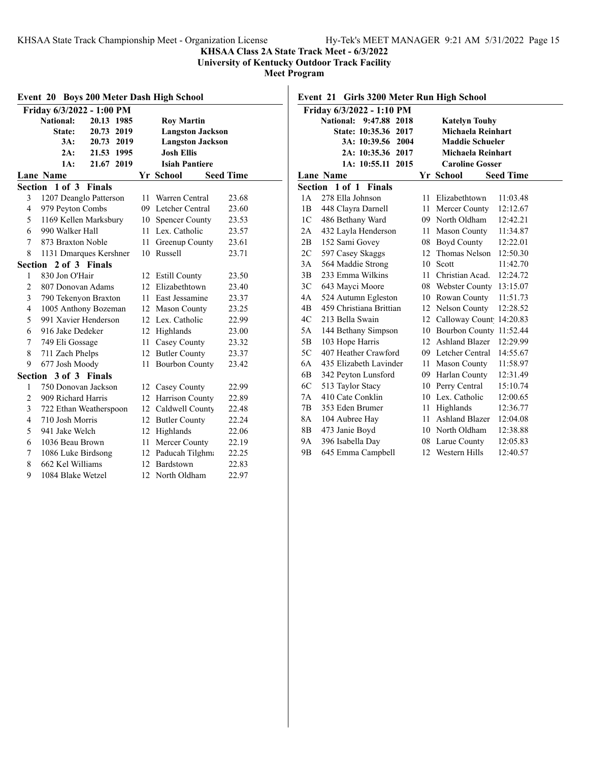**KHSAA Class 2A State Track Meet - 6/3/2022**
**University of Kentucky Outdoor Track Facility**
**Meet Program**

## Event 20 Boys 200 Meter Dash High School

**Friday 6/3/2022 - 1:00 PM**

| Record | Time | Year | Name |
|---|---|---|---|
| National: | 20.13 | 1985 | Roy Martin |
| State: | 20.73 | 2019 | Langston Jackson |
| 3A: | 20.73 | 2019 | Langston Jackson |
| 2A: | 21.53 | 1995 | Josh Ellis |
| 1A: | 21.67 | 2019 | Isiah Pantiere |

| Lane | Name | Yr | School | Seed Time |
|---|---|---|---|---|
| **Section 1 of 3 Finals** | | | | |
| 3 | 1207 Deanglo Patterson | 11 | Warren Central | 23.68 |
| 4 | 979 Peyton Combs | 09 | Letcher Central | 23.60 |
| 5 | 1169 Kellen Marksbury | 10 | Spencer County | 23.53 |
| 6 | 990 Walker Hall | 11 | Lex. Catholic | 23.57 |
| 7 | 873 Braxton Noble | 11 | Greenup County | 23.61 |
| 8 | 1131 Dmarques Kershner | 10 | Russell | 23.71 |
| **Section 2 of 3 Finals** | | | | |
| 1 | 830 Jon O'Hair | 12 | Estill County | 23.50 |
| 2 | 807 Donovan Adams | 12 | Elizabethtown | 23.40 |
| 3 | 790 Tekenyon Braxton | 11 | East Jessamine | 23.37 |
| 4 | 1005 Anthony Bozeman | 12 | Mason County | 23.25 |
| 5 | 991 Xavier Henderson | 12 | Lex. Catholic | 22.99 |
| 6 | 916 Jake Dedeker | 12 | Highlands | 23.00 |
| 7 | 749 Eli Gossage | 11 | Casey County | 23.32 |
| 8 | 711 Zach Phelps | 12 | Butler County | 23.37 |
| 9 | 677 Josh Moody | 11 | Bourbon County | 23.42 |
| **Section 3 of 3 Finals** | | | | |
| 1 | 750 Donovan Jackson | 12 | Casey County | 22.99 |
| 2 | 909 Richard Harris | 12 | Harrison County | 22.89 |
| 3 | 722 Ethan Weatherspoon | 12 | Caldwell County | 22.48 |
| 4 | 710 Josh Morris | 12 | Butler County | 22.24 |
| 5 | 941 Jake Welch | 12 | Highlands | 22.06 |
| 6 | 1036 Beau Brown | 11 | Mercer County | 22.19 |
| 7 | 1086 Luke Birdsong | 12 | Paducah Tilghma | 22.25 |
| 8 | 662 Kel Williams | 12 | Bardstown | 22.83 |
| 9 | 1084 Blake Wetzel | 12 | North Oldham | 22.97 |

## Event 21 Girls 3200 Meter Run High School

**Friday 6/3/2022 - 1:10 PM**

| Record | Time | Year | Name |
|---|---|---|---|
| National: | 9:47.88 | 2018 | Katelyn Touhy |
| State: | 10:35.36 | 2017 | Michaela Reinhart |
| 3A: | 10:39.56 | 2004 | Maddie Schueler |
| 2A: | 10:35.36 | 2017 | Michaela Reinhart |
| 1A: | 10:55.11 | 2015 | Caroline Gosser |

| Lane | Name | Yr | School | Seed Time |
|---|---|---|---|---|
| **Section 1 of 1 Finals** | | | | |
| 1A | 278 Ella Johnson | 11 | Elizabethtown | 11:03.48 |
| 1B | 448 Clayra Darnell | 11 | Mercer County | 12:12.67 |
| 1C | 486 Bethany Ward | 09 | North Oldham | 12:42.21 |
| 2A | 432 Layla Henderson | 11 | Mason County | 11:34.87 |
| 2B | 152 Sami Govey | 08 | Boyd County | 12:22.01 |
| 2C | 597 Casey Skaggs | 12 | Thomas Nelson | 12:50.30 |
| 3A | 564 Maddie Strong | 10 | Scott | 11:42.70 |
| 3B | 233 Emma Wilkins | 11 | Christian Acad. | 12:24.72 |
| 3C | 643 Mayci Moore | 08 | Webster County | 13:15.07 |
| 4A | 524 Autumn Egleston | 10 | Rowan County | 11:51.73 |
| 4B | 459 Christiana Brittian | 12 | Nelson County | 12:28.52 |
| 4C | 213 Bella Swain | 12 | Calloway Count | 14:20.83 |
| 5A | 144 Bethany Simpson | 10 | Bourbon County | 11:52.44 |
| 5B | 103 Hope Harris | 12 | Ashland Blazer | 12:29.99 |
| 5C | 407 Heather Crawford | 09 | Letcher Central | 14:55.67 |
| 6A | 435 Elizabeth Lavinder | 11 | Mason County | 11:58.97 |
| 6B | 342 Peyton Lunsford | 09 | Harlan County | 12:31.49 |
| 6C | 513 Taylor Stacy | 10 | Perry Central | 15:10.74 |
| 7A | 410 Cate Conklin | 10 | Lex. Catholic | 12:00.65 |
| 7B | 353 Eden Brumer | 11 | Highlands | 12:36.77 |
| 8A | 104 Aubree Hay | 11 | Ashland Blazer | 12:04.08 |
| 8B | 473 Janie Boyd | 10 | North Oldham | 12:38.88 |
| 9A | 396 Isabella Day | 08 | Larue County | 12:05.83 |
| 9B | 645 Emma Campbell | 12 | Western Hills | 12:40.57 |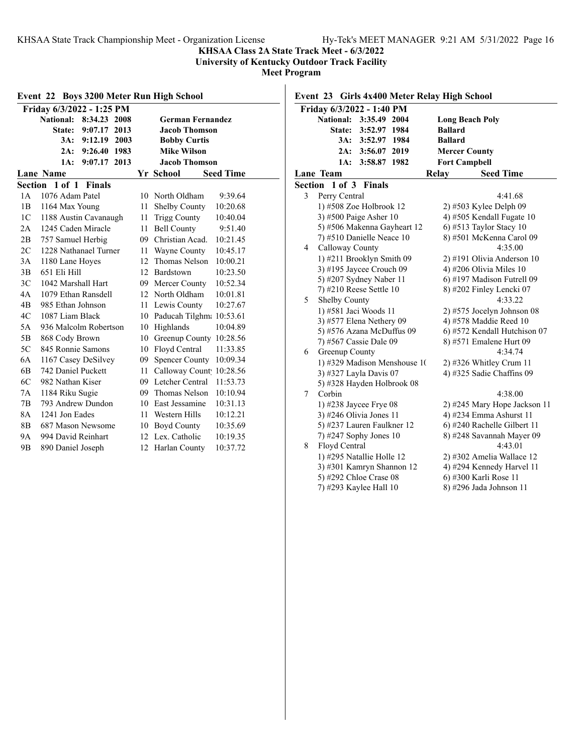**KHSAA Class 2A State Track Meet - 6/3/2022**
**University of Kentucky Outdoor Track Facility**
**Meet Program**

## Event 22 Boys 3200 Meter Run High School

**Friday 6/3/2022 - 1:25 PM**

| Record | Time | Year | Holder |
|---|---|---|---|
| National: | 8:34.23 | 2008 | German Fernandez |
| State: | 9:07.17 | 2013 | Jacob Thomson |
| 3A: | 9:12.19 | 2003 | Bobby Curtis |
| 2A: | 9:26.40 | 1983 | Mike Wilson |
| 1A: | 9:07.17 | 2013 | Jacob Thomson |

**Section 1 of 1 Finals**

| Lane | Name | Yr | School | Seed Time |
|---|---|---|---|---|
| 1A | 1076 Adam Patel | 10 | North Oldham | 9:39.64 |
| 1B | 1164 Max Young | 11 | Shelby County | 10:20.68 |
| 1C | 1188 Austin Cavanaugh | 11 | Trigg County | 10:40.04 |
| 2A | 1245 Caden Miracle | 11 | Bell County | 9:51.40 |
| 2B | 757 Samuel Herbig | 09 | Christian Acad. | 10:21.45 |
| 2C | 1228 Nathanael Turner | 11 | Wayne County | 10:45.17 |
| 3A | 1180 Lane Hoyes | 12 | Thomas Nelson | 10:00.21 |
| 3B | 651 Eli Hill | 12 | Bardstown | 10:23.50 |
| 3C | 1042 Marshall Hart | 09 | Mercer County | 10:52.34 |
| 4A | 1079 Ethan Ransdell | 12 | North Oldham | 10:01.81 |
| 4B | 985 Ethan Johnson | 11 | Lewis County | 10:27.67 |
| 4C | 1087 Liam Black | 10 | Paducah Tilghma | 10:53.61 |
| 5A | 936 Malcolm Robertson | 10 | Highlands | 10:04.89 |
| 5B | 868 Cody Brown | 10 | Greenup County | 10:28.56 |
| 5C | 845 Ronnie Samons | 10 | Floyd Central | 11:33.85 |
| 6A | 1167 Casey DeSilvey | 09 | Spencer County | 10:09.34 |
| 6B | 742 Daniel Puckett | 11 | Calloway County | 10:28.56 |
| 6C | 982 Nathan Kiser | 09 | Letcher Central | 11:53.73 |
| 7A | 1184 Riku Sugie | 09 | Thomas Nelson | 10:10.94 |
| 7B | 793 Andrew Dundon | 10 | East Jessamine | 10:31.13 |
| 8A | 1241 Jon Eades | 11 | Western Hills | 10:12.21 |
| 8B | 687 Mason Newsome | 10 | Boyd County | 10:35.69 |
| 9A | 994 David Reinhart | 12 | Lex. Catholic | 10:19.35 |
| 9B | 890 Daniel Joseph | 12 | Harlan County | 10:37.72 |

## Event 23 Girls 4x400 Meter Relay High School

**Friday 6/3/2022 - 1:40 PM**

| Record | Time | Year | Holder |
|---|---|---|---|
| National: | 3:35.49 | 2004 | Long Beach Poly |
| State: | 3:52.97 | 1984 | Ballard |
| 3A: | 3:52.97 | 1984 | Ballard |
| 2A: | 3:56.07 | 2019 | Mercer County |
| 1A: | 3:58.87 | 1982 | Fort Campbell |

**Section 1 of 3 Finals**

| Lane | Team | Relay | Seed Time |
|---|---|---|---|
| 3 | Perry Central | | 4:41.68 |
| | 1) #508 Zoe Holbrook 12 | 2) #503 Kylee Delph 09 | |
| | 3) #500 Paige Asher 10 | 4) #505 Kendall Fugate 10 | |
| | 5) #506 Makenna Gayheart 12 | 6) #513 Taylor Stacy 10 | |
| | 7) #510 Danielle Neace 10 | 8) #501 McKenna Carol 09 | |
| 4 | Calloway County | | 4:35.00 |
| | 1) #211 Brooklyn Smith 09 | 2) #191 Olivia Anderson 10 | |
| | 3) #195 Jaycee Crouch 09 | 4) #206 Olivia Miles 10 | |
| | 5) #207 Sydney Naber 11 | 6) #197 Madison Futrell 09 | |
| | 7) #210 Reese Settle 10 | 8) #202 Finley Lencki 07 | |
| 5 | Shelby County | | 4:33.22 |
| | 1) #581 Jaci Woods 11 | 2) #575 Jocelyn Johnson 08 | |
| | 3) #577 Elena Nethery 09 | 4) #578 Maddie Reed 10 | |
| | 5) #576 Azana McDuffus 09 | 6) #572 Kendall Hutchison 07 | |
| | 7) #567 Cassie Dale 09 | 8) #571 Emalene Hurt 09 | |
| 6 | Greenup County | | 4:34.74 |
| | 1) #329 Madison Menshouse 1( | 2) #326 Whitley Crum 11 | |
| | 3) #327 Layla Davis 07 | 4) #325 Sadie Chaffins 09 | |
| | 5) #328 Hayden Holbrook 08 | | |
| 7 | Corbin | | 4:38.00 |
| | 1) #238 Jaycee Frye 08 | 2) #245 Mary Hope Jackson 11 | |
| | 3) #246 Olivia Jones 11 | 4) #234 Emma Ashurst 11 | |
| | 5) #237 Lauren Faulkner 12 | 6) #240 Rachelle Gilbert 11 | |
| | 7) #247 Sophy Jones 10 | 8) #248 Savannah Mayer 09 | |
| 8 | Floyd Central | | 4:43.01 |
| | 1) #295 Natallie Holle 12 | 2) #302 Amelia Wallace 12 | |
| | 3) #301 Kamryn Shannon 12 | 4) #294 Kennedy Harvel 11 | |
| | 5) #292 Chloe Crase 08 | 6) #300 Karli Rose 11 | |
| | 7) #293 Kaylee Hall 10 | 8) #296 Jada Johnson 11 | |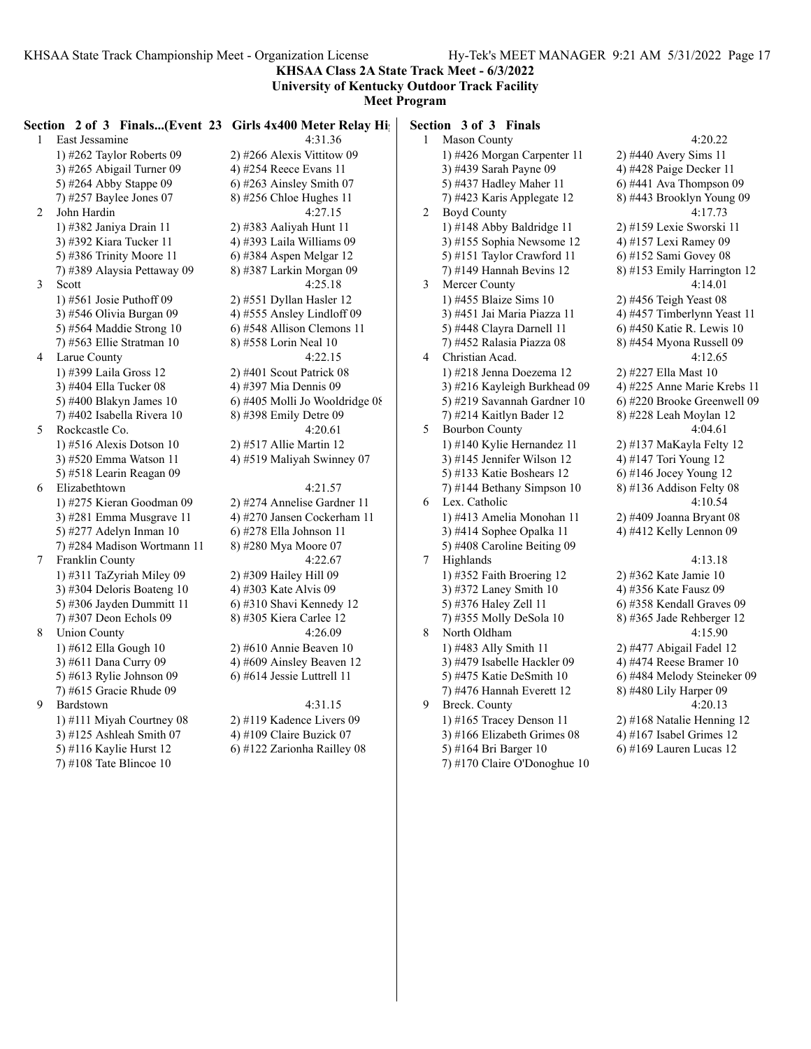**KHSAA Class 2A State Track Meet - 6/3/2022**
**University of Kentucky Outdoor Track Facility**
**Meet Program**

### Section 2 of 3 Finals...(Event 23 Girls 4x400 Meter Relay Hi

1 East Jessamine 4:31.36
1) #262 Taylor Roberts 09 2) #266 Alexis Vittitow 09
3) #265 Abigail Turner 09 4) #254 Reece Evans 11
5) #264 Abby Stappe 09 6) #263 Ainsley Smith 07
7) #257 Baylee Jones 07 8) #256 Chloe Hughes 11

2 John Hardin 4:27.15
1) #382 Janiya Drain 11 2) #383 Aaliyah Hunt 11
3) #392 Kiara Tucker 11 4) #393 Laila Williams 09
5) #386 Trinity Moore 11 6) #384 Aspen Melgar 12
7) #389 Alaysia Pettaway 09 8) #387 Larkin Morgan 09

3 Scott 4:25.18
1) #561 Josie Puthoff 09 2) #551 Dyllan Hasler 12
3) #546 Olivia Burgan 09 4) #555 Ansley Lindloff 09
5) #564 Maddie Strong 10 6) #548 Allison Clemons 11
7) #563 Ellie Stratman 10 8) #558 Lorin Neal 10

4 Larue County 4:22.15
1) #399 Laila Gross 12 2) #401 Scout Patrick 08
3) #404 Ella Tucker 08 4) #397 Mia Dennis 09
5) #400 Blakyn James 10 6) #405 Molli Jo Wooldridge 08
7) #402 Isabella Rivera 10 8) #398 Emily Detre 09

5 Rockcastle Co. 4:20.61
1) #516 Alexis Dotson 10 2) #517 Allie Martin 12
3) #520 Emma Watson 11 4) #519 Maliyah Swinney 07
5) #518 Learin Reagan 09

6 Elizabethtown 4:21.57
1) #275 Kieran Goodman 09 2) #274 Annelise Gardner 11
3) #281 Emma Musgrave 11 4) #270 Jansen Cockerham 11
5) #277 Adelyn Inman 10 6) #278 Ella Johnson 11
7) #284 Madison Wortmann 11 8) #280 Mya Moore 07

7 Franklin County 4:22.67
1) #311 TaZyriah Miley 09 2) #309 Hailey Hill 09
3) #304 Deloris Boateng 10 4) #303 Kate Alvis 09
5) #306 Jayden Dummitt 11 6) #310 Shavi Kennedy 12
7) #307 Deon Echols 09 8) #305 Kiera Carlee 12

8 Union County 4:26.09
1) #612 Ella Gough 10 2) #610 Annie Beaven 10
3) #611 Dana Curry 09 4) #609 Ainsley Beaven 12
5) #613 Rylie Johnson 09 6) #614 Jessie Luttrell 11
7) #615 Gracie Rhude 09

9 Bardstown 4:31.15
1) #111 Miyah Courtney 08 2) #119 Kadence Livers 09
3) #125 Ashleah Smith 07 4) #109 Claire Buzick 07
5) #116 Kaylie Hurst 12 6) #122 Zarionha Railley 08
7) #108 Tate Blincoe 10

### Section 3 of 3 Finals

1 Mason County 4:20.22
1) #426 Morgan Carpenter 11 2) #440 Avery Sims 11
3) #439 Sarah Payne 09 4) #428 Paige Decker 11
5) #437 Hadley Maher 11 6) #441 Ava Thompson 09
7) #423 Karis Applegate 12 8) #443 Brooklyn Young 09

2 Boyd County 4:17.73
1) #148 Abby Baldridge 11 2) #159 Lexie Sworski 11
3) #155 Sophia Newsome 12 4) #157 Lexi Ramey 09
5) #151 Taylor Crawford 11 6) #152 Sami Govey 08
7) #149 Hannah Bevins 12 8) #153 Emily Harrington 12

3 Mercer County 4:14.01
1) #455 Blaize Sims 10 2) #456 Teigh Yeast 08
3) #451 Jai Maria Piazza 11 4) #457 Timberlynn Yeast 11
5) #448 Clayra Darnell 11 6) #450 Katie R. Lewis 10
7) #452 Ralasia Piazza 08 8) #454 Myona Russell 09

4 Christian Acad. 4:12.65
1) #218 Jenna Doezema 12 2) #227 Ella Mast 10
3) #216 Kayleigh Burkhead 09 4) #225 Anne Marie Krebs 11
5) #219 Savannah Gardner 10 6) #220 Brooke Greenwell 09
7) #214 Kaitlyn Bader 12 8) #228 Leah Moylan 12

5 Bourbon County 4:04.61
1) #140 Kylie Hernandez 11 2) #137 MaKayla Felty 12
3) #145 Jennifer Wilson 12 4) #147 Tori Young 12
5) #133 Katie Boshears 12 6) #146 Jocey Young 12
7) #144 Bethany Simpson 10 8) #136 Addison Felty 08

6 Lex. Catholic 4:10.54
1) #413 Amelia Monohan 11 2) #409 Joanna Bryant 08
3) #414 Sophee Opalka 11 4) #412 Kelly Lennon 09
5) #408 Caroline Beiting 09

7 Highlands 4:13.18
1) #352 Faith Broering 12 2) #362 Kate Jamie 10
3) #372 Laney Smith 10 4) #356 Kate Fausz 09
5) #376 Haley Zell 11 6) #358 Kendall Graves 09
7) #355 Molly DeSola 10 8) #365 Jade Rehberger 12

8 North Oldham 4:15.90
1) #483 Ally Smith 11 2) #477 Abigail Fadel 12
3) #479 Isabelle Hackler 09 4) #474 Reese Bramer 10
5) #475 Katie DeSmith 10 6) #484 Melody Steineker 09
7) #476 Hannah Everett 12 8) #480 Lily Harper 09

9 Breck. County 4:20.13
1) #165 Tracey Denson 11 2) #168 Natalie Henning 12
3) #166 Elizabeth Grimes 08 4) #167 Isabel Grimes 12
5) #164 Bri Barger 10 6) #169 Lauren Lucas 12
7) #170 Claire O'Donoghue 10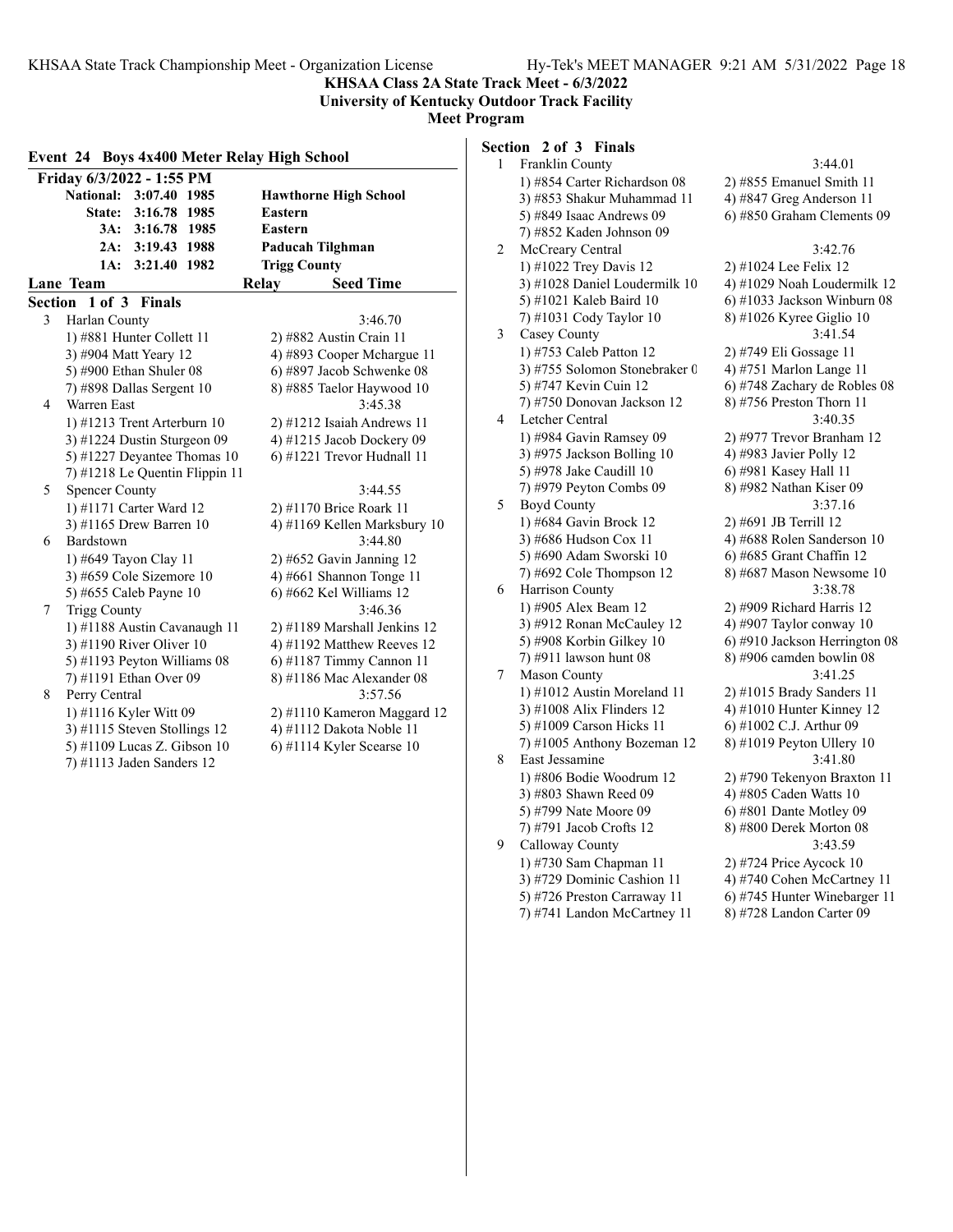**KHSAA Class 2A State Track Meet - 6/3/2022**
**University of Kentucky Outdoor Track Facility**
**Meet Program**

## Event 24 Boys 4x400 Meter Relay High School

**Friday 6/3/2022 - 1:55 PM**

| | | | |
|---|---|---|---|
| National: | 3:07.40 | 1985 | Hawthorne High School |
| State: | 3:16.78 | 1985 | Eastern |
| 3A: | 3:16.78 | 1985 | Eastern |
| 2A: | 3:19.43 | 1988 | Paducah Tilghman |
| 1A: | 3:21.40 | 1982 | Trigg County |

### Section 1 of 3 Finals

| Lane | Team | Relay | Seed Time |
|---|---|---|---|
| 3 | Harlan County | | 3:46.70 |
| | 1) #881 Hunter Collett 11 | 2) #882 Austin Crain 11 | |
| | 3) #904 Matt Yeary 12 | 4) #893 Cooper Mchargue 11 | |
| | 5) #900 Ethan Shuler 08 | 6) #897 Jacob Schwenke 08 | |
| | 7) #898 Dallas Sergent 10 | 8) #885 Taelor Haywood 10 | |
| 4 | Warren East | | 3:45.38 |
| | 1) #1213 Trent Arterburn 10 | 2) #1212 Isaiah Andrews 11 | |
| | 3) #1224 Dustin Sturgeon 09 | 4) #1215 Jacob Dockery 09 | |
| | 5) #1227 Deyantee Thomas 10 | 6) #1221 Trevor Hudnall 11 | |
| | 7) #1218 Le Quentin Flippin 11 | | |
| 5 | Spencer County | | 3:44.55 |
| | 1) #1171 Carter Ward 12 | 2) #1170 Brice Roark 11 | |
| | 3) #1165 Drew Barren 10 | 4) #1169 Kellen Marksbury 10 | |
| 6 | Bardstown | | 3:44.80 |
| | 1) #649 Tayon Clay 11 | 2) #652 Gavin Janning 12 | |
| | 3) #659 Cole Sizemore 10 | 4) #661 Shannon Tonge 11 | |
| | 5) #655 Caleb Payne 10 | 6) #662 Kel Williams 12 | |
| 7 | Trigg County | | 3:46.36 |
| | 1) #1188 Austin Cavanaugh 11 | 2) #1189 Marshall Jenkins 12 | |
| | 3) #1190 River Oliver 10 | 4) #1192 Matthew Reeves 12 | |
| | 5) #1193 Peyton Williams 08 | 6) #1187 Timmy Cannon 11 | |
| | 7) #1191 Ethan Over 09 | 8) #1186 Mac Alexander 08 | |
| 8 | Perry Central | | 3:57.56 |
| | 1) #1116 Kyler Witt 09 | 2) #1110 Kameron Maggard 12 | |
| | 3) #1115 Steven Stollings 12 | 4) #1112 Dakota Noble 11 | |
| | 5) #1109 Lucas Z. Gibson 10 | 6) #1114 Kyler Scearse 10 | |
| | 7) #1113 Jaden Sanders 12 | | |

### Section 2 of 3 Finals

| Lane | Team | Relay | Seed Time |
|---|---|---|---|
| 1 | Franklin County | | 3:44.01 |
| | 1) #854 Carter Richardson 08 | 2) #855 Emanuel Smith 11 | |
| | 3) #853 Shakur Muhammad 11 | 4) #847 Greg Anderson 11 | |
| | 5) #849 Isaac Andrews 09 | 6) #850 Graham Clements 09 | |
| | 7) #852 Kaden Johnson 09 | | |
| 2 | McCreary Central | | 3:42.76 |
| | 1) #1022 Trey Davis 12 | 2) #1024 Lee Felix 12 | |
| | 3) #1028 Daniel Loudermilk 10 | 4) #1029 Noah Loudermilk 12 | |
| | 5) #1021 Kaleb Baird 10 | 6) #1033 Jackson Winburn 08 | |
| | 7) #1031 Cody Taylor 10 | 8) #1026 Kyree Giglio 10 | |
| 3 | Casey County | | 3:41.54 |
| | 1) #753 Caleb Patton 12 | 2) #749 Eli Gossage 11 | |
| | 3) #755 Solomon Stonebraker 0 | 4) #751 Marlon Lange 11 | |
| | 5) #747 Kevin Cuin 12 | 6) #748 Zachary de Robles 08 | |
| | 7) #750 Donovan Jackson 12 | 8) #756 Preston Thorn 11 | |
| 4 | Letcher Central | | 3:40.35 |
| | 1) #984 Gavin Ramsey 09 | 2) #977 Trevor Branham 12 | |
| | 3) #975 Jackson Bolling 10 | 4) #983 Javier Polly 12 | |
| | 5) #978 Jake Caudill 10 | 6) #981 Kasey Hall 11 | |
| | 7) #979 Peyton Combs 09 | 8) #982 Nathan Kiser 09 | |
| 5 | Boyd County | | 3:37.16 |
| | 1) #684 Gavin Brock 12 | 2) #691 JB Terrill 12 | |
| | 3) #686 Hudson Cox 11 | 4) #688 Rolen Sanderson 10 | |
| | 5) #690 Adam Sworski 10 | 6) #685 Grant Chaffin 12 | |
| | 7) #692 Cole Thompson 12 | 8) #687 Mason Newsome 10 | |
| 6 | Harrison County | | 3:38.78 |
| | 1) #905 Alex Beam 12 | 2) #909 Richard Harris 12 | |
| | 3) #912 Ronan McCauley 12 | 4) #907 Taylor conway 10 | |
| | 5) #908 Korbin Gilkey 10 | 6) #910 Jackson Herrington 08 | |
| | 7) #911 lawson hunt 08 | 8) #906 camden bowlin 08 | |
| 7 | Mason County | | 3:41.25 |
| | 1) #1012 Austin Moreland 11 | 2) #1015 Brady Sanders 11 | |
| | 3) #1008 Alix Flinders 12 | 4) #1010 Hunter Kinney 12 | |
| | 5) #1009 Carson Hicks 11 | 6) #1002 C.J. Arthur 09 | |
| | 7) #1005 Anthony Bozeman 12 | 8) #1019 Peyton Ullery 10 | |
| 8 | East Jessamine | | 3:41.80 |
| | 1) #806 Bodie Woodrum 12 | 2) #790 Tekenyon Braxton 11 | |
| | 3) #803 Shawn Reed 09 | 4) #805 Caden Watts 10 | |
| | 5) #799 Nate Moore 09 | 6) #801 Dante Motley 09 | |
| | 7) #791 Jacob Crofts 12 | 8) #800 Derek Morton 08 | |
| 9 | Calloway County | | 3:43.59 |
| | 1) #730 Sam Chapman 11 | 2) #724 Price Aycock 10 | |
| | 3) #729 Dominic Cashion 11 | 4) #740 Cohen McCartney 11 | |
| | 5) #726 Preston Carraway 11 | 6) #745 Hunter Winebarger 11 | |
| | 7) #741 Landon McCartney 11 | 8) #728 Landon Carter 09 | |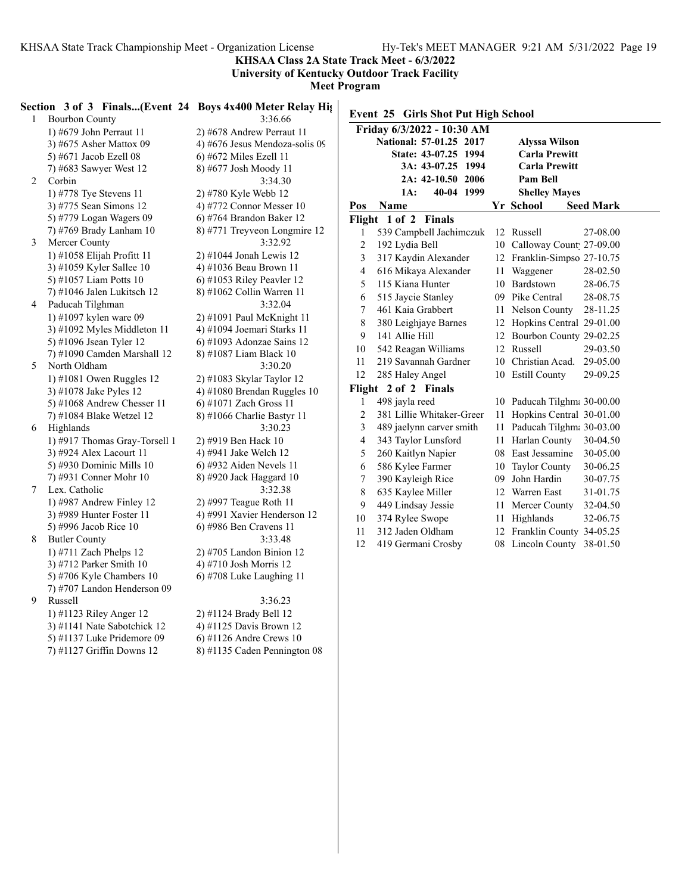KHSAA Class 2A State Track Meet - 6/3/2022
University of Kentucky Outdoor Track Facility
Meet Program

## Section 3 of 3 Finals...(Event 24 Boys 4x400 Meter Relay Hig

| | Team | | Seed |
|---|---|---|---|
| 1 | Bourbon County | | 3:36.66 |
| | 1) #679 John Perraut 11 | 2) #678 Andrew Perraut 11 | |
| | 3) #675 Asher Mattox 09 | 4) #676 Jesus Mendoza-solis 09 | |
| | 5) #671 Jacob Ezell 08 | 6) #672 Miles Ezell 11 | |
| | 7) #683 Sawyer West 12 | 8) #677 Josh Moody 11 | |
| 2 | Corbin | | 3:34.30 |
| | 1) #778 Tye Stevens 11 | 2) #780 Kyle Webb 12 | |
| | 3) #775 Sean Simons 12 | 4) #772 Connor Messer 10 | |
| | 5) #779 Logan Wagers 09 | 6) #764 Brandon Baker 12 | |
| | 7) #769 Brady Lanham 10 | 8) #771 Treyveon Longmire 12 | |
| 3 | Mercer County | | 3:32.92 |
| | 1) #1058 Elijah Profitt 11 | 2) #1044 Jonah Lewis 12 | |
| | 3) #1059 Kyler Sallee 10 | 4) #1036 Beau Brown 11 | |
| | 5) #1057 Liam Potts 10 | 6) #1053 Riley Peavler 12 | |
| | 7) #1046 Jalen Lukitsch 12 | 8) #1062 Collin Warren 11 | |
| 4 | Paducah Tilghman | | 3:32.04 |
| | 1) #1097 kylen ware 09 | 2) #1091 Paul McKnight 11 | |
| | 3) #1092 Myles Middleton 11 | 4) #1094 Joemari Starks 11 | |
| | 5) #1096 Jsean Tyler 12 | 6) #1093 Adonzae Sains 12 | |
| | 7) #1090 Camden Marshall 12 | 8) #1087 Liam Black 10 | |
| 5 | North Oldham | | 3:30.20 |
| | 1) #1081 Owen Ruggles 12 | 2) #1083 Skylar Taylor 12 | |
| | 3) #1078 Jake Pyles 12 | 4) #1080 Brendan Ruggles 10 | |
| | 5) #1068 Andrew Chesser 11 | 6) #1071 Zach Gross 11 | |
| | 7) #1084 Blake Wetzel 12 | 8) #1066 Charlie Bastyr 11 | |
| 6 | Highlands | | 3:30.23 |
| | 1) #917 Thomas Gray-Torsell 1 | 2) #919 Ben Hack 10 | |
| | 3) #924 Alex Lacourt 11 | 4) #941 Jake Welch 12 | |
| | 5) #930 Dominic Mills 10 | 6) #932 Aiden Nevels 11 | |
| | 7) #931 Conner Mohr 10 | 8) #920 Jack Haggard 10 | |
| 7 | Lex. Catholic | | 3:32.38 |
| | 1) #987 Andrew Finley 12 | 2) #997 Teague Roth 11 | |
| | 3) #989 Hunter Foster 11 | 4) #991 Xavier Henderson 12 | |
| | 5) #996 Jacob Rice 10 | 6) #986 Ben Cravens 11 | |
| 8 | Butler County | | 3:33.48 |
| | 1) #711 Zach Phelps 12 | 2) #705 Landon Binion 12 | |
| | 3) #712 Parker Smith 10 | 4) #710 Josh Morris 12 | |
| | 5) #706 Kyle Chambers 10 | 6) #708 Luke Laughing 11 | |
| | 7) #707 Landon Henderson 09 | | |
| 9 | Russell | | 3:36.23 |
| | 1) #1123 Riley Anger 12 | 2) #1124 Brady Bell 12 | |
| | 3) #1141 Nate Sabotchick 12 | 4) #1125 Davis Brown 12 | |
| | 5) #1137 Luke Pridemore 09 | 6) #1126 Andre Crews 10 | |
| | 7) #1127 Griffin Downs 12 | 8) #1135 Caden Pennington 08 | |

## Event 25 Girls Shot Put High School

**Friday 6/3/2022 - 10:30 AM**

| Record | Mark | Year | Holder |
|---|---|---|---|
| National: | 57-01.25 | 2017 | Alyssa Wilson |
| State: | 43-07.25 | 1994 | Carla Prewitt |
| 3A: | 43-07.25 | 1994 | Carla Prewitt |
| 2A: | 42-10.50 | 2006 | Pam Bell |
| 1A: | 40-04 | 1999 | Shelley Mayes |

| Pos | Name | Yr | School | Seed Mark |
|---|---|---|---|---|
| **Flight 1 of 2 Finals** | | | | |
| 1 | 539 Campbell Jachimczuk | 12 | Russell | 27-08.00 |
| 2 | 192 Lydia Bell | 10 | Calloway Count | 27-09.00 |
| 3 | 317 Kaydin Alexander | 12 | Franklin-Simpso | 27-10.75 |
| 4 | 616 Mikaya Alexander | 11 | Waggener | 28-02.50 |
| 5 | 115 Kiana Hunter | 10 | Bardstown | 28-06.75 |
| 6 | 515 Jaycie Stanley | 09 | Pike Central | 28-08.75 |
| 7 | 461 Kaia Grabbert | 11 | Nelson County | 28-11.25 |
| 8 | 380 Leighjaye Barnes | 12 | Hopkins Central | 29-01.00 |
| 9 | 141 Allie Hill | 12 | Bourbon County | 29-02.25 |
| 10 | 542 Reagan Williams | 12 | Russell | 29-03.50 |
| 11 | 219 Savannah Gardner | 10 | Christian Acad. | 29-05.00 |
| 12 | 285 Haley Angel | 10 | Estill County | 29-09.25 |
| **Flight 2 of 2 Finals** | | | | |
| 1 | 498 jayla reed | 10 | Paducah Tilghma | 30-00.00 |
| 2 | 381 Lillie Whitaker-Greer | 11 | Hopkins Central | 30-01.00 |
| 3 | 489 jaelynn carver smith | 11 | Paducah Tilghma | 30-03.00 |
| 4 | 343 Taylor Lunsford | 11 | Harlan County | 30-04.50 |
| 5 | 260 Kaitlyn Napier | 08 | East Jessamine | 30-05.00 |
| 6 | 586 Kylee Farmer | 10 | Taylor County | 30-06.25 |
| 7 | 390 Kayleigh Rice | 09 | John Hardin | 30-07.75 |
| 8 | 635 Kaylee Miller | 12 | Warren East | 31-01.75 |
| 9 | 449 Lindsay Jessie | 11 | Mercer County | 32-04.50 |
| 10 | 374 Rylee Swope | 11 | Highlands | 32-06.75 |
| 11 | 312 Jaden Oldham | 12 | Franklin County | 34-05.25 |
| 12 | 419 Germani Crosby | 08 | Lincoln County | 38-01.50 |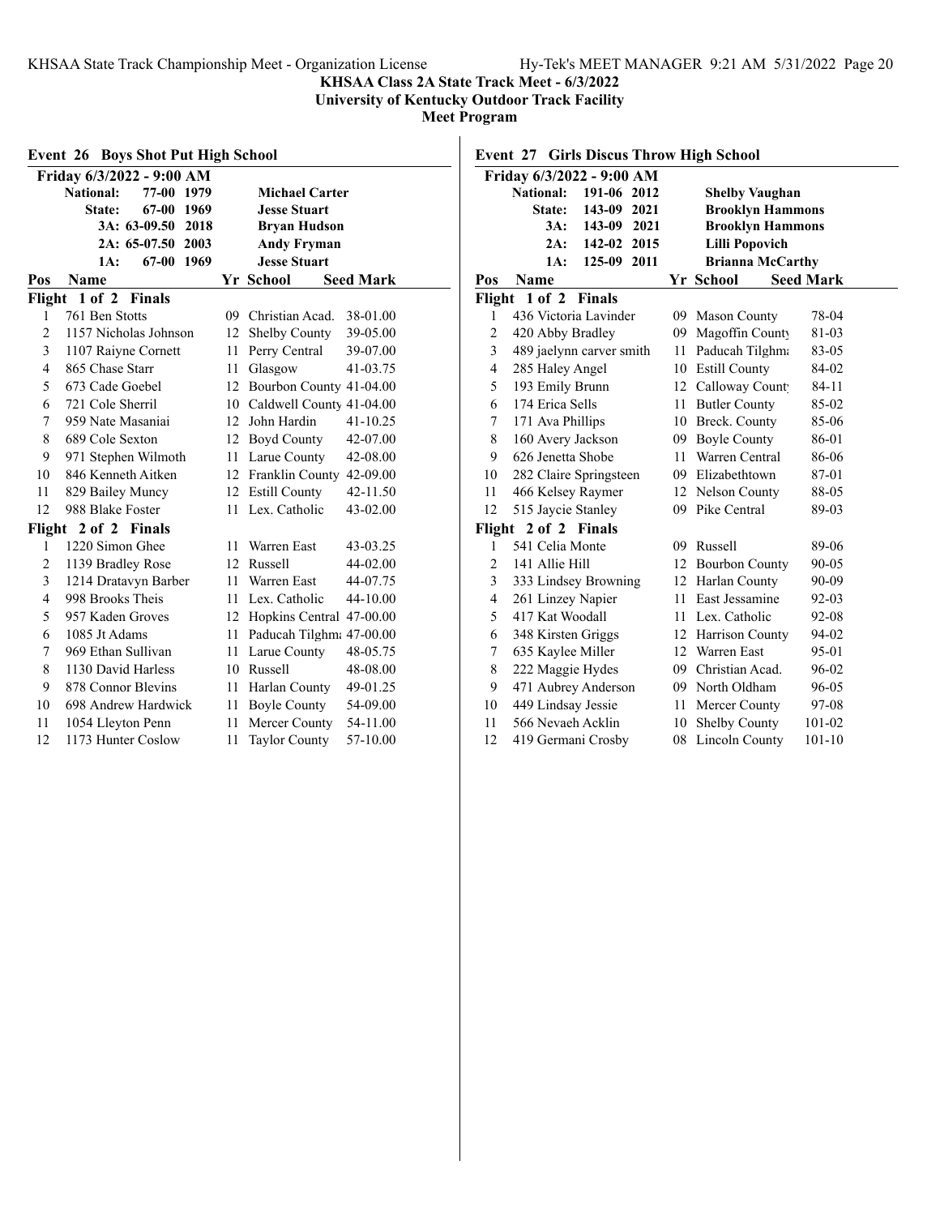**KHSAA Class 2A State Track Meet - 6/3/2022**
**University of Kentucky Outdoor Track Facility**
**Meet Program**

## Event 26 Boys Shot Put High School

Friday 6/3/2022 - 9:00 AM

| | Mark | Year | Holder |
|---|---|---|---|
| National: | 77-00 | 1979 | Michael Carter |
| State: | 67-00 | 1969 | Jesse Stuart |
| 3A: | 63-09.50 | 2018 | Bryan Hudson |
| 2A: | 65-07.50 | 2003 | Andy Fryman |
| 1A: | 67-00 | 1969 | Jesse Stuart |

| Pos | Name | Yr | School | Seed Mark |
|---|---|---|---|---|
| **Flight 1 of 2 Finals** | | | | |
| 1 | 761 Ben Stotts | 09 | Christian Acad. | 38-01.00 |
| 2 | 1157 Nicholas Johnson | 12 | Shelby County | 39-05.00 |
| 3 | 1107 Raiyne Cornett | 11 | Perry Central | 39-07.00 |
| 4 | 865 Chase Starr | 11 | Glasgow | 41-03.75 |
| 5 | 673 Cade Goebel | 12 | Bourbon County | 41-04.00 |
| 6 | 721 Cole Sherril | 10 | Caldwell County | 41-04.00 |
| 7 | 959 Nate Masaniai | 12 | John Hardin | 41-10.25 |
| 8 | 689 Cole Sexton | 12 | Boyd County | 42-07.00 |
| 9 | 971 Stephen Wilmoth | 11 | Larue County | 42-08.00 |
| 10 | 846 Kenneth Aitken | 12 | Franklin County | 42-09.00 |
| 11 | 829 Bailey Muncy | 12 | Estill County | 42-11.50 |
| 12 | 988 Blake Foster | 11 | Lex. Catholic | 43-02.00 |
| **Flight 2 of 2 Finals** | | | | |
| 1 | 1220 Simon Ghee | 11 | Warren East | 43-03.25 |
| 2 | 1139 Bradley Rose | 12 | Russell | 44-02.00 |
| 3 | 1214 Dratavyn Barber | 11 | Warren East | 44-07.75 |
| 4 | 998 Brooks Theis | 11 | Lex. Catholic | 44-10.00 |
| 5 | 957 Kaden Groves | 12 | Hopkins Central | 47-00.00 |
| 6 | 1085 Jt Adams | 11 | Paducah Tilghman | 47-00.00 |
| 7 | 969 Ethan Sullivan | 11 | Larue County | 48-05.75 |
| 8 | 1130 David Harless | 10 | Russell | 48-08.00 |
| 9 | 878 Connor Blevins | 11 | Harlan County | 49-01.25 |
| 10 | 698 Andrew Hardwick | 11 | Boyle County | 54-09.00 |
| 11 | 1054 Lleyton Penn | 11 | Mercer County | 54-11.00 |
| 12 | 1173 Hunter Coslow | 11 | Taylor County | 57-10.00 |

## Event 27 Girls Discus Throw High School

Friday 6/3/2022 - 9:00 AM

| | Mark | Year | Holder |
|---|---|---|---|
| National: | 191-06 | 2012 | Shelby Vaughan |
| State: | 143-09 | 2021 | Brooklyn Hammons |
| 3A: | 143-09 | 2021 | Brooklyn Hammons |
| 2A: | 142-02 | 2015 | Lilli Popovich |
| 1A: | 125-09 | 2011 | Brianna McCarthy |

| Pos | Name | Yr | School | Seed Mark |
|---|---|---|---|---|
| **Flight 1 of 2 Finals** | | | | |
| 1 | 436 Victoria Lavinder | 09 | Mason County | 78-04 |
| 2 | 420 Abby Bradley | 09 | Magoffin County | 81-03 |
| 3 | 489 jaelynn carver smith | 11 | Paducah Tilghman | 83-05 |
| 4 | 285 Haley Angel | 10 | Estill County | 84-02 |
| 5 | 193 Emily Brunn | 12 | Calloway County | 84-11 |
| 6 | 174 Erica Sells | 11 | Butler County | 85-02 |
| 7 | 171 Ava Phillips | 10 | Breck. County | 85-06 |
| 8 | 160 Avery Jackson | 09 | Boyle County | 86-01 |
| 9 | 626 Jenetta Shobe | 11 | Warren Central | 86-06 |
| 10 | 282 Claire Springsteen | 09 | Elizabethtown | 87-01 |
| 11 | 466 Kelsey Raymer | 12 | Nelson County | 88-05 |
| 12 | 515 Jaycie Stanley | 09 | Pike Central | 89-03 |
| **Flight 2 of 2 Finals** | | | | |
| 1 | 541 Celia Monte | 09 | Russell | 89-06 |
| 2 | 141 Allie Hill | 12 | Bourbon County | 90-05 |
| 3 | 333 Lindsey Browning | 12 | Harlan County | 90-09 |
| 4 | 261 Linzey Napier | 11 | East Jessamine | 92-03 |
| 5 | 417 Kat Woodall | 11 | Lex. Catholic | 92-08 |
| 6 | 348 Kirsten Griggs | 12 | Harrison County | 94-02 |
| 7 | 635 Kaylee Miller | 12 | Warren East | 95-01 |
| 8 | 222 Maggie Hydes | 09 | Christian Acad. | 96-02 |
| 9 | 471 Aubrey Anderson | 09 | North Oldham | 96-05 |
| 10 | 449 Lindsay Jessie | 11 | Mercer County | 97-08 |
| 11 | 566 Nevaeh Acklin | 10 | Shelby County | 101-02 |
| 12 | 419 Germani Crosby | 08 | Lincoln County | 101-10 |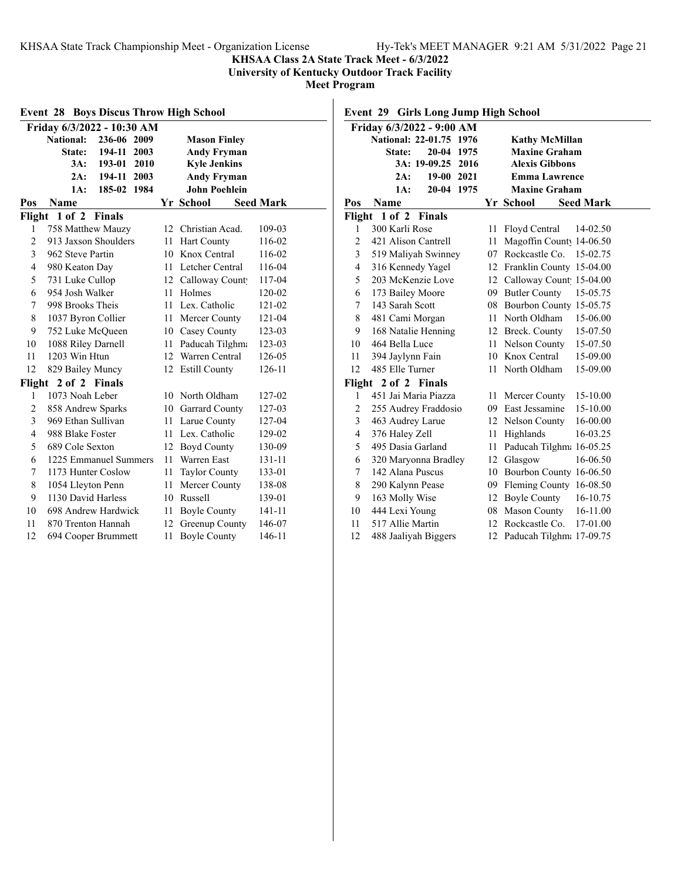**KHSAA Class 2A State Track Meet - 6/3/2022**
**University of Kentucky Outdoor Track Facility**
**Meet Program**

## Event 28 Boys Discus Throw High School

**Friday 6/3/2022 - 10:30 AM**

| Record | Mark | Year | Holder |
|---|---|---|---|
| National: | 236-06 | 2009 | Mason Finley |
| State: | 194-11 | 2003 | Andy Fryman |
| 3A: | 193-01 | 2010 | Kyle Jenkins |
| 2A: | 194-11 | 2003 | Andy Fryman |
| 1A: | 185-02 | 1984 | John Poehlein |

| Pos | Name | Yr | School | Seed Mark |
|---|---|---|---|---|
| **Flight 1 of 2 Finals** | | | | |
| 1 | 758 Matthew Mauzy | 12 | Christian Acad. | 109-03 |
| 2 | 913 Jaxson Shoulders | 11 | Hart County | 116-02 |
| 3 | 962 Steve Partin | 10 | Knox Central | 116-02 |
| 4 | 980 Keaton Day | 11 | Letcher Central | 116-04 |
| 5 | 731 Luke Cullop | 12 | Calloway County | 117-04 |
| 6 | 954 Josh Walker | 11 | Holmes | 120-02 |
| 7 | 998 Brooks Theis | 11 | Lex. Catholic | 121-02 |
| 8 | 1037 Byron Collier | 11 | Mercer County | 121-04 |
| 9 | 752 Luke McQueen | 10 | Casey County | 123-03 |
| 10 | 1088 Riley Darnell | 11 | Paducah Tilghman | 123-03 |
| 11 | 1203 Win Htun | 12 | Warren Central | 126-05 |
| 12 | 829 Bailey Muncy | 12 | Estill County | 126-11 |
| **Flight 2 of 2 Finals** | | | | |
| 1 | 1073 Noah Leber | 10 | North Oldham | 127-02 |
| 2 | 858 Andrew Sparks | 10 | Garrard County | 127-03 |
| 3 | 969 Ethan Sullivan | 11 | Larue County | 127-04 |
| 4 | 988 Blake Foster | 11 | Lex. Catholic | 129-02 |
| 5 | 689 Cole Sexton | 12 | Boyd County | 130-09 |
| 6 | 1225 Emmanuel Summers | 11 | Warren East | 131-11 |
| 7 | 1173 Hunter Coslow | 11 | Taylor County | 133-01 |
| 8 | 1054 Lleyton Penn | 11 | Mercer County | 138-08 |
| 9 | 1130 David Harless | 10 | Russell | 139-01 |
| 10 | 698 Andrew Hardwick | 11 | Boyle County | 141-11 |
| 11 | 870 Trenton Hannah | 12 | Greenup County | 146-07 |
| 12 | 694 Cooper Brummett | 11 | Boyle County | 146-11 |

## Event 29 Girls Long Jump High School

**Friday 6/3/2022 - 9:00 AM**

| Record | Mark | Year | Holder |
|---|---|---|---|
| National: | 22-01.75 | 1976 | Kathy McMillan |
| State: | 20-04 | 1975 | Maxine Graham |
| 3A: | 19-09.25 | 2016 | Alexis Gibbons |
| 2A: | 19-00 | 2021 | Emma Lawrence |
| 1A: | 20-04 | 1975 | Maxine Graham |

| Pos | Name | Yr | School | Seed Mark |
|---|---|---|---|---|
| **Flight 1 of 2 Finals** | | | | |
| 1 | 300 Karli Rose | 11 | Floyd Central | 14-02.50 |
| 2 | 421 Alison Cantrell | 11 | Magoffin County | 14-06.50 |
| 3 | 519 Maliyah Swinney | 07 | Rockcastle Co. | 15-02.75 |
| 4 | 316 Kennedy Yagel | 12 | Franklin County | 15-04.00 |
| 5 | 203 McKenzie Love | 12 | Calloway County | 15-04.00 |
| 6 | 173 Bailey Moore | 09 | Butler County | 15-05.75 |
| 7 | 143 Sarah Scott | 08 | Bourbon County | 15-05.75 |
| 8 | 481 Cami Morgan | 11 | North Oldham | 15-06.00 |
| 9 | 168 Natalie Henning | 12 | Breck. County | 15-07.50 |
| 10 | 464 Bella Luce | 11 | Nelson County | 15-07.50 |
| 11 | 394 Jaylynn Fain | 10 | Knox Central | 15-09.00 |
| 12 | 485 Elle Turner | 11 | North Oldham | 15-09.00 |
| **Flight 2 of 2 Finals** | | | | |
| 1 | 451 Jai Maria Piazza | 11 | Mercer County | 15-10.00 |
| 2 | 255 Audrey Fraddosio | 09 | East Jessamine | 15-10.00 |
| 3 | 463 Audrey Larue | 12 | Nelson County | 16-00.00 |
| 4 | 376 Haley Zell | 11 | Highlands | 16-03.25 |
| 5 | 495 Dasia Garland | 11 | Paducah Tilghman | 16-05.25 |
| 6 | 320 Maryonna Bradley | 12 | Glasgow | 16-06.50 |
| 7 | 142 Alana Puscus | 10 | Bourbon County | 16-06.50 |
| 8 | 290 Kalynn Pease | 09 | Fleming County | 16-08.50 |
| 9 | 163 Molly Wise | 12 | Boyle County | 16-10.75 |
| 10 | 444 Lexi Young | 08 | Mason County | 16-11.00 |
| 11 | 517 Allie Martin | 12 | Rockcastle Co. | 17-01.00 |
| 12 | 488 Jaaliyah Biggers | 12 | Paducah Tilghman | 17-09.75 |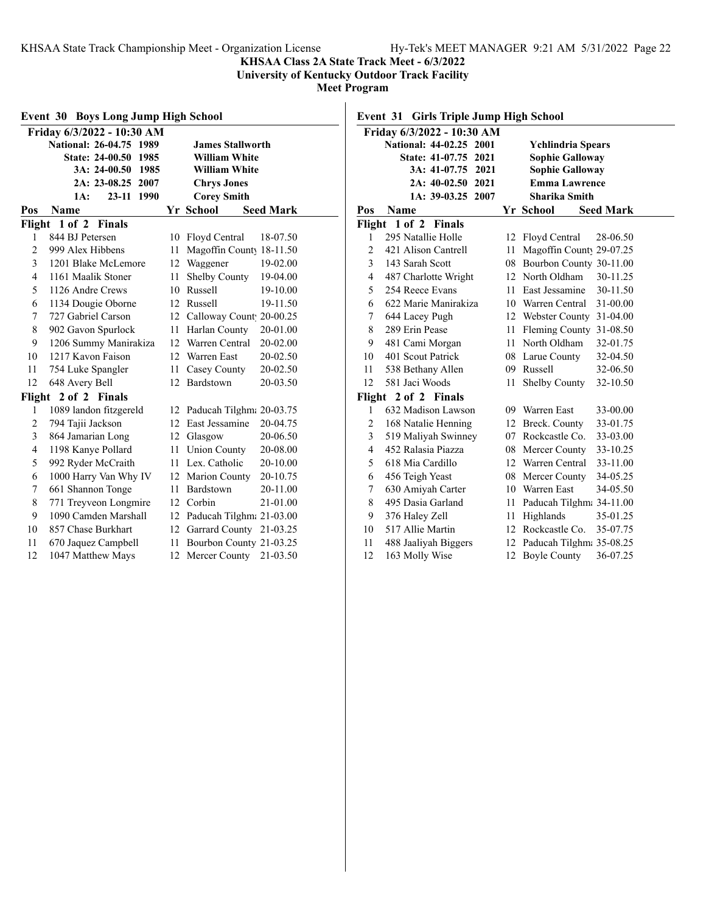**KHSAA Class 2A State Track Meet - 6/3/2022**
**University of Kentucky Outdoor Track Facility**
**Meet Program**

## Event 30 Boys Long Jump High School

**Friday 6/3/2022 - 10:30 AM**

| Record | Mark | Year | Holder |
|---|---|---|---|
| National: | 26-04.75 | 1989 | James Stallworth |
| State: | 24-00.50 | 1985 | William White |
| 3A: | 24-00.50 | 1985 | William White |
| 2A: | 23-08.25 | 2007 | Chrys Jones |
| 1A: | 23-11 | 1990 | Corey Smith |

| Pos | Name | Yr | School | Seed Mark |
|---|---|---|---|---|
| **Flight 1 of 2 Finals** | | | | |
| 1 | 844 BJ Petersen | 10 | Floyd Central | 18-07.50 |
| 2 | 999 Alex Hibbens | 11 | Magoffin County | 18-11.50 |
| 3 | 1201 Blake McLemore | 12 | Waggener | 19-02.00 |
| 4 | 1161 Maalik Stoner | 11 | Shelby County | 19-04.00 |
| 5 | 1126 Andre Crews | 10 | Russell | 19-10.00 |
| 6 | 1134 Dougie Oborne | 12 | Russell | 19-11.50 |
| 7 | 727 Gabriel Carson | 12 | Calloway County | 20-00.25 |
| 8 | 902 Gavon Spurlock | 11 | Harlan County | 20-01.00 |
| 9 | 1206 Summy Manirakiza | 12 | Warren Central | 20-02.00 |
| 10 | 1217 Kavon Faison | 12 | Warren East | 20-02.50 |
| 11 | 754 Luke Spangler | 11 | Casey County | 20-02.50 |
| 12 | 648 Avery Bell | 12 | Bardstown | 20-03.50 |
| **Flight 2 of 2 Finals** | | | | |
| 1 | 1089 landon fitzgereld | 12 | Paducah Tilghman | 20-03.75 |
| 2 | 794 Tajii Jackson | 12 | East Jessamine | 20-04.75 |
| 3 | 864 Jamarian Long | 12 | Glasgow | 20-06.50 |
| 4 | 1198 Kanye Pollard | 11 | Union County | 20-08.00 |
| 5 | 992 Ryder McCraith | 11 | Lex. Catholic | 20-10.00 |
| 6 | 1000 Harry Van Why IV | 12 | Marion County | 20-10.75 |
| 7 | 661 Shannon Tonge | 11 | Bardstown | 20-11.00 |
| 8 | 771 Treyveon Longmire | 12 | Corbin | 21-01.00 |
| 9 | 1090 Camden Marshall | 12 | Paducah Tilghman | 21-03.00 |
| 10 | 857 Chase Burkhart | 12 | Garrard County | 21-03.25 |
| 11 | 670 Jaquez Campbell | 11 | Bourbon County | 21-03.25 |
| 12 | 1047 Matthew Mays | 12 | Mercer County | 21-03.50 |

## Event 31 Girls Triple Jump High School

**Friday 6/3/2022 - 10:30 AM**

| Record | Mark | Year | Holder |
|---|---|---|---|
| National: | 44-02.25 | 2001 | Ychlindria Spears |
| State: | 41-07.75 | 2021 | Sophie Galloway |
| 3A: | 41-07.75 | 2021 | Sophie Galloway |
| 2A: | 40-02.50 | 2021 | Emma Lawrence |
| 1A: | 39-03.25 | 2007 | Sharika Smith |

| Pos | Name | Yr | School | Seed Mark |
|---|---|---|---|---|
| **Flight 1 of 2 Finals** | | | | |
| 1 | 295 Natallie Holle | 12 | Floyd Central | 28-06.50 |
| 2 | 421 Alison Cantrell | 11 | Magoffin County | 29-07.25 |
| 3 | 143 Sarah Scott | 08 | Bourbon County | 30-11.00 |
| 4 | 487 Charlotte Wright | 12 | North Oldham | 30-11.25 |
| 5 | 254 Reece Evans | 11 | East Jessamine | 30-11.50 |
| 6 | 622 Marie Manirakiza | 10 | Warren Central | 31-00.00 |
| 7 | 644 Lacey Pugh | 12 | Webster County | 31-04.00 |
| 8 | 289 Erin Pease | 11 | Fleming County | 31-08.50 |
| 9 | 481 Cami Morgan | 11 | North Oldham | 32-01.75 |
| 10 | 401 Scout Patrick | 08 | Larue County | 32-04.50 |
| 11 | 538 Bethany Allen | 09 | Russell | 32-06.50 |
| 12 | 581 Jaci Woods | 11 | Shelby County | 32-10.50 |
| **Flight 2 of 2 Finals** | | | | |
| 1 | 632 Madison Lawson | 09 | Warren East | 33-00.00 |
| 2 | 168 Natalie Henning | 12 | Breck. County | 33-01.75 |
| 3 | 519 Maliyah Swinney | 07 | Rockcastle Co. | 33-03.00 |
| 4 | 452 Ralasia Piazza | 08 | Mercer County | 33-10.25 |
| 5 | 618 Mia Cardillo | 12 | Warren Central | 33-11.00 |
| 6 | 456 Teigh Yeast | 08 | Mercer County | 34-05.25 |
| 7 | 630 Amiyah Carter | 10 | Warren East | 34-05.50 |
| 8 | 495 Dasia Garland | 11 | Paducah Tilghman | 34-11.00 |
| 9 | 376 Haley Zell | 11 | Highlands | 35-01.25 |
| 10 | 517 Allie Martin | 12 | Rockcastle Co. | 35-07.75 |
| 11 | 488 Jaaliyah Biggers | 12 | Paducah Tilghman | 35-08.25 |
| 12 | 163 Molly Wise | 12 | Boyle County | 36-07.25 |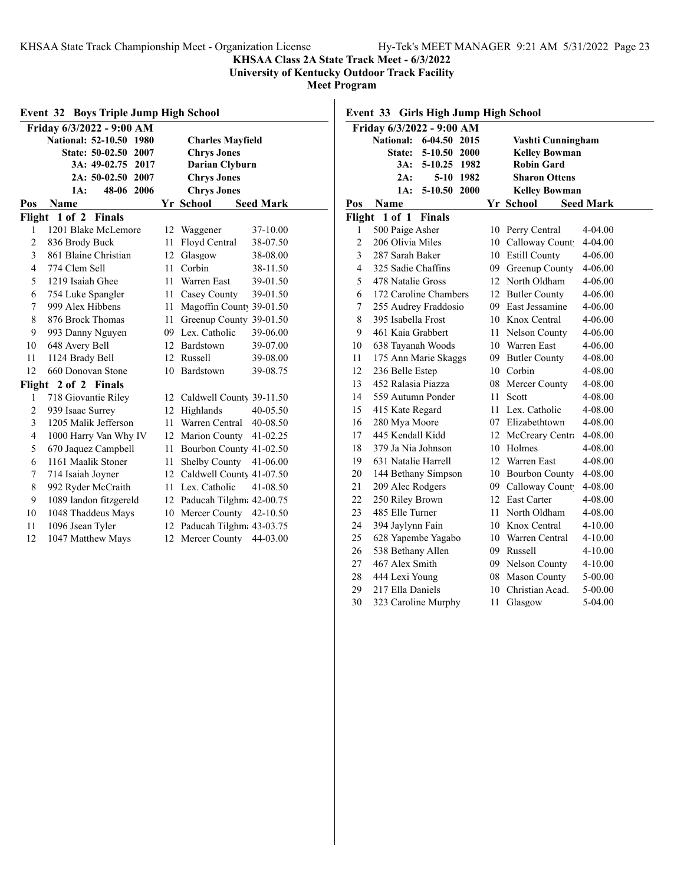**KHSAA Class 2A State Track Meet - 6/3/2022**
**University of Kentucky Outdoor Track Facility**
**Meet Program**

## Event 32 Boys Triple Jump High School

**Friday 6/3/2022 - 9:00 AM**

| Record | Mark | Year | Holder |
|---|---|---|---|
| National: | 52-10.50 | 1980 | Charles Mayfield |
| State: | 50-02.50 | 2007 | Chrys Jones |
| 3A: | 49-02.75 | 2017 | Darian Clyburn |
| 2A: | 50-02.50 | 2007 | Chrys Jones |
| 1A: | 48-06 | 2006 | Chrys Jones |

**Flight 1 of 2 Finals**

| Pos | Name | Yr | School | Seed Mark |
|---|---|---|---|---|
| 1 | 1201 Blake McLemore | 12 | Waggener | 37-10.00 |
| 2 | 836 Brody Buck | 11 | Floyd Central | 38-07.50 |
| 3 | 861 Blaine Christian | 12 | Glasgow | 38-08.00 |
| 4 | 774 Clem Sell | 11 | Corbin | 38-11.50 |
| 5 | 1219 Isaiah Ghee | 11 | Warren East | 39-01.50 |
| 6 | 754 Luke Spangler | 11 | Casey County | 39-01.50 |
| 7 | 999 Alex Hibbens | 11 | Magoffin County | 39-01.50 |
| 8 | 876 Brock Thomas | 11 | Greenup County | 39-01.50 |
| 9 | 993 Danny Nguyen | 09 | Lex. Catholic | 39-06.00 |
| 10 | 648 Avery Bell | 12 | Bardstown | 39-07.00 |
| 11 | 1124 Brady Bell | 12 | Russell | 39-08.00 |
| 12 | 660 Donovan Stone | 10 | Bardstown | 39-08.75 |

**Flight 2 of 2 Finals**

| Pos | Name | Yr | School | Seed Mark |
|---|---|---|---|---|
| 1 | 718 Giovantie Riley | 12 | Caldwell County | 39-11.50 |
| 2 | 939 Isaac Surrey | 12 | Highlands | 40-05.50 |
| 3 | 1205 Malik Jefferson | 11 | Warren Central | 40-08.50 |
| 4 | 1000 Harry Van Why IV | 12 | Marion County | 41-02.25 |
| 5 | 670 Jaquez Campbell | 11 | Bourbon County | 41-02.50 |
| 6 | 1161 Maalik Stoner | 11 | Shelby County | 41-06.00 |
| 7 | 714 Isaiah Joyner | 12 | Caldwell County | 41-07.50 |
| 8 | 992 Ryder McCraith | 11 | Lex. Catholic | 41-08.50 |
| 9 | 1089 landon fitzgereld | 12 | Paducah Tilghman | 42-00.75 |
| 10 | 1048 Thaddeus Mays | 10 | Mercer County | 42-10.50 |
| 11 | 1096 Jsean Tyler | 12 | Paducah Tilghman | 43-03.75 |
| 12 | 1047 Matthew Mays | 12 | Mercer County | 44-03.00 |

## Event 33 Girls High Jump High School

**Friday 6/3/2022 - 9:00 AM**

| Record | Mark | Year | Holder |
|---|---|---|---|
| National: | 6-04.50 | 2015 | Vashti Cunningham |
| State: | 5-10.50 | 2000 | Kelley Bowman |
| 3A: | 5-10.25 | 1982 | Robin Gard |
| 2A: | 5-10 | 1982 | Sharon Ottens |
| 1A: | 5-10.50 | 2000 | Kelley Bowman |

**Flight 1 of 1 Finals**

| Pos | Name | Yr | School | Seed Mark |
|---|---|---|---|---|
| 1 | 500 Paige Asher | 10 | Perry Central | 4-04.00 |
| 2 | 206 Olivia Miles | 10 | Calloway County | 4-04.00 |
| 3 | 287 Sarah Baker | 10 | Estill County | 4-06.00 |
| 4 | 325 Sadie Chaffins | 09 | Greenup County | 4-06.00 |
| 5 | 478 Natalie Gross | 12 | North Oldham | 4-06.00 |
| 6 | 172 Caroline Chambers | 12 | Butler County | 4-06.00 |
| 7 | 255 Audrey Fraddosio | 09 | East Jessamine | 4-06.00 |
| 8 | 395 Isabella Frost | 10 | Knox Central | 4-06.00 |
| 9 | 461 Kaia Grabbert | 11 | Nelson County | 4-06.00 |
| 10 | 638 Tayanah Woods | 10 | Warren East | 4-06.00 |
| 11 | 175 Ann Marie Skaggs | 09 | Butler County | 4-08.00 |
| 12 | 236 Belle Estep | 10 | Corbin | 4-08.00 |
| 13 | 452 Ralasia Piazza | 08 | Mercer County | 4-08.00 |
| 14 | 559 Autumn Ponder | 11 | Scott | 4-08.00 |
| 15 | 415 Kate Regard | 11 | Lex. Catholic | 4-08.00 |
| 16 | 280 Mya Moore | 07 | Elizabethtown | 4-08.00 |
| 17 | 445 Kendall Kidd | 12 | McCreary Central | 4-08.00 |
| 18 | 379 Ja Nia Johnson | 10 | Holmes | 4-08.00 |
| 19 | 631 Natalie Harrell | 12 | Warren East | 4-08.00 |
| 20 | 144 Bethany Simpson | 10 | Bourbon County | 4-08.00 |
| 21 | 209 Alec Rodgers | 09 | Calloway County | 4-08.00 |
| 22 | 250 Riley Brown | 12 | East Carter | 4-08.00 |
| 23 | 485 Elle Turner | 11 | North Oldham | 4-08.00 |
| 24 | 394 Jaylynn Fain | 10 | Knox Central | 4-10.00 |
| 25 | 628 Yapembe Yagabo | 10 | Warren Central | 4-10.00 |
| 26 | 538 Bethany Allen | 09 | Russell | 4-10.00 |
| 27 | 467 Alex Smith | 09 | Nelson County | 4-10.00 |
| 28 | 444 Lexi Young | 08 | Mason County | 5-00.00 |
| 29 | 217 Ella Daniels | 10 | Christian Acad. | 5-00.00 |
| 30 | 323 Caroline Murphy | 11 | Glasgow | 5-04.00 |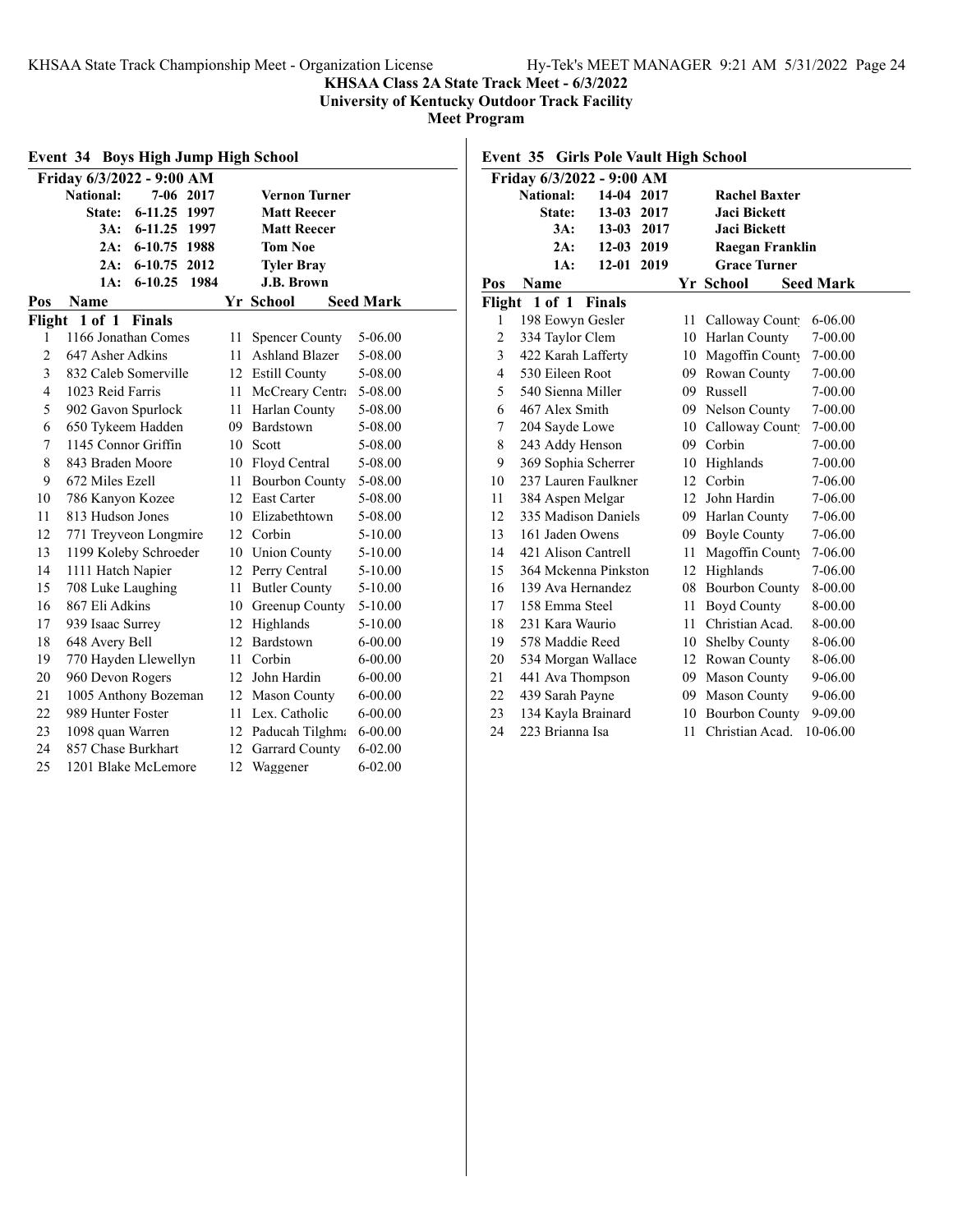**KHSAA Class 2A State Track Meet - 6/3/2022**
**University of Kentucky Outdoor Track Facility**
**Meet Program**

## Event 34 Boys High Jump High School

**Friday 6/3/2022 - 9:00 AM**

| Record | Mark | Year | Holder |
|---|---|---|---|
| National: | 7-06 | 2017 | Vernon Turner |
| State: | 6-11.25 | 1997 | Matt Reecer |
| 3A: | 6-11.25 | 1997 | Matt Reecer |
| 2A: | 6-10.75 | 1988 | Tom Noe |
| 2A: | 6-10.75 | 2012 | Tyler Bray |
| 1A: | 6-10.25 | 1984 | J.B. Brown |

**Flight 1 of 1 Finals**

| Pos | Name | Yr | School | Seed Mark |
|---|---|---|---|---|
| 1 | 1166 Jonathan Comes | 11 | Spencer County | 5-06.00 |
| 2 | 647 Asher Adkins | 11 | Ashland Blazer | 5-08.00 |
| 3 | 832 Caleb Somerville | 12 | Estill County | 5-08.00 |
| 4 | 1023 Reid Farris | 11 | McCreary Centra | 5-08.00 |
| 5 | 902 Gavon Spurlock | 11 | Harlan County | 5-08.00 |
| 6 | 650 Tykeem Hadden | 09 | Bardstown | 5-08.00 |
| 7 | 1145 Connor Griffin | 10 | Scott | 5-08.00 |
| 8 | 843 Braden Moore | 10 | Floyd Central | 5-08.00 |
| 9 | 672 Miles Ezell | 11 | Bourbon County | 5-08.00 |
| 10 | 786 Kanyon Kozee | 12 | East Carter | 5-08.00 |
| 11 | 813 Hudson Jones | 10 | Elizabethtown | 5-08.00 |
| 12 | 771 Treyveon Longmire | 12 | Corbin | 5-10.00 |
| 13 | 1199 Koleby Schroeder | 10 | Union County | 5-10.00 |
| 14 | 1111 Hatch Napier | 12 | Perry Central | 5-10.00 |
| 15 | 708 Luke Laughing | 11 | Butler County | 5-10.00 |
| 16 | 867 Eli Adkins | 10 | Greenup County | 5-10.00 |
| 17 | 939 Isaac Surrey | 12 | Highlands | 5-10.00 |
| 18 | 648 Avery Bell | 12 | Bardstown | 6-00.00 |
| 19 | 770 Hayden Llewellyn | 11 | Corbin | 6-00.00 |
| 20 | 960 Devon Rogers | 12 | John Hardin | 6-00.00 |
| 21 | 1005 Anthony Bozeman | 12 | Mason County | 6-00.00 |
| 22 | 989 Hunter Foster | 11 | Lex. Catholic | 6-00.00 |
| 23 | 1098 quan Warren | 12 | Paducah Tilghma | 6-00.00 |
| 24 | 857 Chase Burkhart | 12 | Garrard County | 6-02.00 |
| 25 | 1201 Blake McLemore | 12 | Waggener | 6-02.00 |

## Event 35 Girls Pole Vault High School

**Friday 6/3/2022 - 9:00 AM**

| Record | Mark | Year | Holder |
|---|---|---|---|
| National: | 14-04 | 2017 | Rachel Baxter |
| State: | 13-03 | 2017 | Jaci Bickett |
| 3A: | 13-03 | 2017 | Jaci Bickett |
| 2A: | 12-03 | 2019 | Raegan Franklin |
| 1A: | 12-01 | 2019 | Grace Turner |

**Flight 1 of 1 Finals**

| Pos | Name | Yr | School | Seed Mark |
|---|---|---|---|---|
| 1 | 198 Eowyn Gesler | 11 | Calloway County | 6-06.00 |
| 2 | 334 Taylor Clem | 10 | Harlan County | 7-00.00 |
| 3 | 422 Karah Lafferty | 10 | Magoffin County | 7-00.00 |
| 4 | 530 Eileen Root | 09 | Rowan County | 7-00.00 |
| 5 | 540 Sienna Miller | 09 | Russell | 7-00.00 |
| 6 | 467 Alex Smith | 09 | Nelson County | 7-00.00 |
| 7 | 204 Sayde Lowe | 10 | Calloway County | 7-00.00 |
| 8 | 243 Addy Henson | 09 | Corbin | 7-00.00 |
| 9 | 369 Sophia Scherrer | 10 | Highlands | 7-00.00 |
| 10 | 237 Lauren Faulkner | 12 | Corbin | 7-06.00 |
| 11 | 384 Aspen Melgar | 12 | John Hardin | 7-06.00 |
| 12 | 335 Madison Daniels | 09 | Harlan County | 7-06.00 |
| 13 | 161 Jaden Owens | 09 | Boyle County | 7-06.00 |
| 14 | 421 Alison Cantrell | 11 | Magoffin County | 7-06.00 |
| 15 | 364 Mckenna Pinkston | 12 | Highlands | 7-06.00 |
| 16 | 139 Ava Hernandez | 08 | Bourbon County | 8-00.00 |
| 17 | 158 Emma Steel | 11 | Boyd County | 8-00.00 |
| 18 | 231 Kara Waurio | 11 | Christian Acad. | 8-00.00 |
| 19 | 578 Maddie Reed | 10 | Shelby County | 8-06.00 |
| 20 | 534 Morgan Wallace | 12 | Rowan County | 8-06.00 |
| 21 | 441 Ava Thompson | 09 | Mason County | 9-06.00 |
| 22 | 439 Sarah Payne | 09 | Mason County | 9-06.00 |
| 23 | 134 Kayla Brainard | 10 | Bourbon County | 9-09.00 |
| 24 | 223 Brianna Isa | 11 | Christian Acad. | 10-06.00 |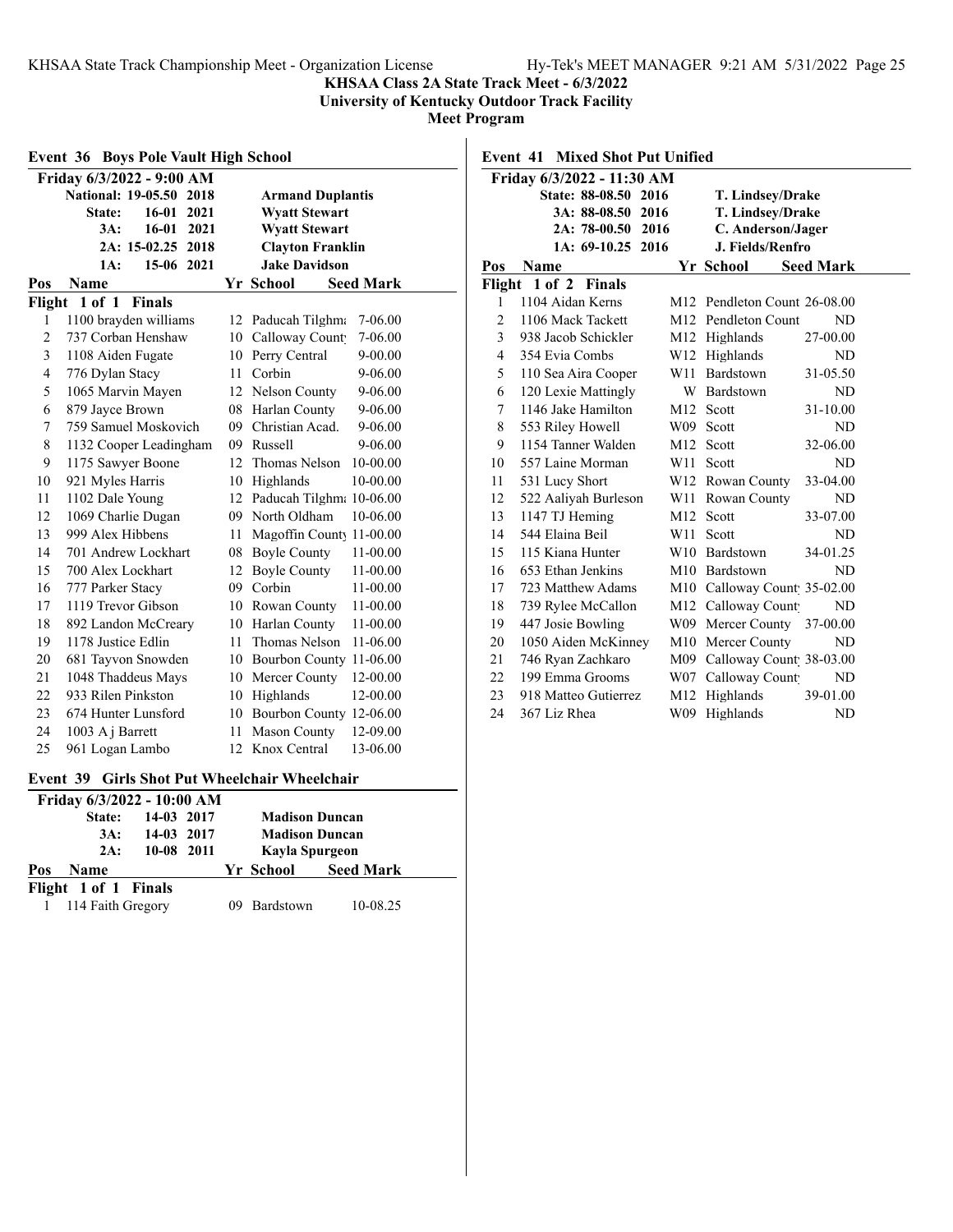**KHSAA Class 2A State Track Meet - 6/3/2022**
**University of Kentucky Outdoor Track Facility**
**Meet Program**

## Event 36 Boys Pole Vault High School

**Friday 6/3/2022 - 9:00 AM**

| Record | Mark | Year | Holder |
|---|---|---|---|
| National: | 19-05.50 | 2018 | Armand Duplantis |
| State: | 16-01 | 2021 | Wyatt Stewart |
| 3A: | 16-01 | 2021 | Wyatt Stewart |
| 2A: | 15-02.25 | 2018 | Clayton Franklin |
| 1A: | 15-06 | 2021 | Jake Davidson |

**Flight 1 of 1 Finals**

| Pos | Name | Yr | School | Seed Mark |
|---|---|---|---|---|
| 1 | 1100 brayden williams | 12 | Paducah Tilghma | 7-06.00 |
| 2 | 737 Corban Henshaw | 10 | Calloway County | 7-06.00 |
| 3 | 1108 Aiden Fugate | 10 | Perry Central | 9-00.00 |
| 4 | 776 Dylan Stacy | 11 | Corbin | 9-06.00 |
| 5 | 1065 Marvin Mayen | 12 | Nelson County | 9-06.00 |
| 6 | 879 Jayce Brown | 08 | Harlan County | 9-06.00 |
| 7 | 759 Samuel Moskovich | 09 | Christian Acad. | 9-06.00 |
| 8 | 1132 Cooper Leadingham | 09 | Russell | 9-06.00 |
| 9 | 1175 Sawyer Boone | 12 | Thomas Nelson | 10-00.00 |
| 10 | 921 Myles Harris | 10 | Highlands | 10-00.00 |
| 11 | 1102 Dale Young | 12 | Paducah Tilghma | 10-06.00 |
| 12 | 1069 Charlie Dugan | 09 | North Oldham | 10-06.00 |
| 13 | 999 Alex Hibbens | 11 | Magoffin County | 11-00.00 |
| 14 | 701 Andrew Lockhart | 08 | Boyle County | 11-00.00 |
| 15 | 700 Alex Lockhart | 12 | Boyle County | 11-00.00 |
| 16 | 777 Parker Stacy | 09 | Corbin | 11-00.00 |
| 17 | 1119 Trevor Gibson | 10 | Rowan County | 11-00.00 |
| 18 | 892 Landon McCreary | 10 | Harlan County | 11-00.00 |
| 19 | 1178 Justice Edlin | 11 | Thomas Nelson | 11-06.00 |
| 20 | 681 Tayvon Snowden | 10 | Bourbon County | 11-06.00 |
| 21 | 1048 Thaddeus Mays | 10 | Mercer County | 12-00.00 |
| 22 | 933 Rilen Pinkston | 10 | Highlands | 12-00.00 |
| 23 | 674 Hunter Lunsford | 10 | Bourbon County | 12-06.00 |
| 24 | 1003 A j Barrett | 11 | Mason County | 12-09.00 |
| 25 | 961 Logan Lambo | 12 | Knox Central | 13-06.00 |

## Event 39 Girls Shot Put Wheelchair Wheelchair

**Friday 6/3/2022 - 10:00 AM**

| Record | Mark | Year | Holder |
|---|---|---|---|
| State: | 14-03 | 2017 | Madison Duncan |
| 3A: | 14-03 | 2017 | Madison Duncan |
| 2A: | 10-08 | 2011 | Kayla Spurgeon |

**Flight 1 of 1 Finals**

| Pos | Name | Yr | School | Seed Mark |
|---|---|---|---|---|
| 1 | 114 Faith Gregory | 09 | Bardstown | 10-08.25 |

## Event 41 Mixed Shot Put Unified

**Friday 6/3/2022 - 11:30 AM**

| Record | Mark | Year | Holder |
|---|---|---|---|
| State: | 88-08.50 | 2016 | T. Lindsey/Drake |
| 3A: | 88-08.50 | 2016 | T. Lindsey/Drake |
| 2A: | 78-00.50 | 2016 | C. Anderson/Jager |
| 1A: | 69-10.25 | 2016 | J. Fields/Renfro |

**Flight 1 of 2 Finals**

| Pos | Name | Yr | School | Seed Mark |
|---|---|---|---|---|
| 1 | 1104 Aidan Kerns | M12 | Pendleton Count | 26-08.00 |
| 2 | 1106 Mack Tackett | M12 | Pendleton Count | ND |
| 3 | 938 Jacob Schickler | M12 | Highlands | 27-00.00 |
| 4 | 354 Evia Combs | W12 | Highlands | ND |
| 5 | 110 Sea Aira Cooper | W11 | Bardstown | 31-05.50 |
| 6 | 120 Lexie Mattingly | W | Bardstown | ND |
| 7 | 1146 Jake Hamilton | M12 | Scott | 31-10.00 |
| 8 | 553 Riley Howell | W09 | Scott | ND |
| 9 | 1154 Tanner Walden | M12 | Scott | 32-06.00 |
| 10 | 557 Laine Morman | W11 | Scott | ND |
| 11 | 531 Lucy Short | W12 | Rowan County | 33-04.00 |
| 12 | 522 Aaliyah Burleson | W11 | Rowan County | ND |
| 13 | 1147 TJ Heming | M12 | Scott | 33-07.00 |
| 14 | 544 Elaina Beil | W11 | Scott | ND |
| 15 | 115 Kiana Hunter | W10 | Bardstown | 34-01.25 |
| 16 | 653 Ethan Jenkins | M10 | Bardstown | ND |
| 17 | 723 Matthew Adams | M10 | Calloway County | 35-02.00 |
| 18 | 739 Rylee McCallon | M12 | Calloway County | ND |
| 19 | 447 Josie Bowling | W09 | Mercer County | 37-00.00 |
| 20 | 1050 Aiden McKinney | M10 | Mercer County | ND |
| 21 | 746 Ryan Zachkaro | M09 | Calloway County | 38-03.00 |
| 22 | 199 Emma Grooms | W07 | Calloway County | ND |
| 23 | 918 Matteo Gutierrez | M12 | Highlands | 39-01.00 |
| 24 | 367 Liz Rhea | W09 | Highlands | ND |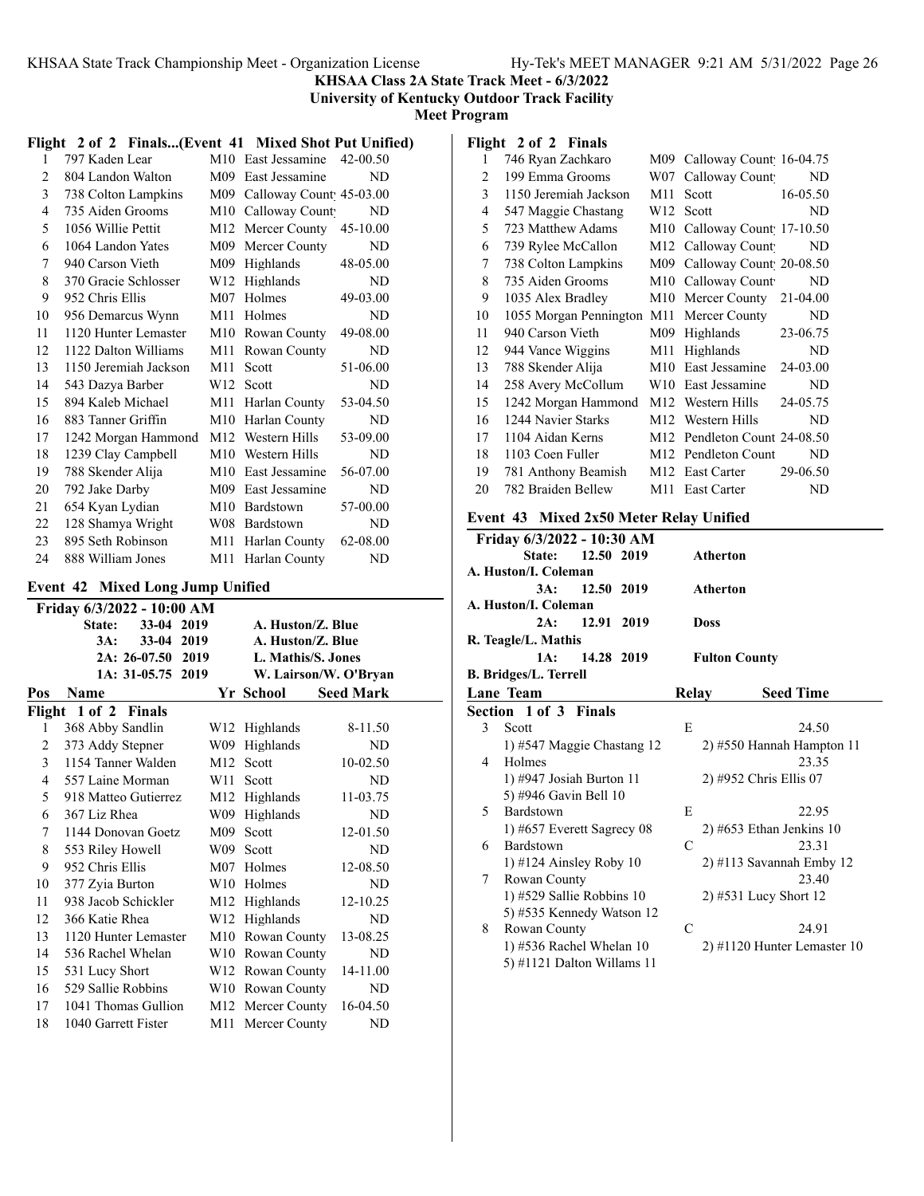**KHSAA Class 2A State Track Meet - 6/3/2022**
**University of Kentucky Outdoor Track Facility**
**Meet Program**

### Flight 2 of 2 Finals...(Event 41 Mixed Shot Put Unified)

| Pos | Name | Yr | School | Seed Mark |
|---|---|---|---|---|
| 1 | 797 Kaden Lear | M10 | East Jessamine | 42-00.50 |
| 2 | 804 Landon Walton | M09 | East Jessamine | ND |
| 3 | 738 Colton Lampkins | M09 | Calloway County | 45-03.00 |
| 4 | 735 Aiden Grooms | M10 | Calloway County | ND |
| 5 | 1056 Willie Pettit | M12 | Mercer County | 45-10.00 |
| 6 | 1064 Landon Yates | M09 | Mercer County | ND |
| 7 | 940 Carson Vieth | M09 | Highlands | 48-05.00 |
| 8 | 370 Gracie Schlosser | W12 | Highlands | ND |
| 9 | 952 Chris Ellis | M07 | Holmes | 49-03.00 |
| 10 | 956 Demarcus Wynn | M11 | Holmes | ND |
| 11 | 1120 Hunter Lemaster | M10 | Rowan County | 49-08.00 |
| 12 | 1122 Dalton Williams | M11 | Rowan County | ND |
| 13 | 1150 Jeremiah Jackson | M11 | Scott | 51-06.00 |
| 14 | 543 Dazya Barber | W12 | Scott | ND |
| 15 | 894 Kaleb Michael | M11 | Harlan County | 53-04.50 |
| 16 | 883 Tanner Griffin | M10 | Harlan County | ND |
| 17 | 1242 Morgan Hammond | M12 | Western Hills | 53-09.00 |
| 18 | 1239 Clay Campbell | M10 | Western Hills | ND |
| 19 | 788 Skender Alija | M10 | East Jessamine | 56-07.00 |
| 20 | 792 Jake Darby | M09 | East Jessamine | ND |
| 21 | 654 Kyan Lydian | M10 | Bardstown | 57-00.00 |
| 22 | 128 Shamya Wright | W08 | Bardstown | ND |
| 23 | 895 Seth Robinson | M11 | Harlan County | 62-08.00 |
| 24 | 888 William Jones | M11 | Harlan County | ND |

### Event 42 Mixed Long Jump Unified

**Friday 6/3/2022 - 10:00 AM**

| | | | |
|---|---|---|---|
| State: | 33-04 | 2019 | A. Huston/Z. Blue |
| 3A: | 33-04 | 2019 | A. Huston/Z. Blue |
| 2A: | 26-07.50 | 2019 | L. Mathis/S. Jones |
| 1A: | 31-05.75 | 2019 | W. Lairson/W. O'Bryan |

| Pos | Name | Yr | School | Seed Mark |
|---|---|---|---|---|
| **Flight 1 of 2 Finals** | | | | |
| 1 | 368 Abby Sandlin | W12 | Highlands | 8-11.50 |
| 2 | 373 Addy Stepner | W09 | Highlands | ND |
| 3 | 1154 Tanner Walden | M12 | Scott | 10-02.50 |
| 4 | 557 Laine Morman | W11 | Scott | ND |
| 5 | 918 Matteo Gutierrez | M12 | Highlands | 11-03.75 |
| 6 | 367 Liz Rhea | W09 | Highlands | ND |
| 7 | 1144 Donovan Goetz | M09 | Scott | 12-01.50 |
| 8 | 553 Riley Howell | W09 | Scott | ND |
| 9 | 952 Chris Ellis | M07 | Holmes | 12-08.50 |
| 10 | 377 Zyia Burton | W10 | Holmes | ND |
| 11 | 938 Jacob Schickler | M12 | Highlands | 12-10.25 |
| 12 | 366 Katie Rhea | W12 | Highlands | ND |
| 13 | 1120 Hunter Lemaster | M10 | Rowan County | 13-08.25 |
| 14 | 536 Rachel Whelan | W10 | Rowan County | ND |
| 15 | 531 Lucy Short | W12 | Rowan County | 14-11.00 |
| 16 | 529 Sallie Robbins | W10 | Rowan County | ND |
| 17 | 1041 Thomas Gullion | M12 | Mercer County | 16-04.50 |
| 18 | 1040 Garrett Fister | M11 | Mercer County | ND |
| **Flight 2 of 2 Finals** | | | | |
| 1 | 746 Ryan Zachkaro | M09 | Calloway County | 16-04.75 |
| 2 | 199 Emma Grooms | W07 | Calloway County | ND |
| 3 | 1150 Jeremiah Jackson | M11 | Scott | 16-05.50 |
| 4 | 547 Maggie Chastang | W12 | Scott | ND |
| 5 | 723 Matthew Adams | M10 | Calloway County | 17-10.50 |
| 6 | 739 Rylee McCallon | M12 | Calloway County | ND |
| 7 | 738 Colton Lampkins | M09 | Calloway County | 20-08.50 |
| 8 | 735 Aiden Grooms | M10 | Calloway County | ND |
| 9 | 1035 Alex Bradley | M10 | Mercer County | 21-04.00 |
| 10 | 1055 Morgan Pennington | M11 | Mercer County | ND |
| 11 | 940 Carson Vieth | M09 | Highlands | 23-06.75 |
| 12 | 944 Vance Wiggins | M11 | Highlands | ND |
| 13 | 788 Skender Alija | M10 | East Jessamine | 24-03.00 |
| 14 | 258 Avery McCollum | W10 | East Jessamine | ND |
| 15 | 1242 Morgan Hammond | M12 | Western Hills | 24-05.75 |
| 16 | 1244 Navier Starks | M12 | Western Hills | ND |
| 17 | 1104 Aidan Kerns | M12 | Pendleton County | 24-08.50 |
| 18 | 1103 Coen Fuller | M12 | Pendleton County | ND |
| 19 | 781 Anthony Beamish | M12 | East Carter | 29-06.50 |
| 20 | 782 Braiden Bellew | M11 | East Carter | ND |

### Event 43 Mixed 2x50 Meter Relay Unified

**Friday 6/3/2022 - 10:30 AM**

| | | | |
|---|---|---|---|
| State: | 12.50 | 2019 | Atherton — A. Huston/I. Coleman |
| 3A: | 12.50 | 2019 | Atherton — A. Huston/I. Coleman |
| 2A: | 12.91 | 2019 | Doss — R. Teagle/L. Mathis |
| 1A: | 14.28 | 2019 | Fulton County — B. Bridges/L. Terrell |

| Lane | Team | Relay | Seed Time |
|---|---|---|---|
| **Section 1 of 3 Finals** | | | |
| 3 | Scott | E | 24.50 |
| | 1) #547 Maggie Chastang 12 | 2) #550 Hannah Hampton 11 | |
| 4 | Holmes | | 23.35 |
| | 1) #947 Josiah Burton 11 | 2) #952 Chris Ellis 07 | |
| | 5) #946 Gavin Bell 10 | | |
| 5 | Bardstown | E | 22.95 |
| | 1) #657 Everett Sagrecy 08 | 2) #653 Ethan Jenkins 10 | |
| 6 | Bardstown | C | 23.31 |
| | 1) #124 Ainsley Roby 10 | 2) #113 Savannah Emby 12 | |
| 7 | Rowan County | | 23.40 |
| | 1) #529 Sallie Robbins 10 | 2) #531 Lucy Short 12 | |
| | 5) #535 Kennedy Watson 12 | | |
| 8 | Rowan County | C | 24.91 |
| | 1) #536 Rachel Whelan 10 | 2) #1120 Hunter Lemaster 10 | |
| | 5) #1121 Dalton Willams 11 | | |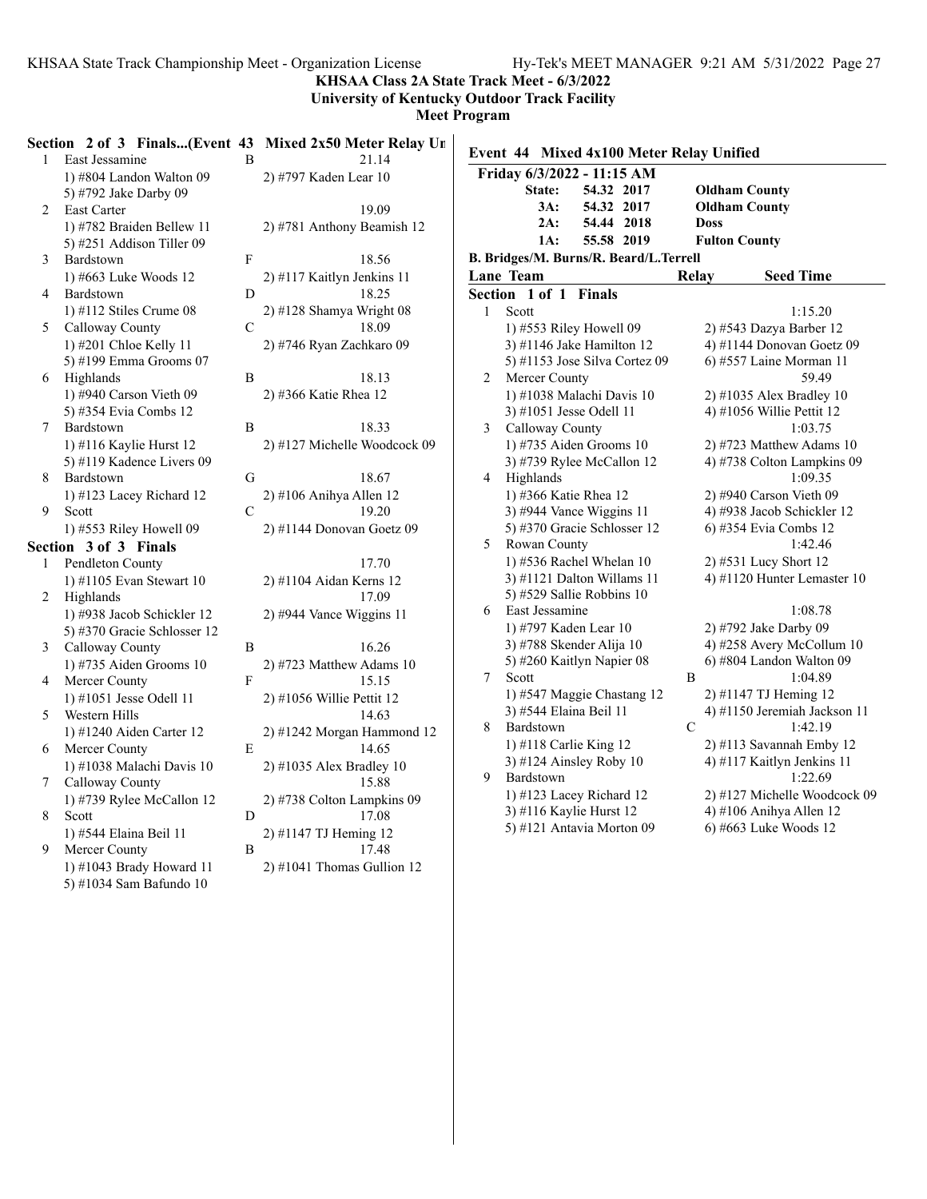KHSAA Class 2A State Track Meet - 6/3/2022
University of Kentucky Outdoor Track Facility
Meet Program

**Section 2 of 3 Finals...(Event 43 Mixed 2x50 Meter Relay Un**

| Lane | Team | Relay | Seed Time |
|---|---|---|---|
| 1 | East Jessamine | B | 21.14 |
| | 1) #804 Landon Walton 09 | 2) #797 Kaden Lear 10 | |
| | 5) #792 Jake Darby 09 | | |
| 2 | East Carter | | 19.09 |
| | 1) #782 Braiden Bellew 11 | 2) #781 Anthony Beamish 12 | |
| | 5) #251 Addison Tiller 09 | | |
| 3 | Bardstown | F | 18.56 |
| | 1) #663 Luke Woods 12 | 2) #117 Kaitlyn Jenkins 11 | |
| 4 | Bardstown | D | 18.25 |
| | 1) #112 Stiles Crume 08 | 2) #128 Shamya Wright 08 | |
| 5 | Calloway County | C | 18.09 |
| | 1) #201 Chloe Kelly 11 | 2) #746 Ryan Zachkaro 09 | |
| | 5) #199 Emma Grooms 07 | | |
| 6 | Highlands | B | 18.13 |
| | 1) #940 Carson Vieth 09 | 2) #366 Katie Rhea 12 | |
| | 5) #354 Evia Combs 12 | | |
| 7 | Bardstown | B | 18.33 |
| | 1) #116 Kaylie Hurst 12 | 2) #127 Michelle Woodcock 09 | |
| | 5) #119 Kadence Livers 09 | | |
| 8 | Bardstown | G | 18.67 |
| | 1) #123 Lacey Richard 12 | 2) #106 Anihya Allen 12 | |
| 9 | Scott | C | 19.20 |
| | 1) #553 Riley Howell 09 | 2) #1144 Donovan Goetz 09 | |

**Section 3 of 3 Finals**

| Lane | Team | Relay | Seed Time |
|---|---|---|---|
| 1 | Pendleton County | | 17.70 |
| | 1) #1105 Evan Stewart 10 | 2) #1104 Aidan Kerns 12 | |
| 2 | Highlands | | 17.09 |
| | 1) #938 Jacob Schickler 12 | 2) #944 Vance Wiggins 11 | |
| | 5) #370 Gracie Schlosser 12 | | |
| 3 | Calloway County | B | 16.26 |
| | 1) #735 Aiden Grooms 10 | 2) #723 Matthew Adams 10 | |
| 4 | Mercer County | F | 15.15 |
| | 1) #1051 Jesse Odell 11 | 2) #1056 Willie Pettit 12 | |
| 5 | Western Hills | | 14.63 |
| | 1) #1240 Aiden Carter 12 | 2) #1242 Morgan Hammond 12 | |
| 6 | Mercer County | E | 14.65 |
| | 1) #1038 Malachi Davis 10 | 2) #1035 Alex Bradley 10 | |
| 7 | Calloway County | | 15.88 |
| | 1) #739 Rylee McCallon 12 | 2) #738 Colton Lampkins 09 | |
| 8 | Scott | D | 17.08 |
| | 1) #544 Elaina Beil 11 | 2) #1147 TJ Heming 12 | |
| 9 | Mercer County | B | 17.48 |
| | 1) #1043 Brady Howard 11 | 2) #1041 Thomas Gullion 12 | |
| | 5) #1034 Sam Bafundo 10 | | |

## Event 44 Mixed 4x100 Meter Relay Unified

**Friday 6/3/2022 - 11:15 AM**

| | | | |
|---|---|---|---|
| State: | 54.32 | 2017 | Oldham County |
| 3A: | 54.32 | 2017 | Oldham County |
| 2A: | 54.44 | 2018 | Doss |
| 1A: | 55.58 | 2019 | Fulton County |

**B. Bridges/M. Burns/R. Beard/L.Terrell**

**Section 1 of 1 Finals**

| Lane | Team | Relay | Seed Time |
|---|---|---|---|
| 1 | Scott | | 1:15.20 |
| | 1) #553 Riley Howell 09 | 2) #543 Dazya Barber 12 | |
| | 3) #1146 Jake Hamilton 12 | 4) #1144 Donovan Goetz 09 | |
| | 5) #1153 Jose Silva Cortez 09 | 6) #557 Laine Morman 11 | |
| 2 | Mercer County | | 59.49 |
| | 1) #1038 Malachi Davis 10 | 2) #1035 Alex Bradley 10 | |
| | 3) #1051 Jesse Odell 11 | 4) #1056 Willie Pettit 12 | |
| 3 | Calloway County | | 1:03.75 |
| | 1) #735 Aiden Grooms 10 | 2) #723 Matthew Adams 10 | |
| | 3) #739 Rylee McCallon 12 | 4) #738 Colton Lampkins 09 | |
| 4 | Highlands | | 1:09.35 |
| | 1) #366 Katie Rhea 12 | 2) #940 Carson Vieth 09 | |
| | 3) #944 Vance Wiggins 11 | 4) #938 Jacob Schickler 12 | |
| | 5) #370 Gracie Schlosser 12 | 6) #354 Evia Combs 12 | |
| 5 | Rowan County | | 1:42.46 |
| | 1) #536 Rachel Whelan 10 | 2) #531 Lucy Short 12 | |
| | 3) #1121 Dalton Willams 11 | 4) #1120 Hunter Lemaster 10 | |
| | 5) #529 Sallie Robbins 10 | | |
| 6 | East Jessamine | | 1:08.78 |
| | 1) #797 Kaden Lear 10 | 2) #792 Jake Darby 09 | |
| | 3) #788 Skender Alija 10 | 4) #258 Avery McCollum 10 | |
| | 5) #260 Kaitlyn Napier 08 | 6) #804 Landon Walton 09 | |
| 7 | Scott | B | 1:04.89 |
| | 1) #547 Maggie Chastang 12 | 2) #1147 TJ Heming 12 | |
| | 3) #544 Elaina Beil 11 | 4) #1150 Jeremiah Jackson 11 | |
| 8 | Bardstown | C | 1:42.19 |
| | 1) #118 Carlie King 12 | 2) #113 Savannah Emby 12 | |
| | 3) #124 Ainsley Roby 10 | 4) #117 Kaitlyn Jenkins 11 | |
| 9 | Bardstown | | 1:22.69 |
| | 1) #123 Lacey Richard 12 | 2) #127 Michelle Woodcock 09 | |
| | 3) #116 Kaylie Hurst 12 | 4) #106 Anihya Allen 12 | |
| | 5) #121 Antavia Morton 09 | 6) #663 Luke Woods 12 | |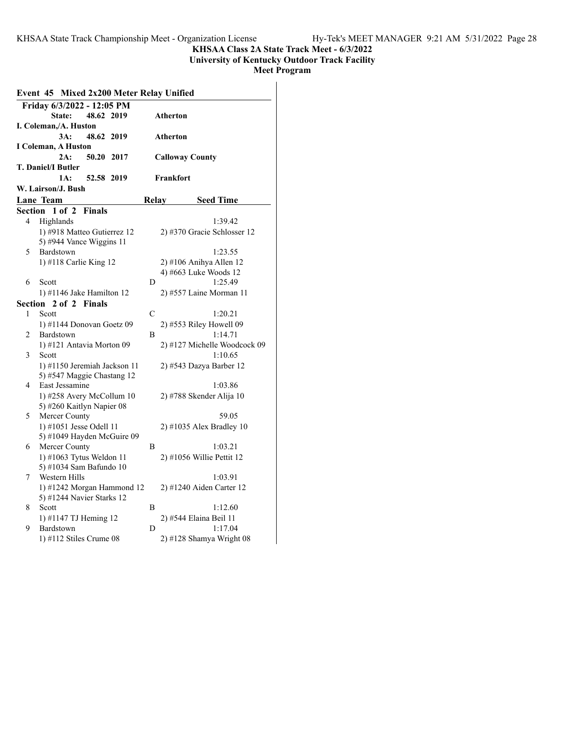**KHSAA Class 2A State Track Meet - 6/3/2022**
**University of Kentucky Outdoor Track Facility**
**Meet Program**

## Event 45 Mixed 2x200 Meter Relay Unified

**Friday 6/3/2022 - 12:05 PM**

| | | | |
|---|---|---|---|
| **State:** | **48.62** | **2019** | **Atherton** |
| **I. Coleman,/A. Huston** | | | |
| **3A:** | **48.62** | **2019** | **Atherton** |
| **I Coleman, A Huston** | | | |
| **2A:** | **50.20** | **2017** | **Calloway County** |
| **T. Daniel/I Butler** | | | |
| **1A:** | **52.58** | **2019** | **Frankfort** |
| **W. Lairson/J. Bush** | | | |

| Lane | Team | Relay | Seed Time |
|---|---|---|---|
| **Section 1 of 2 Finals** | | | |
| 4 | Highlands | | 1:39.42 |
| | 1) #918 Matteo Gutierrez 12 | 2) #370 Gracie Schlosser 12 | |
| | 5) #944 Vance Wiggins 11 | | |
| 5 | Bardstown | | 1:23.55 |
| | 1) #118 Carlie King 12 | 2) #106 Anihya Allen 12 | |
| | | 4) #663 Luke Woods 12 | |
| 6 | Scott | D | 1:25.49 |
| | 1) #1146 Jake Hamilton 12 | 2) #557 Laine Morman 11 | |
| **Section 2 of 2 Finals** | | | |
| 1 | Scott | C | 1:20.21 |
| | 1) #1144 Donovan Goetz 09 | 2) #553 Riley Howell 09 | |
| 2 | Bardstown | B | 1:14.71 |
| | 1) #121 Antavia Morton 09 | 2) #127 Michelle Woodcock 09 | |
| 3 | Scott | | 1:10.65 |
| | 1) #1150 Jeremiah Jackson 11 | 2) #543 Dazya Barber 12 | |
| | 5) #547 Maggie Chastang 12 | | |
| 4 | East Jessamine | | 1:03.86 |
| | 1) #258 Avery McCollum 10 | 2) #788 Skender Alija 10 | |
| | 5) #260 Kaitlyn Napier 08 | | |
| 5 | Mercer County | | 59.05 |
| | 1) #1051 Jesse Odell 11 | 2) #1035 Alex Bradley 10 | |
| | 5) #1049 Hayden McGuire 09 | | |
| 6 | Mercer County | B | 1:03.21 |
| | 1) #1063 Tytus Weldon 11 | 2) #1056 Willie Pettit 12 | |
| | 5) #1034 Sam Bafundo 10 | | |
| 7 | Western Hills | | 1:03.91 |
| | 1) #1242 Morgan Hammond 12 | 2) #1240 Aiden Carter 12 | |
| | 5) #1244 Navier Starks 12 | | |
| 8 | Scott | B | 1:12.60 |
| | 1) #1147 TJ Heming 12 | 2) #544 Elaina Beil 11 | |
| 9 | Bardstown | D | 1:17.04 |
| | 1) #112 Stiles Crume 08 | 2) #128 Shamya Wright 08 | |